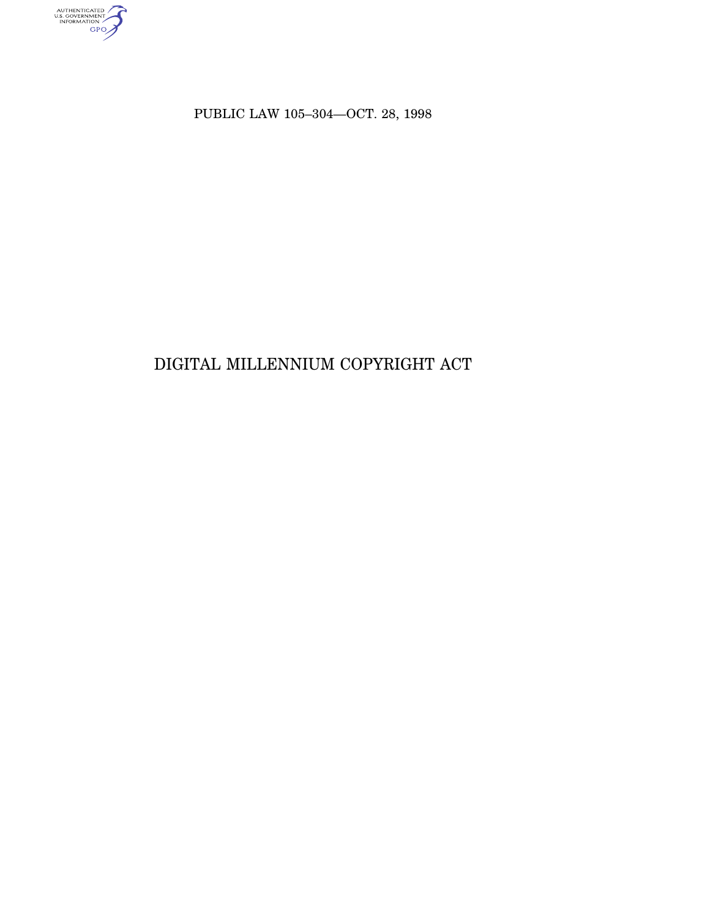PUBLIC LAW 105–304—OCT. 28, 1998

# DIGITAL MILLENNIUM COPYRIGHT ACT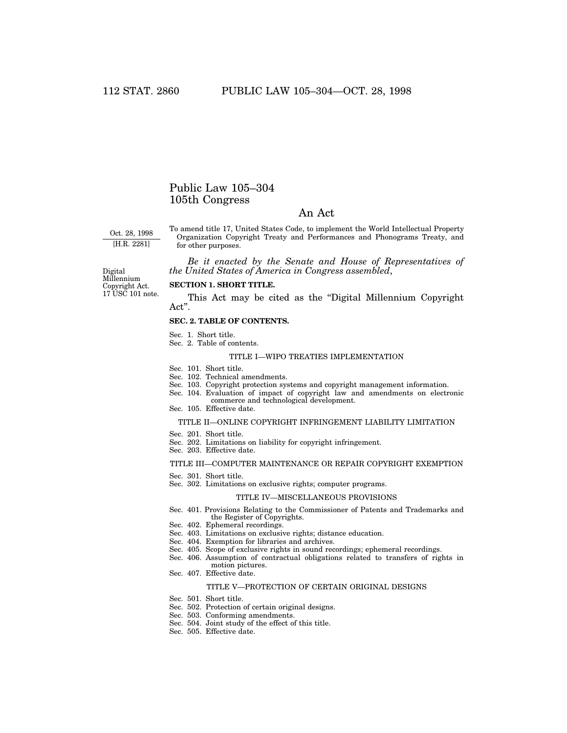# Public Law 105–304
## 105th Congress

## An Act

Oct. 28, 1998
[H.R. 2281]

To amend title 17, United States Code, to implement the World Intellectual Property Organization Copyright Treaty and Performances and Phonograms Treaty, and for other purposes.

*Be it enacted by the Senate and House of Representatives of the United States of America in Congress assembled*,

Digital Millennium Copyright Act.
17 USC 101 note.

**SECTION 1. SHORT TITLE.**

This Act may be cited as the "Digital Millennium Copyright Act".

**SEC. 2. TABLE OF CONTENTS.**

Sec. 1. Short title.
Sec. 2. Table of contents.

TITLE I—WIPO TREATIES IMPLEMENTATION

Sec. 101. Short title.
Sec. 102. Technical amendments.
Sec. 103. Copyright protection systems and copyright management information.
Sec. 104. Evaluation of impact of copyright law and amendments on electronic commerce and technological development.
Sec. 105. Effective date.

TITLE II—ONLINE COPYRIGHT INFRINGEMENT LIABILITY LIMITATION

Sec. 201. Short title.
Sec. 202. Limitations on liability for copyright infringement.
Sec. 203. Effective date.

TITLE III—COMPUTER MAINTENANCE OR REPAIR COPYRIGHT EXEMPTION

Sec. 301. Short title.
Sec. 302. Limitations on exclusive rights; computer programs.

TITLE IV—MISCELLANEOUS PROVISIONS

Sec. 401. Provisions Relating to the Commissioner of Patents and Trademarks and the Register of Copyrights.
Sec. 402. Ephemeral recordings.
Sec. 403. Limitations on exclusive rights; distance education.
Sec. 404. Exemption for libraries and archives.
Sec. 405. Scope of exclusive rights in sound recordings; ephemeral recordings.
Sec. 406. Assumption of contractual obligations related to transfers of rights in motion pictures.
Sec. 407. Effective date.

TITLE V—PROTECTION OF CERTAIN ORIGINAL DESIGNS

Sec. 501. Short title.
Sec. 502. Protection of certain original designs.
Sec. 503. Conforming amendments.
Sec. 504. Joint study of the effect of this title.
Sec. 505. Effective date.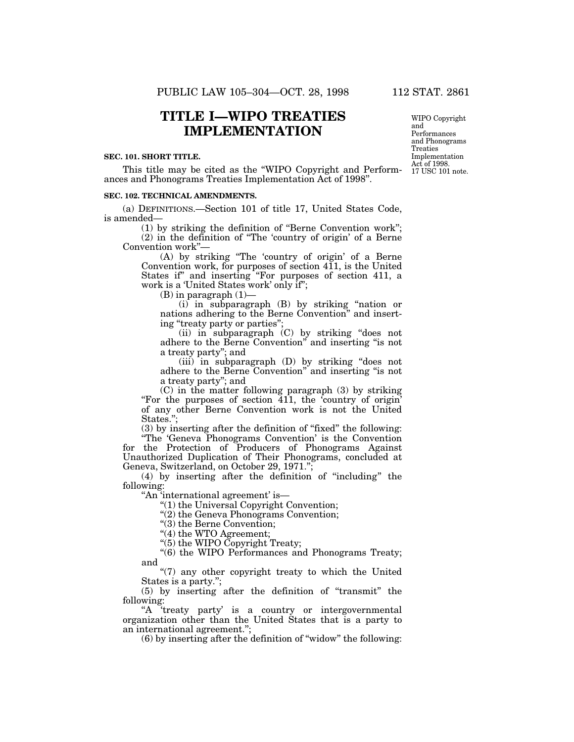# TITLE I—WIPO TREATIES IMPLEMENTATION

WIPO Copyright and Performances and Phonograms Treaties Implementation Act of 1998. 17 USC 101 note.

**SEC. 101. SHORT TITLE.**

This title may be cited as the "WIPO Copyright and Performances and Phonograms Treaties Implementation Act of 1998".

**SEC. 102. TECHNICAL AMENDMENTS.**

(a) DEFINITIONS.—Section 101 of title 17, United States Code, is amended—

(1) by striking the definition of "Berne Convention work";

(2) in the definition of "The 'country of origin' of a Berne Convention work"—

(A) by striking "The 'country of origin' of a Berne Convention work, for purposes of section 411, is the United States if" and inserting "For purposes of section 411, a work is a 'United States work' only if";

(B) in paragraph (1)—

(i) in subparagraph (B) by striking "nation or nations adhering to the Berne Convention" and inserting "treaty party or parties";

(ii) in subparagraph (C) by striking "does not adhere to the Berne Convention" and inserting "is not a treaty party"; and

(iii) in subparagraph (D) by striking "does not adhere to the Berne Convention" and inserting "is not a treaty party"; and

(C) in the matter following paragraph (3) by striking "For the purposes of section 411, the 'country of origin' of any other Berne Convention work is not the United States.";

(3) by inserting after the definition of "fixed" the following:

"The 'Geneva Phonograms Convention' is the Convention for the Protection of Producers of Phonograms Against Unauthorized Duplication of Their Phonograms, concluded at Geneva, Switzerland, on October 29, 1971.";

(4) by inserting after the definition of "including" the following:

"An 'international agreement' is—

"(1) the Universal Copyright Convention;

"(2) the Geneva Phonograms Convention;

"(3) the Berne Convention;

"(4) the WTO Agreement;

"(5) the WIPO Copyright Treaty;

"(6) the WIPO Performances and Phonograms Treaty; and

"(7) any other copyright treaty to which the United States is a party.";

(5) by inserting after the definition of "transmit" the following:

"A 'treaty party' is a country or intergovernmental organization other than the United States that is a party to an international agreement.";

(6) by inserting after the definition of "widow" the following: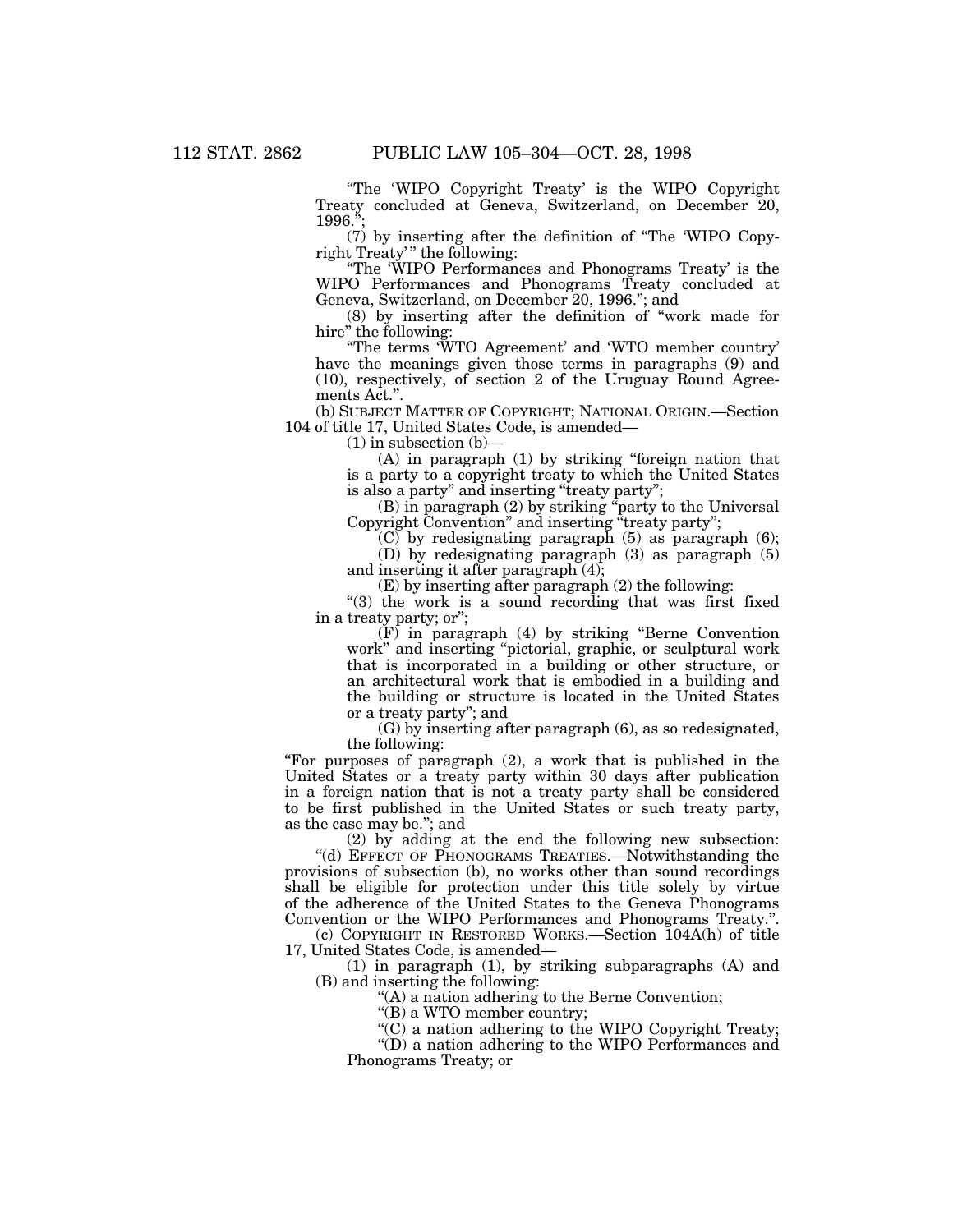"The 'WIPO Copyright Treaty' is the WIPO Copyright Treaty concluded at Geneva, Switzerland, on December 20, 1996.";

(7) by inserting after the definition of "The 'WIPO Copyright Treaty'" the following:

"The 'WIPO Performances and Phonograms Treaty' is the WIPO Performances and Phonograms Treaty concluded at Geneva, Switzerland, on December 20, 1996."; and

(8) by inserting after the definition of "work made for hire" the following:

"The terms 'WTO Agreement' and 'WTO member country' have the meanings given those terms in paragraphs (9) and (10), respectively, of section 2 of the Uruguay Round Agreements Act.".

(b) SUBJECT MATTER OF COPYRIGHT; NATIONAL ORIGIN.—Section 104 of title 17, United States Code, is amended—

(1) in subsection (b)—

(A) in paragraph (1) by striking "foreign nation that is a party to a copyright treaty to which the United States is also a party" and inserting "treaty party";

(B) in paragraph (2) by striking "party to the Universal Copyright Convention" and inserting "treaty party";

(C) by redesignating paragraph (5) as paragraph (6);

(D) by redesignating paragraph (3) as paragraph (5) and inserting it after paragraph (4);

(E) by inserting after paragraph (2) the following:

"(3) the work is a sound recording that was first fixed in a treaty party; or";

(F) in paragraph (4) by striking "Berne Convention work" and inserting "pictorial, graphic, or sculptural work that is incorporated in a building or other structure, or an architectural work that is embodied in a building and the building or structure is located in the United States or a treaty party"; and

(G) by inserting after paragraph (6), as so redesignated, the following:

"For purposes of paragraph (2), a work that is published in the United States or a treaty party within 30 days after publication in a foreign nation that is not a treaty party shall be considered to be first published in the United States or such treaty party, as the case may be."; and

(2) by adding at the end the following new subsection:

"(d) EFFECT OF PHONOGRAMS TREATIES.—Notwithstanding the provisions of subsection (b), no works other than sound recordings shall be eligible for protection under this title solely by virtue of the adherence of the United States to the Geneva Phonograms Convention or the WIPO Performances and Phonograms Treaty.".

(c) COPYRIGHT IN RESTORED WORKS.—Section 104A(h) of title 17, United States Code, is amended—

(1) in paragraph (1), by striking subparagraphs (A) and (B) and inserting the following:

"(A) a nation adhering to the Berne Convention;

"(B) a WTO member country;

"(C) a nation adhering to the WIPO Copyright Treaty;

"(D) a nation adhering to the WIPO Performances and Phonograms Treaty; or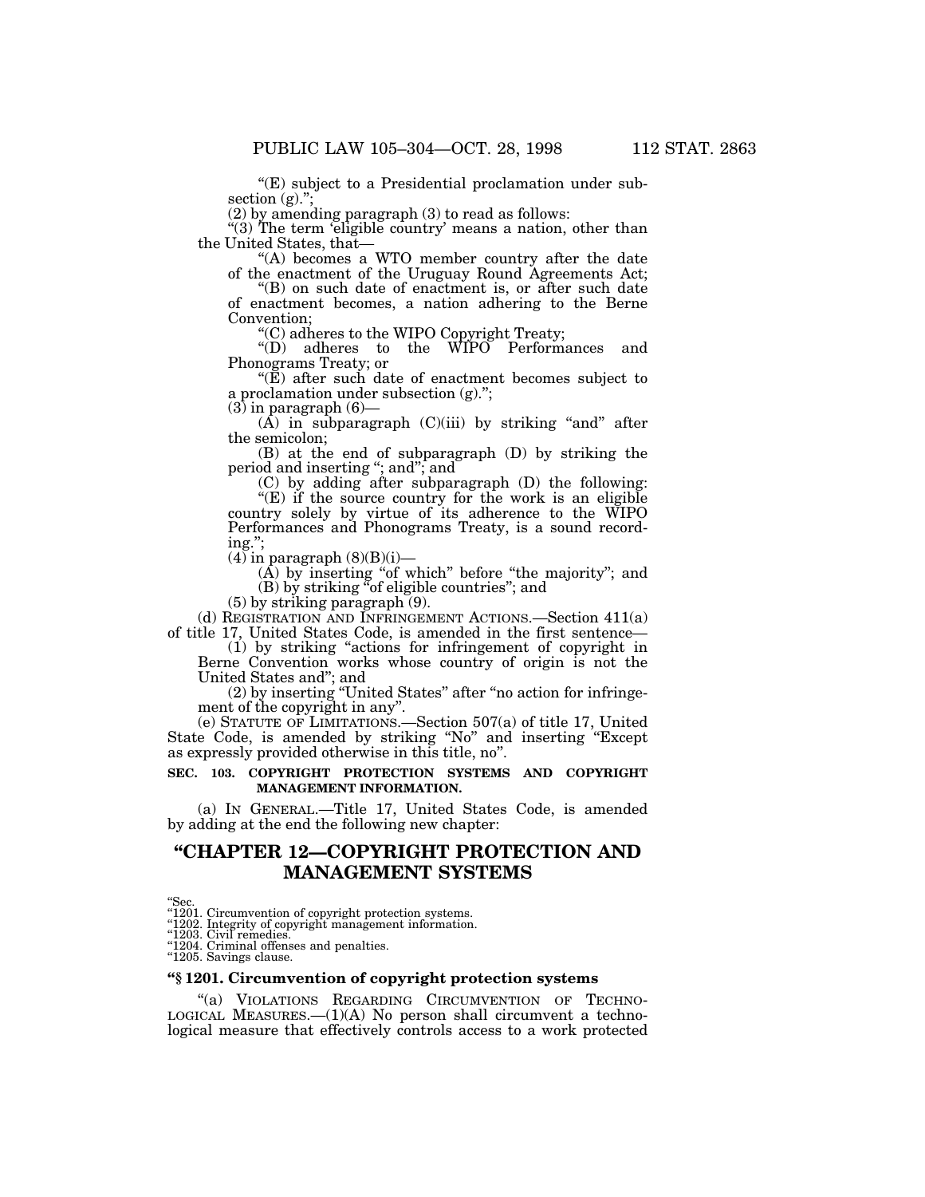"(E) subject to a Presidential proclamation under subsection (g).";

(2) by amending paragraph (3) to read as follows:

"(3) The term 'eligible country' means a nation, other than the United States, that—

"(A) becomes a WTO member country after the date of the enactment of the Uruguay Round Agreements Act;

"(B) on such date of enactment is, or after such date of enactment becomes, a nation adhering to the Berne Convention;

"(C) adheres to the WIPO Copyright Treaty;

"(D) adheres to the WIPO Performances and Phonograms Treaty; or

"(E) after such date of enactment becomes subject to a proclamation under subsection (g).";

(3) in paragraph (6)—

(A) in subparagraph (C)(iii) by striking "and" after the semicolon;

(B) at the end of subparagraph (D) by striking the period and inserting "; and"; and

(C) by adding after subparagraph (D) the following:

"(E) if the source country for the work is an eligible country solely by virtue of its adherence to the WIPO Performances and Phonograms Treaty, is a sound recording.";

(4) in paragraph (8)(B)(i)—

(A) by inserting "of which" before "the majority"; and

(B) by striking "of eligible countries"; and

(5) by striking paragraph (9).

(d) REGISTRATION AND INFRINGEMENT ACTIONS.—Section 411(a) of title 17, United States Code, is amended in the first sentence—

(1) by striking "actions for infringement of copyright in Berne Convention works whose country of origin is not the United States and"; and

(2) by inserting "United States" after "no action for infringement of the copyright in any".

(e) STATUTE OF LIMITATIONS.—Section 507(a) of title 17, United State Code, is amended by striking "No" and inserting "Except as expressly provided otherwise in this title, no".

**SEC. 103. COPYRIGHT PROTECTION SYSTEMS AND COPYRIGHT MANAGEMENT INFORMATION.**

(a) IN GENERAL.—Title 17, United States Code, is amended by adding at the end the following new chapter:

# "CHAPTER 12—COPYRIGHT PROTECTION AND MANAGEMENT SYSTEMS

"Sec.
"1201. Circumvention of copyright protection systems.
"1202. Integrity of copyright management information.
"1203. Civil remedies.
"1204. Criminal offenses and penalties.
"1205. Savings clause.

### "§ 1201. Circumvention of copyright protection systems

"(a) VIOLATIONS REGARDING CIRCUMVENTION OF TECHNOLOGICAL MEASURES.—(1)(A) No person shall circumvent a technological measure that effectively controls access to a work protected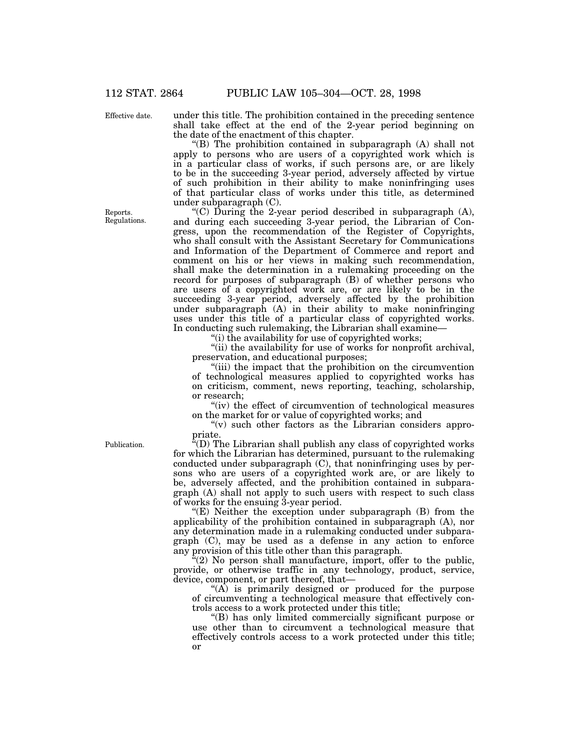under this title. The prohibition contained in the preceding sentence shall take effect at the end of the 2-year period beginning on the date of the enactment of this chapter.

"(B) The prohibition contained in subparagraph (A) shall not apply to persons who are users of a copyrighted work which is in a particular class of works, if such persons are, or are likely to be in the succeeding 3-year period, adversely affected by virtue of such prohibition in their ability to make noninfringing uses of that particular class of works under this title, as determined under subparagraph (C).

"(C) During the 2-year period described in subparagraph (A), and during each succeeding 3-year period, the Librarian of Congress, upon the recommendation of the Register of Copyrights, who shall consult with the Assistant Secretary for Communications and Information of the Department of Commerce and report and comment on his or her views in making such recommendation, shall make the determination in a rulemaking proceeding on the record for purposes of subparagraph (B) of whether persons who are users of a copyrighted work are, or are likely to be in the succeeding 3-year period, adversely affected by the prohibition under subparagraph (A) in their ability to make noninfringing uses under this title of a particular class of copyrighted works. In conducting such rulemaking, the Librarian shall examine—

"(i) the availability for use of copyrighted works;

"(ii) the availability for use of works for nonprofit archival, preservation, and educational purposes;

"(iii) the impact that the prohibition on the circumvention of technological measures applied to copyrighted works has on criticism, comment, news reporting, teaching, scholarship, or research;

"(iv) the effect of circumvention of technological measures on the market for or value of copyrighted works; and

"(v) such other factors as the Librarian considers appropriate.

"(D) The Librarian shall publish any class of copyrighted works for which the Librarian has determined, pursuant to the rulemaking conducted under subparagraph (C), that noninfringing uses by persons who are users of a copyrighted work are, or are likely to be, adversely affected, and the prohibition contained in subparagraph (A) shall not apply to such users with respect to such class of works for the ensuing 3-year period.

"(E) Neither the exception under subparagraph (B) from the applicability of the prohibition contained in subparagraph (A), nor any determination made in a rulemaking conducted under subparagraph (C), may be used as a defense in any action to enforce any provision of this title other than this paragraph.

"(2) No person shall manufacture, import, offer to the public, provide, or otherwise traffic in any technology, product, service, device, component, or part thereof, that—

"(A) is primarily designed or produced for the purpose of circumventing a technological measure that effectively controls access to a work protected under this title;

"(B) has only limited commercially significant purpose or use other than to circumvent a technological measure that effectively controls access to a work protected under this title; or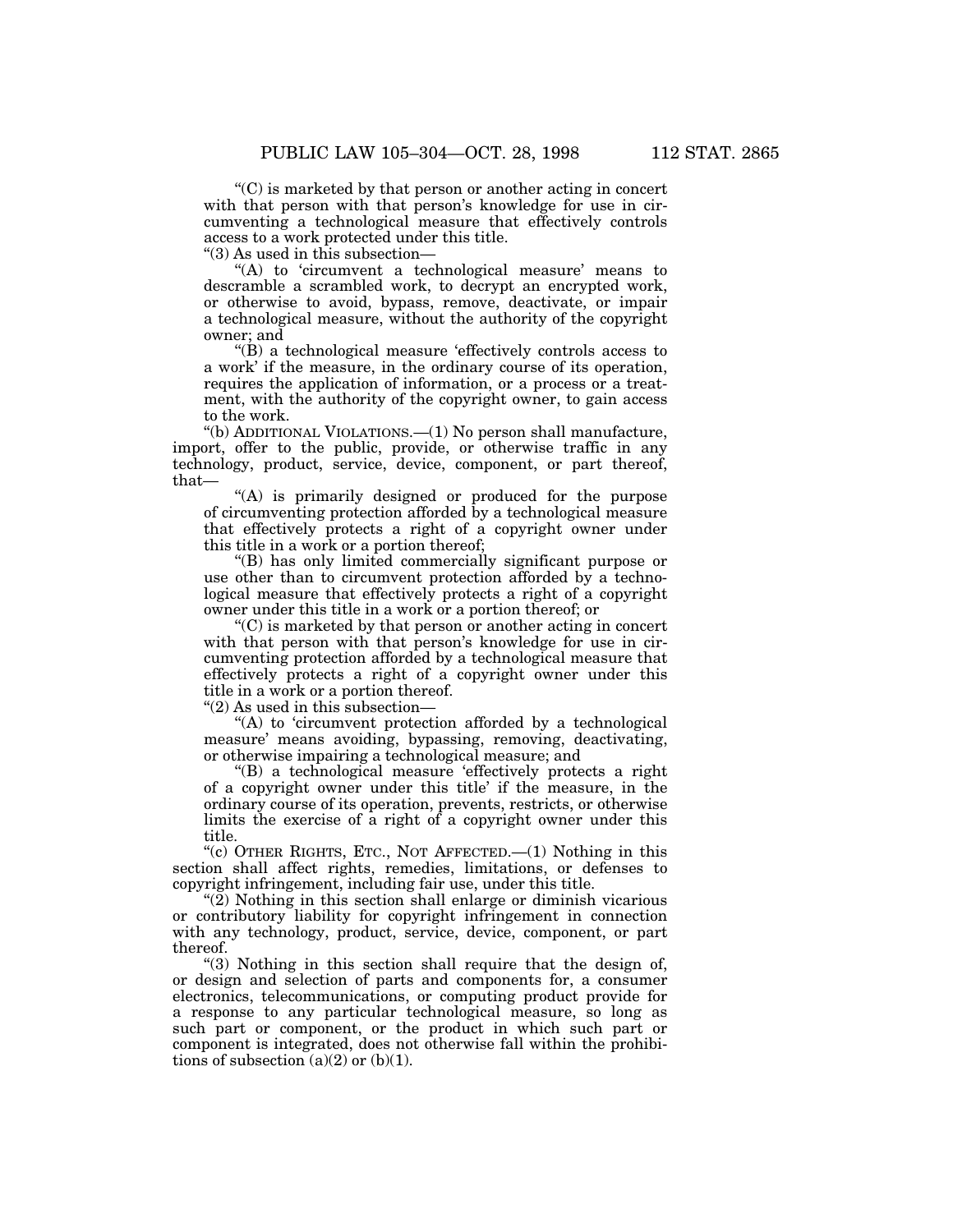“(C) is marketed by that person or another acting in concert with that person with that person’s knowledge for use in circumventing a technological measure that effectively controls access to a work protected under this title.

“(3) As used in this subsection—

“(A) to ‘circumvent a technological measure’ means to descramble a scrambled work, to decrypt an encrypted work, or otherwise to avoid, bypass, remove, deactivate, or impair a technological measure, without the authority of the copyright owner; and

“(B) a technological measure ‘effectively controls access to a work’ if the measure, in the ordinary course of its operation, requires the application of information, or a process or a treatment, with the authority of the copyright owner, to gain access to the work.

“(b) ADDITIONAL VIOLATIONS.—(1) No person shall manufacture, import, offer to the public, provide, or otherwise traffic in any technology, product, service, device, component, or part thereof, that—

“(A) is primarily designed or produced for the purpose of circumventing protection afforded by a technological measure that effectively protects a right of a copyright owner under this title in a work or a portion thereof;

“(B) has only limited commercially significant purpose or use other than to circumvent protection afforded by a technological measure that effectively protects a right of a copyright owner under this title in a work or a portion thereof; or

“(C) is marketed by that person or another acting in concert with that person with that person’s knowledge for use in circumventing protection afforded by a technological measure that effectively protects a right of a copyright owner under this title in a work or a portion thereof.

“(2) As used in this subsection—

“(A) to ‘circumvent protection afforded by a technological measure’ means avoiding, bypassing, removing, deactivating, or otherwise impairing a technological measure; and

“(B) a technological measure ‘effectively protects a right of a copyright owner under this title’ if the measure, in the ordinary course of its operation, prevents, restricts, or otherwise limits the exercise of a right of a copyright owner under this title.

“(c) OTHER RIGHTS, ETC., NOT AFFECTED.—(1) Nothing in this section shall affect rights, remedies, limitations, or defenses to copyright infringement, including fair use, under this title.

“(2) Nothing in this section shall enlarge or diminish vicarious or contributory liability for copyright infringement in connection with any technology, product, service, device, component, or part thereof.

“(3) Nothing in this section shall require that the design of, or design and selection of parts and components for, a consumer electronics, telecommunications, or computing product provide for a response to any particular technological measure, so long as such part or component, or the product in which such part or component is integrated, does not otherwise fall within the prohibitions of subsection (a)(2) or (b)(1).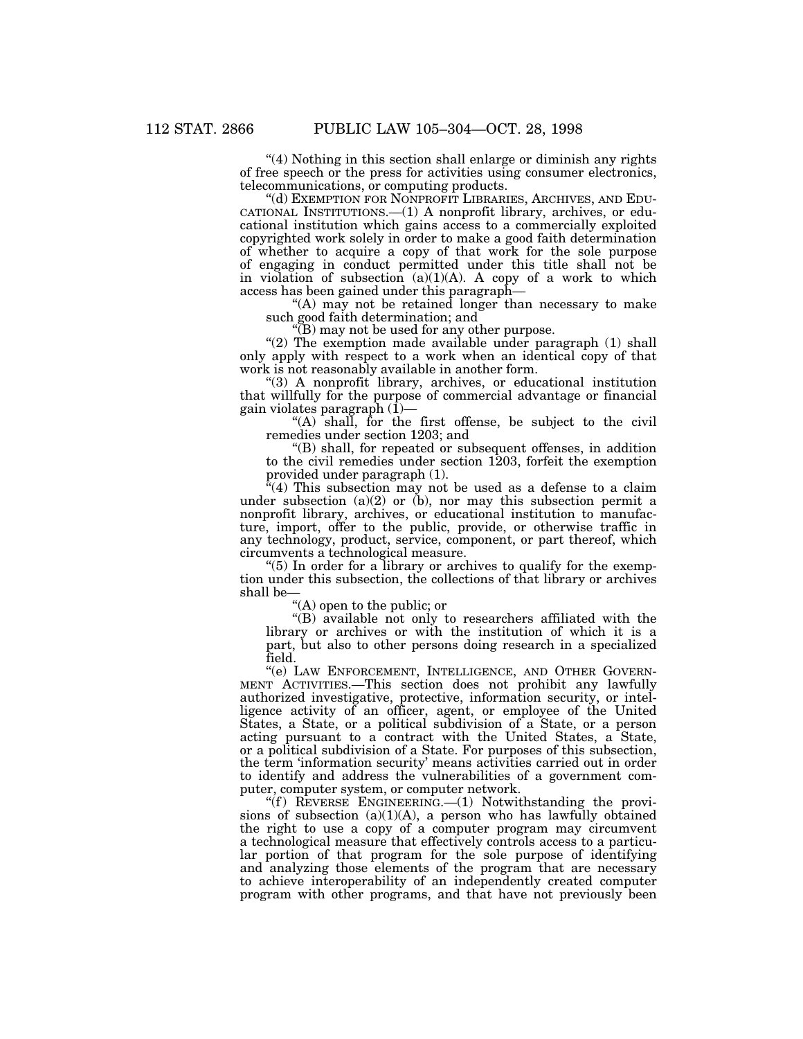"(4) Nothing in this section shall enlarge or diminish any rights of free speech or the press for activities using consumer electronics, telecommunications, or computing products.

"(d) EXEMPTION FOR NONPROFIT LIBRARIES, ARCHIVES, AND EDUCATIONAL INSTITUTIONS.—(1) A nonprofit library, archives, or educational institution which gains access to a commercially exploited copyrighted work solely in order to make a good faith determination of whether to acquire a copy of that work for the sole purpose of engaging in conduct permitted under this title shall not be in violation of subsection (a)(1)(A). A copy of a work to which access has been gained under this paragraph—

"(A) may not be retained longer than necessary to make such good faith determination; and

"(B) may not be used for any other purpose.

"(2) The exemption made available under paragraph (1) shall only apply with respect to a work when an identical copy of that work is not reasonably available in another form.

"(3) A nonprofit library, archives, or educational institution that willfully for the purpose of commercial advantage or financial gain violates paragraph (1)—

"(A) shall, for the first offense, be subject to the civil remedies under section 1203; and

"(B) shall, for repeated or subsequent offenses, in addition to the civil remedies under section 1203, forfeit the exemption provided under paragraph (1).

"(4) This subsection may not be used as a defense to a claim under subsection (a)(2) or (b), nor may this subsection permit a nonprofit library, archives, or educational institution to manufacture, import, offer to the public, provide, or otherwise traffic in any technology, product, service, component, or part thereof, which circumvents a technological measure.

"(5) In order for a library or archives to qualify for the exemption under this subsection, the collections of that library or archives shall be—

"(A) open to the public; or

"(B) available not only to researchers affiliated with the library or archives or with the institution of which it is a part, but also to other persons doing research in a specialized field.

"(e) LAW ENFORCEMENT, INTELLIGENCE, AND OTHER GOVERNMENT ACTIVITIES.—This section does not prohibit any lawfully authorized investigative, protective, information security, or intelligence activity of an officer, agent, or employee of the United States, a State, or a political subdivision of a State, or a person acting pursuant to a contract with the United States, a State, or a political subdivision of a State. For purposes of this subsection, the term 'information security' means activities carried out in order to identify and address the vulnerabilities of a government computer, computer system, or computer network.

"(f) REVERSE ENGINEERING.—(1) Notwithstanding the provisions of subsection (a)(1)(A), a person who has lawfully obtained the right to use a copy of a computer program may circumvent a technological measure that effectively controls access to a particular portion of that program for the sole purpose of identifying and analyzing those elements of the program that are necessary to achieve interoperability of an independently created computer program with other programs, and that have not previously been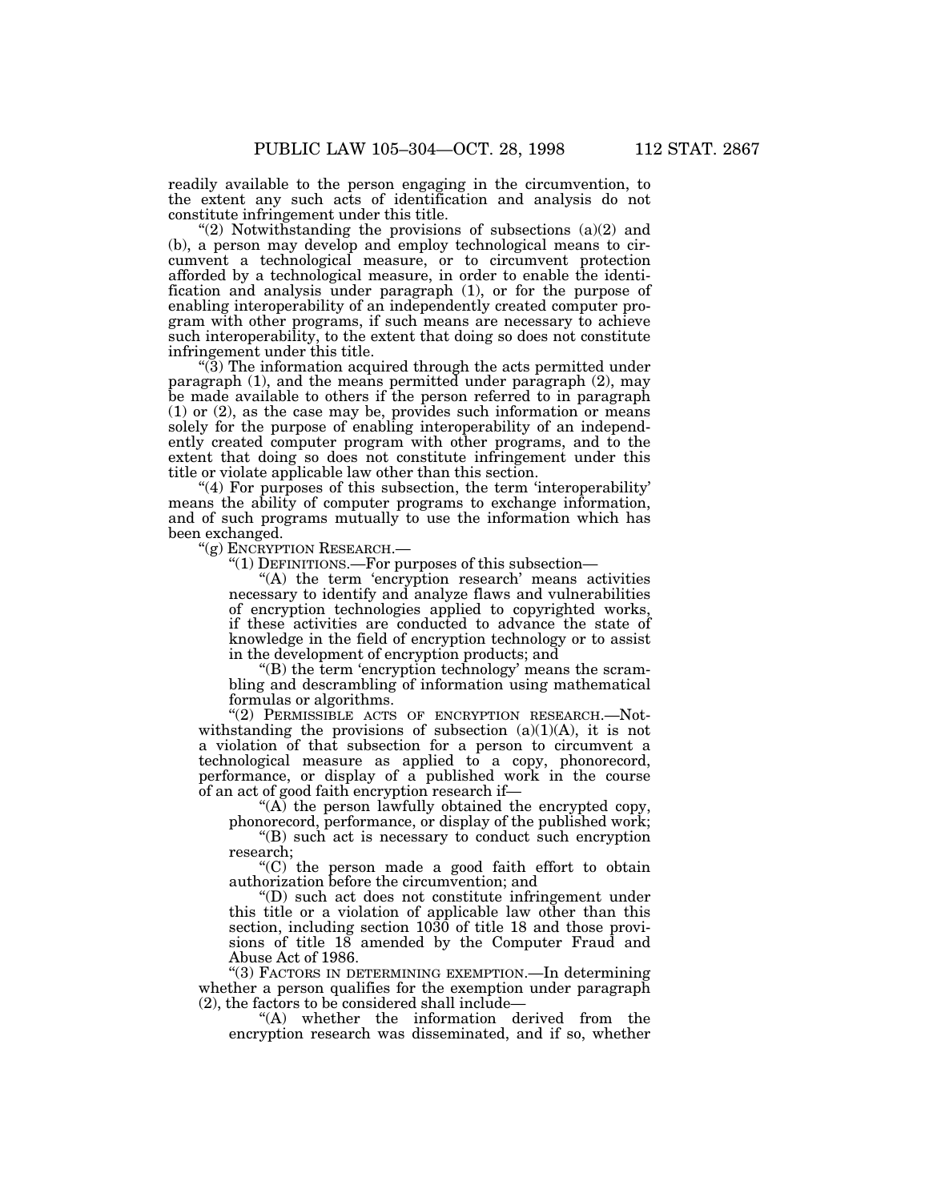readily available to the person engaging in the circumvention, to the extent any such acts of identification and analysis do not constitute infringement under this title.

"(2) Notwithstanding the provisions of subsections (a)(2) and (b), a person may develop and employ technological means to circumvent a technological measure, or to circumvent protection afforded by a technological measure, in order to enable the identification and analysis under paragraph (1), or for the purpose of enabling interoperability of an independently created computer program with other programs, if such means are necessary to achieve such interoperability, to the extent that doing so does not constitute infringement under this title.

"(3) The information acquired through the acts permitted under paragraph (1), and the means permitted under paragraph (2), may be made available to others if the person referred to in paragraph (1) or (2), as the case may be, provides such information or means solely for the purpose of enabling interoperability of an independently created computer program with other programs, and to the extent that doing so does not constitute infringement under this title or violate applicable law other than this section.

"(4) For purposes of this subsection, the term 'interoperability' means the ability of computer programs to exchange information, and of such programs mutually to use the information which has been exchanged.

"(g) ENCRYPTION RESEARCH.—

"(1) DEFINITIONS.—For purposes of this subsection—

"(A) the term 'encryption research' means activities necessary to identify and analyze flaws and vulnerabilities of encryption technologies applied to copyrighted works, if these activities are conducted to advance the state of knowledge in the field of encryption technology or to assist in the development of encryption products; and

"(B) the term 'encryption technology' means the scrambling and descrambling of information using mathematical formulas or algorithms.

"(2) PERMISSIBLE ACTS OF ENCRYPTION RESEARCH.—Notwithstanding the provisions of subsection (a)(1)(A), it is not a violation of that subsection for a person to circumvent a technological measure as applied to a copy, phonorecord, performance, or display of a published work in the course of an act of good faith encryption research if—

"(A) the person lawfully obtained the encrypted copy, phonorecord, performance, or display of the published work;

"(B) such act is necessary to conduct such encryption research;

"(C) the person made a good faith effort to obtain authorization before the circumvention; and

"(D) such act does not constitute infringement under this title or a violation of applicable law other than this section, including section 1030 of title 18 and those provisions of title 18 amended by the Computer Fraud and Abuse Act of 1986.

"(3) FACTORS IN DETERMINING EXEMPTION.—In determining whether a person qualifies for the exemption under paragraph (2), the factors to be considered shall include—

"(A) whether the information derived from the encryption research was disseminated, and if so, whether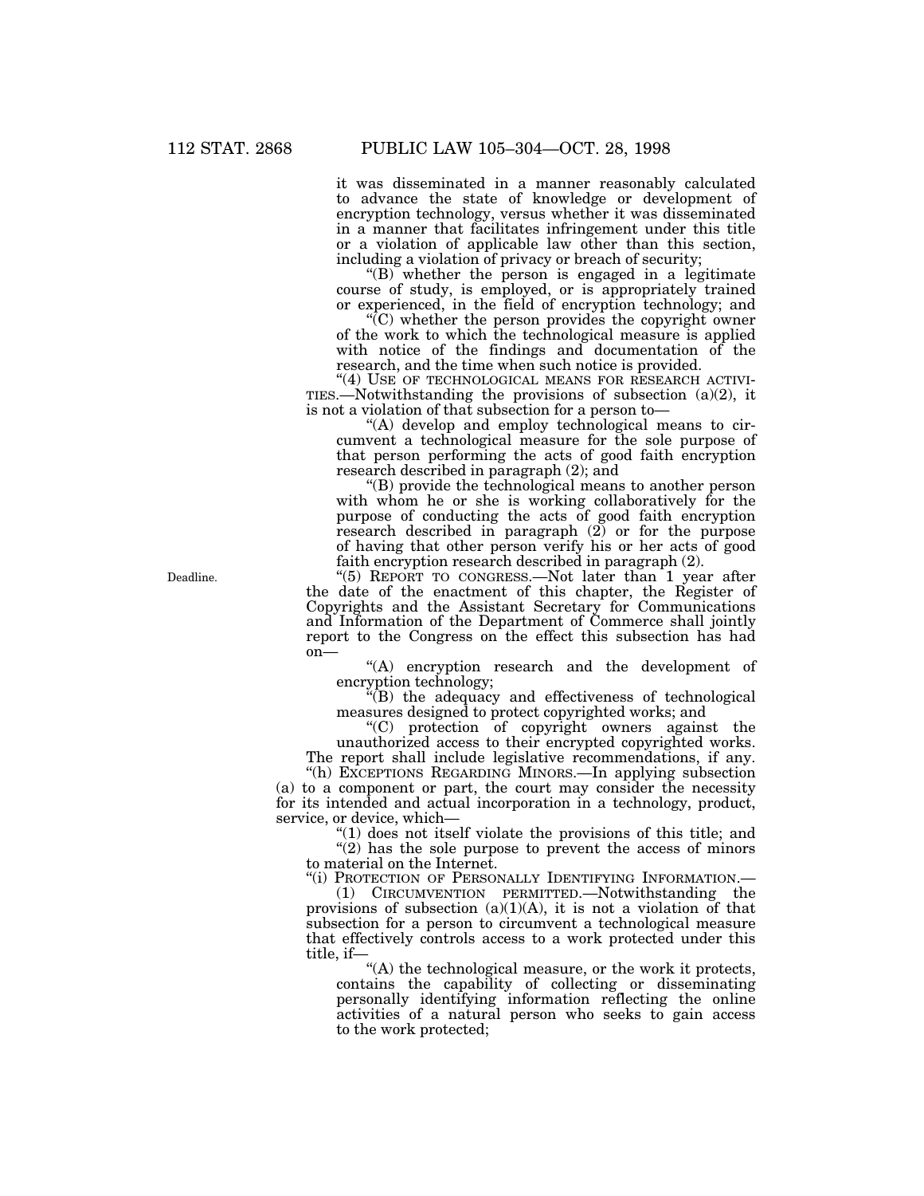it was disseminated in a manner reasonably calculated to advance the state of knowledge or development of encryption technology, versus whether it was disseminated in a manner that facilitates infringement under this title or a violation of applicable law other than this section, including a violation of privacy or breach of security;

"(B) whether the person is engaged in a legitimate course of study, is employed, or is appropriately trained or experienced, in the field of encryption technology; and

"(C) whether the person provides the copyright owner of the work to which the technological measure is applied with notice of the findings and documentation of the research, and the time when such notice is provided.

"(4) USE OF TECHNOLOGICAL MEANS FOR RESEARCH ACTIVITIES.—Notwithstanding the provisions of subsection (a)(2), it is not a violation of that subsection for a person to—

"(A) develop and employ technological means to circumvent a technological measure for the sole purpose of that person performing the acts of good faith encryption research described in paragraph (2); and

"(B) provide the technological means to another person with whom he or she is working collaboratively for the purpose of conducting the acts of good faith encryption research described in paragraph (2) or for the purpose of having that other person verify his or her acts of good faith encryption research described in paragraph (2).

Deadline.

"(5) REPORT TO CONGRESS.—Not later than 1 year after the date of the enactment of this chapter, the Register of Copyrights and the Assistant Secretary for Communications and Information of the Department of Commerce shall jointly report to the Congress on the effect this subsection has had on—

"(A) encryption research and the development of encryption technology;

"(B) the adequacy and effectiveness of technological measures designed to protect copyrighted works; and

"(C) protection of copyright owners against the unauthorized access to their encrypted copyrighted works.

The report shall include legislative recommendations, if any.

"(h) EXCEPTIONS REGARDING MINORS.—In applying subsection (a) to a component or part, the court may consider the necessity for its intended and actual incorporation in a technology, product, service, or device, which—

"(1) does not itself violate the provisions of this title; and

"(2) has the sole purpose to prevent the access of minors to material on the Internet.

"(i) PROTECTION OF PERSONALLY IDENTIFYING INFORMATION.—

(1) CIRCUMVENTION PERMITTED.—Notwithstanding the provisions of subsection (a)(1)(A), it is not a violation of that subsection for a person to circumvent a technological measure that effectively controls access to a work protected under this title, if—

"(A) the technological measure, or the work it protects, contains the capability of collecting or disseminating personally identifying information reflecting the online activities of a natural person who seeks to gain access to the work protected;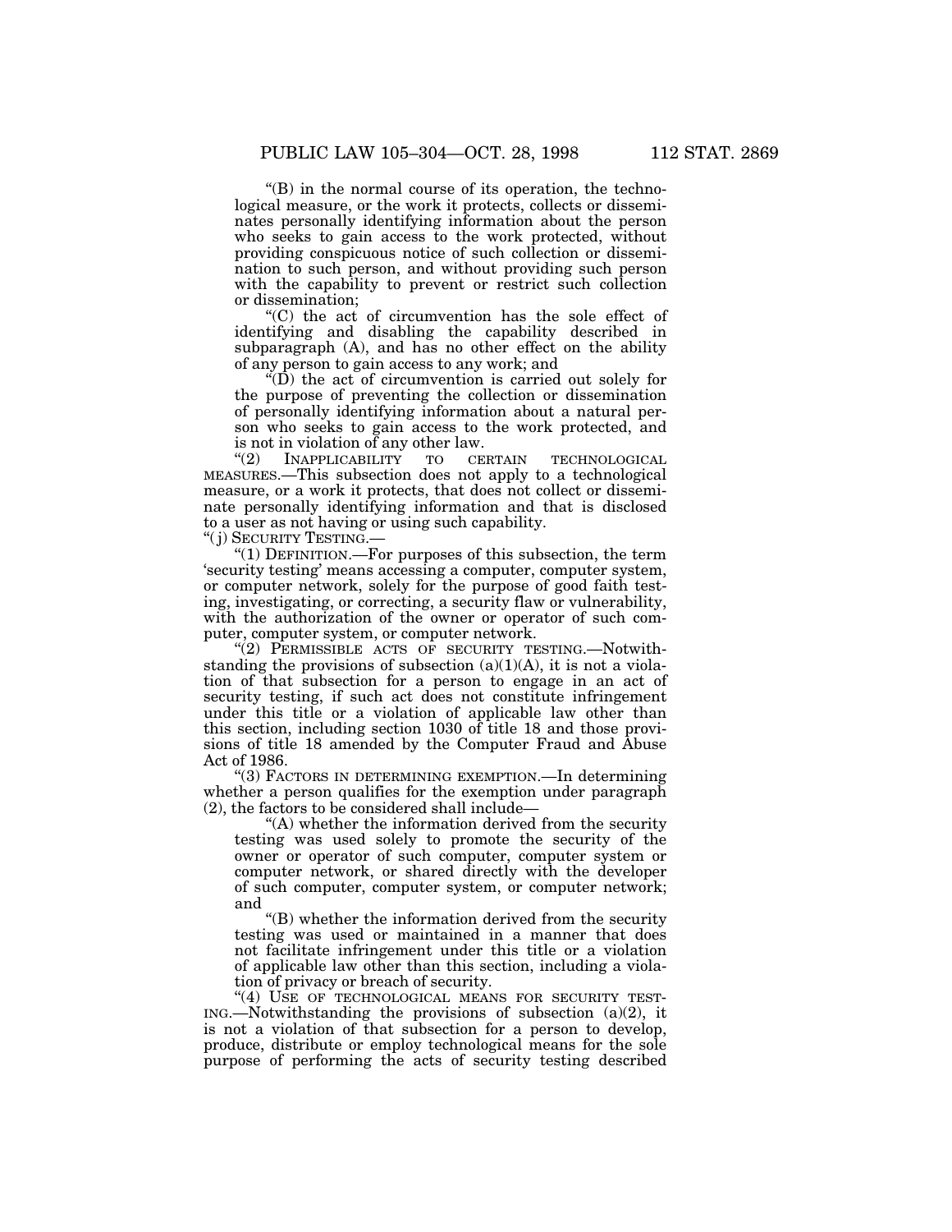"(B) in the normal course of its operation, the technological measure, or the work it protects, collects or disseminates personally identifying information about the person who seeks to gain access to the work protected, without providing conspicuous notice of such collection or dissemination to such person, and without providing such person with the capability to prevent or restrict such collection or dissemination;

"(C) the act of circumvention has the sole effect of identifying and disabling the capability described in subparagraph (A), and has no other effect on the ability of any person to gain access to any work; and

"(D) the act of circumvention is carried out solely for the purpose of preventing the collection or dissemination of personally identifying information about a natural person who seeks to gain access to the work protected, and is not in violation of any other law.

"(2) INAPPLICABILITY TO CERTAIN TECHNOLOGICAL MEASURES.—This subsection does not apply to a technological measure, or a work it protects, that does not collect or disseminate personally identifying information and that is disclosed to a user as not having or using such capability.

"(j) SECURITY TESTING.—

"(1) DEFINITION.—For purposes of this subsection, the term 'security testing' means accessing a computer, computer system, or computer network, solely for the purpose of good faith testing, investigating, or correcting, a security flaw or vulnerability, with the authorization of the owner or operator of such computer, computer system, or computer network.

"(2) PERMISSIBLE ACTS OF SECURITY TESTING.—Notwithstanding the provisions of subsection (a)(1)(A), it is not a violation of that subsection for a person to engage in an act of security testing, if such act does not constitute infringement under this title or a violation of applicable law other than this section, including section 1030 of title 18 and those provisions of title 18 amended by the Computer Fraud and Abuse Act of 1986.

"(3) FACTORS IN DETERMINING EXEMPTION.—In determining whether a person qualifies for the exemption under paragraph (2), the factors to be considered shall include—

"(A) whether the information derived from the security testing was used solely to promote the security of the owner or operator of such computer, computer system or computer network, or shared directly with the developer of such computer, computer system, or computer network; and

"(B) whether the information derived from the security testing was used or maintained in a manner that does not facilitate infringement under this title or a violation of applicable law other than this section, including a violation of privacy or breach of security.

"(4) USE OF TECHNOLOGICAL MEANS FOR SECURITY TESTING.—Notwithstanding the provisions of subsection (a)(2), it is not a violation of that subsection for a person to develop, produce, distribute or employ technological means for the sole purpose of performing the acts of security testing described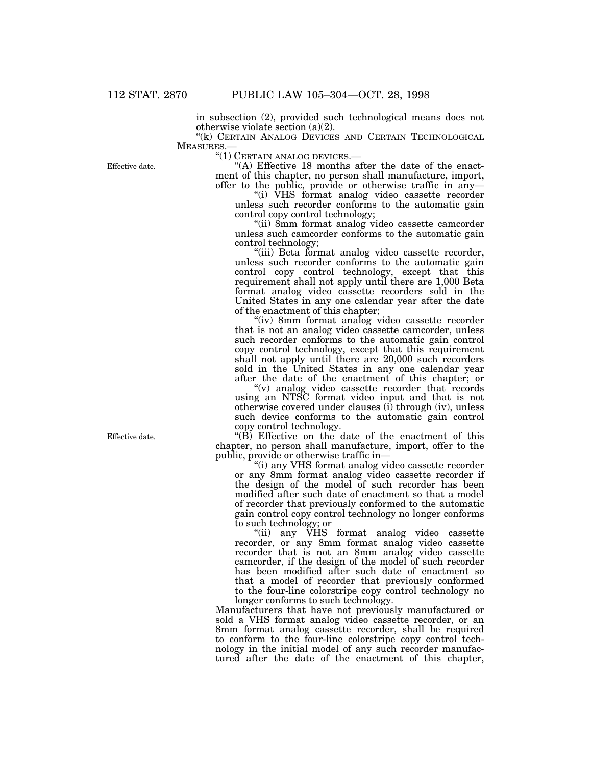in subsection (2), provided such technological means does not otherwise violate section (a)(2).

"(k) CERTAIN ANALOG DEVICES AND CERTAIN TECHNOLOGICAL MEASURES.—

"(1) CERTAIN ANALOG DEVICES.—

Effective date.

"(A) Effective 18 months after the date of the enactment of this chapter, no person shall manufacture, import, offer to the public, provide or otherwise traffic in any—

"(i) VHS format analog video cassette recorder unless such recorder conforms to the automatic gain control copy control technology;

"(ii) 8mm format analog video cassette camcorder unless such camcorder conforms to the automatic gain control technology;

"(iii) Beta format analog video cassette recorder, unless such recorder conforms to the automatic gain control copy control technology, except that this requirement shall not apply until there are 1,000 Beta format analog video cassette recorders sold in the United States in any one calendar year after the date of the enactment of this chapter;

"(iv) 8mm format analog video cassette recorder that is not an analog video cassette camcorder, unless such recorder conforms to the automatic gain control copy control technology, except that this requirement shall not apply until there are 20,000 such recorders sold in the United States in any one calendar year after the date of the enactment of this chapter; or

"(v) analog video cassette recorder that records using an NTSC format video input and that is not otherwise covered under clauses (i) through (iv), unless such device conforms to the automatic gain control copy control technology.

Effective date.

"(B) Effective on the date of the enactment of this chapter, no person shall manufacture, import, offer to the public, provide or otherwise traffic in—

"(i) any VHS format analog video cassette recorder or any 8mm format analog video cassette recorder if the design of the model of such recorder has been modified after such date of enactment so that a model of recorder that previously conformed to the automatic gain control copy control technology no longer conforms to such technology; or

"(ii) any VHS format analog video cassette recorder, or any 8mm format analog video cassette recorder that is not an 8mm analog video cassette camcorder, if the design of the model of such recorder has been modified after such date of enactment so that a model of recorder that previously conformed to the four-line colorstripe copy control technology no longer conforms to such technology.

Manufacturers that have not previously manufactured or sold a VHS format analog video cassette recorder, or an 8mm format analog cassette recorder, shall be required to conform to the four-line colorstripe copy control technology in the initial model of any such recorder manufactured after the date of the enactment of this chapter,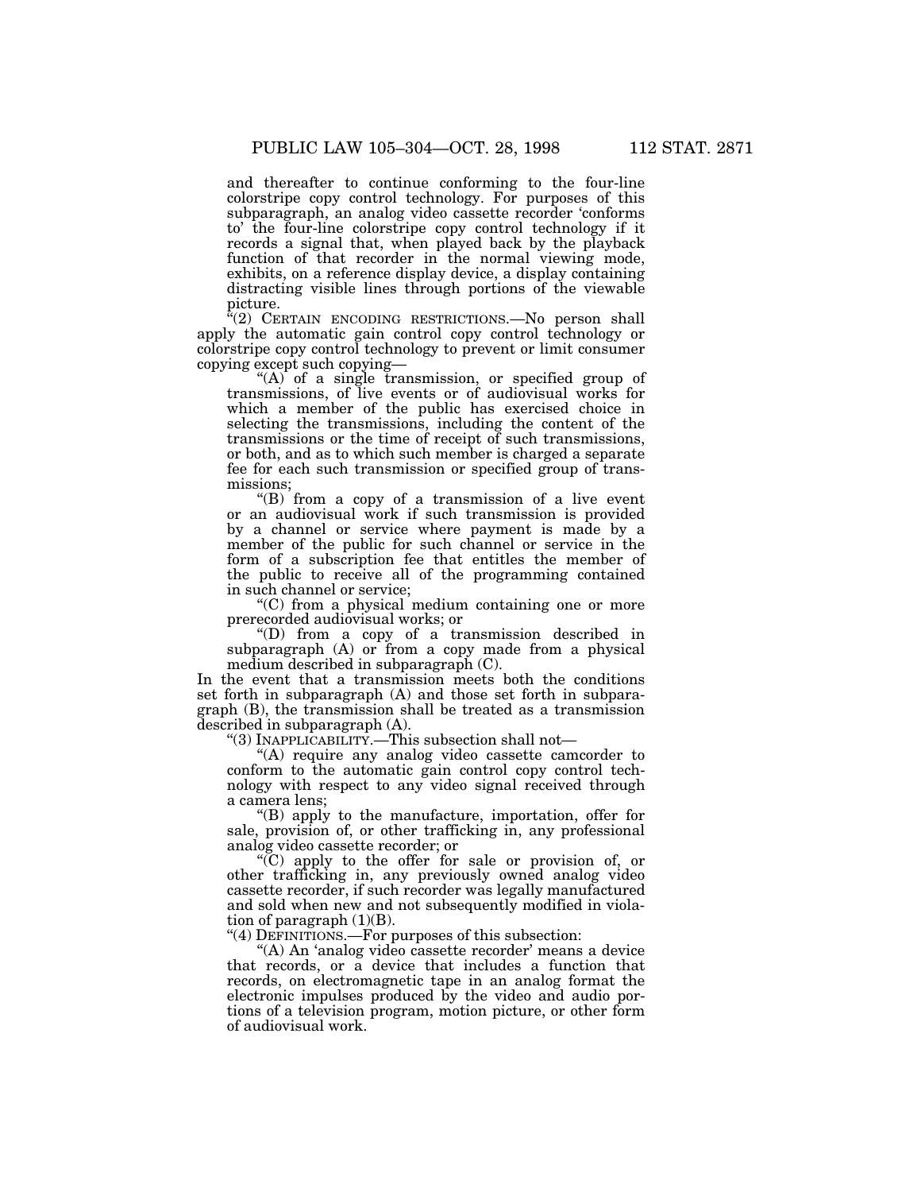and thereafter to continue conforming to the four-line colorstripe copy control technology. For purposes of this subparagraph, an analog video cassette recorder 'conforms to' the four-line colorstripe copy control technology if it records a signal that, when played back by the playback function of that recorder in the normal viewing mode, exhibits, on a reference display device, a display containing distracting visible lines through portions of the viewable picture.

"(2) CERTAIN ENCODING RESTRICTIONS.—No person shall apply the automatic gain control copy control technology or colorstripe copy control technology to prevent or limit consumer copying except such copying—

"(A) of a single transmission, or specified group of transmissions, of live events or of audiovisual works for which a member of the public has exercised choice in selecting the transmissions, including the content of the transmissions or the time of receipt of such transmissions, or both, and as to which such member is charged a separate fee for each such transmission or specified group of transmissions;

"(B) from a copy of a transmission of a live event or an audiovisual work if such transmission is provided by a channel or service where payment is made by a member of the public for such channel or service in the form of a subscription fee that entitles the member of the public to receive all of the programming contained in such channel or service;

"(C) from a physical medium containing one or more prerecorded audiovisual works; or

"(D) from a copy of a transmission described in subparagraph (A) or from a copy made from a physical medium described in subparagraph (C).

In the event that a transmission meets both the conditions set forth in subparagraph (A) and those set forth in subparagraph (B), the transmission shall be treated as a transmission described in subparagraph (A).

"(3) INAPPLICABILITY.—This subsection shall not—

"(A) require any analog video cassette camcorder to conform to the automatic gain control copy control technology with respect to any video signal received through a camera lens;

"(B) apply to the manufacture, importation, offer for sale, provision of, or other trafficking in, any professional analog video cassette recorder; or

"(C) apply to the offer for sale or provision of, or other trafficking in, any previously owned analog video cassette recorder, if such recorder was legally manufactured and sold when new and not subsequently modified in violation of paragraph (1)(B).

"(4) DEFINITIONS.—For purposes of this subsection:

"(A) An 'analog video cassette recorder' means a device that records, or a device that includes a function that records, on electromagnetic tape in an analog format the electronic impulses produced by the video and audio portions of a television program, motion picture, or other form of audiovisual work.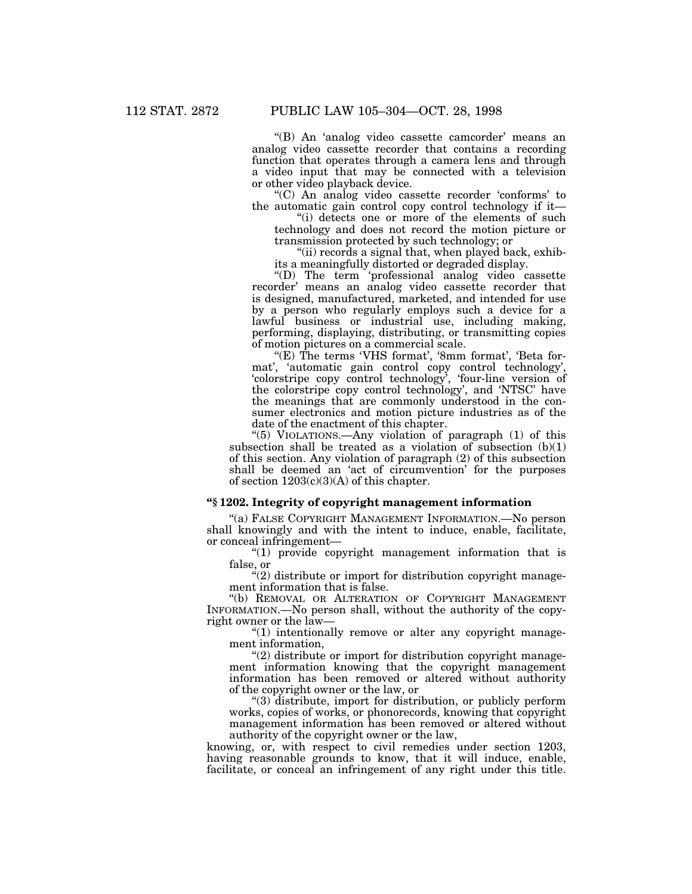"(B) An 'analog video cassette camcorder' means an analog video cassette recorder that contains a recording function that operates through a camera lens and through a video input that may be connected with a television or other video playback device.

"(C) An analog video cassette recorder 'conforms' to the automatic gain control copy control technology if it—

"(i) detects one or more of the elements of such technology and does not record the motion picture or transmission protected by such technology; or

"(ii) records a signal that, when played back, exhibits a meaningfully distorted or degraded display.

"(D) The term 'professional analog video cassette recorder' means an analog video cassette recorder that is designed, manufactured, marketed, and intended for use by a person who regularly employs such a device for a lawful business or industrial use, including making, performing, displaying, distributing, or transmitting copies of motion pictures on a commercial scale.

"(E) The terms 'VHS format', '8mm format', 'Beta format', 'automatic gain control copy control technology', 'colorstripe copy control technology', 'four-line version of the colorstripe copy control technology', and 'NTSC' have the meanings that are commonly understood in the consumer electronics and motion picture industries as of the date of the enactment of this chapter.

"(5) VIOLATIONS.—Any violation of paragraph (1) of this subsection shall be treated as a violation of subsection (b)(1) of this section. Any violation of paragraph (2) of this subsection shall be deemed an 'act of circumvention' for the purposes of section 1203(c)(3)(A) of this chapter.

### "§ 1202. Integrity of copyright management information

"(a) FALSE COPYRIGHT MANAGEMENT INFORMATION.—No person shall knowingly and with the intent to induce, enable, facilitate, or conceal infringement—

"(1) provide copyright management information that is false, or

"(2) distribute or import for distribution copyright management information that is false.

"(b) REMOVAL OR ALTERATION OF COPYRIGHT MANAGEMENT INFORMATION.—No person shall, without the authority of the copyright owner or the law—

"(1) intentionally remove or alter any copyright management information,

"(2) distribute or import for distribution copyright management information knowing that the copyright management information has been removed or altered without authority of the copyright owner or the law, or

"(3) distribute, import for distribution, or publicly perform works, copies of works, or phonorecords, knowing that copyright management information has been removed or altered without authority of the copyright owner or the law,

knowing, or, with respect to civil remedies under section 1203, having reasonable grounds to know, that it will induce, enable, facilitate, or conceal an infringement of any right under this title.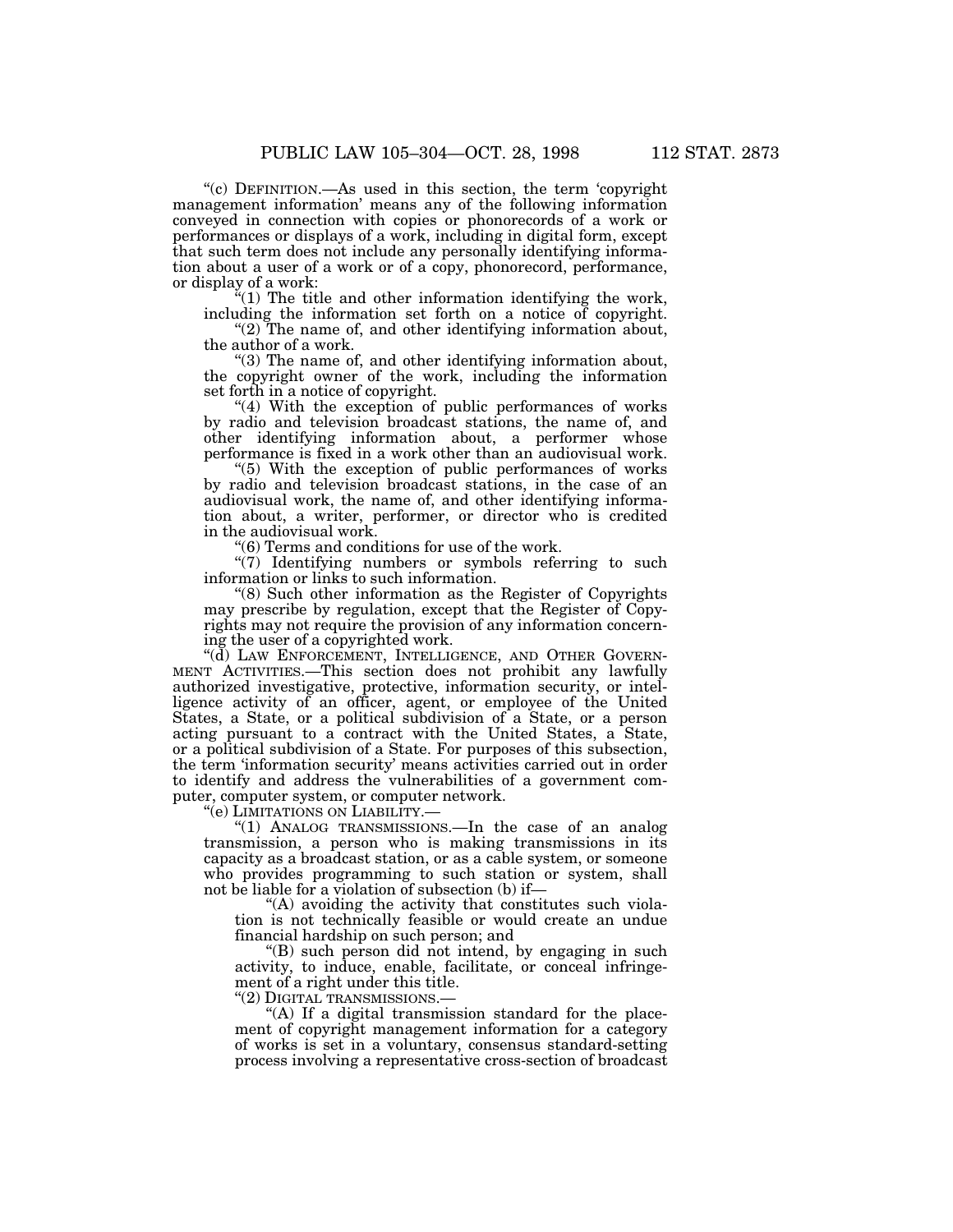"(c) DEFINITION.—As used in this section, the term 'copyright management information' means any of the following information conveyed in connection with copies or phonorecords of a work or performances or displays of a work, including in digital form, except that such term does not include any personally identifying information about a user of a work or of a copy, phonorecord, performance, or display of a work:

"(1) The title and other information identifying the work, including the information set forth on a notice of copyright.

"(2) The name of, and other identifying information about, the author of a work.

"(3) The name of, and other identifying information about, the copyright owner of the work, including the information set forth in a notice of copyright.

"(4) With the exception of public performances of works by radio and television broadcast stations, the name of, and other identifying information about, a performer whose performance is fixed in a work other than an audiovisual work.

"(5) With the exception of public performances of works by radio and television broadcast stations, in the case of an audiovisual work, the name of, and other identifying information about, a writer, performer, or director who is credited in the audiovisual work.

"(6) Terms and conditions for use of the work.

"(7) Identifying numbers or symbols referring to such information or links to such information.

"(8) Such other information as the Register of Copyrights may prescribe by regulation, except that the Register of Copyrights may not require the provision of any information concerning the user of a copyrighted work.

"(d) LAW ENFORCEMENT, INTELLIGENCE, AND OTHER GOVERNMENT ACTIVITIES.—This section does not prohibit any lawfully authorized investigative, protective, information security, or intelligence activity of an officer, agent, or employee of the United States, a State, or a political subdivision of a State, or a person acting pursuant to a contract with the United States, a State, or a political subdivision of a State. For purposes of this subsection, the term 'information security' means activities carried out in order to identify and address the vulnerabilities of a government computer, computer system, or computer network.

"(e) LIMITATIONS ON LIABILITY.—

"(1) ANALOG TRANSMISSIONS.—In the case of an analog transmission, a person who is making transmissions in its capacity as a broadcast station, or as a cable system, or someone who provides programming to such station or system, shall not be liable for a violation of subsection (b) if—

"(A) avoiding the activity that constitutes such violation is not technically feasible or would create an undue financial hardship on such person; and

"(B) such person did not intend, by engaging in such activity, to induce, enable, facilitate, or conceal infringement of a right under this title.

"(2) DIGITAL TRANSMISSIONS.—

"(A) If a digital transmission standard for the placement of copyright management information for a category of works is set in a voluntary, consensus standard-setting process involving a representative cross-section of broadcast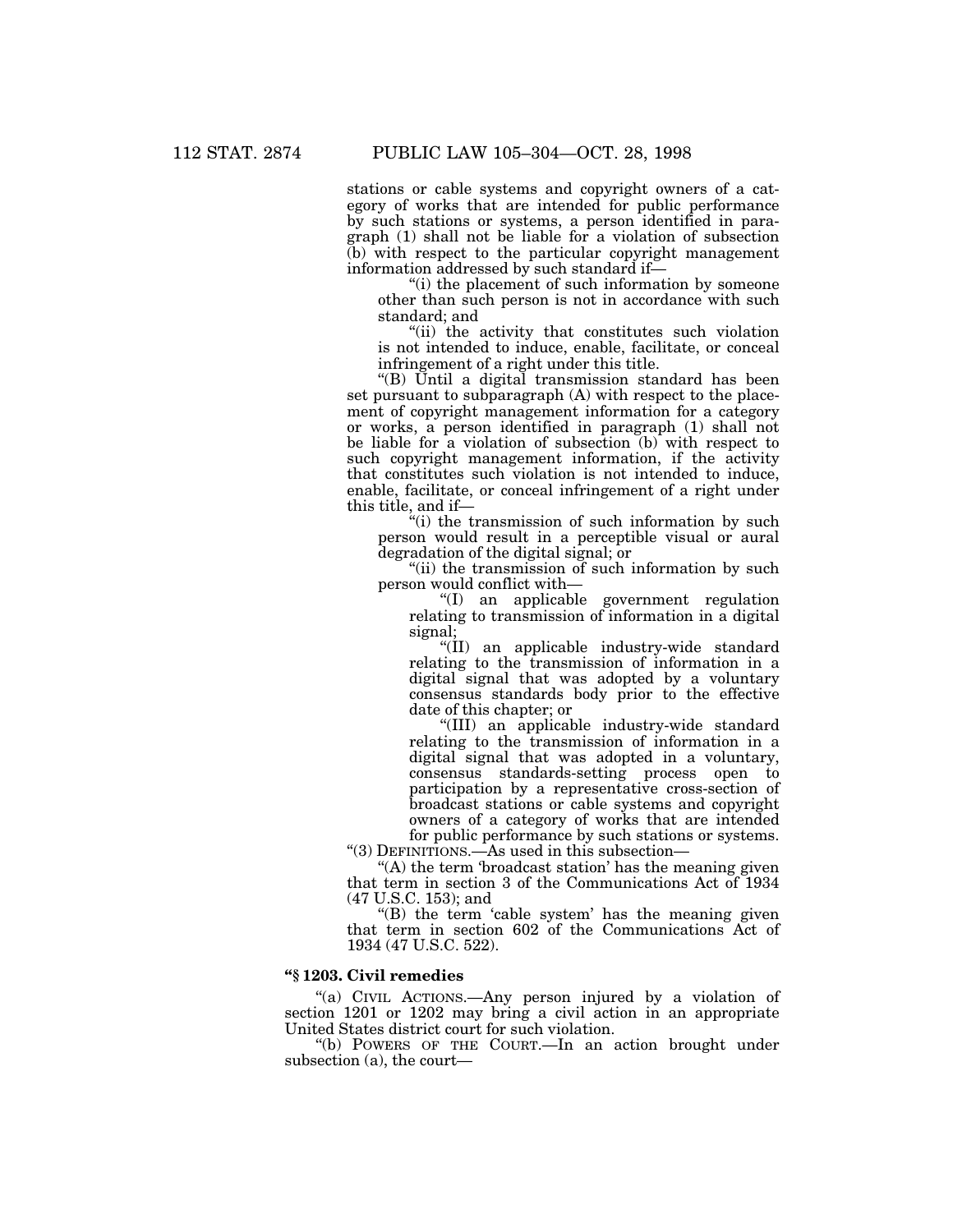stations or cable systems and copyright owners of a category of works that are intended for public performance by such stations or systems, a person identified in paragraph (1) shall not be liable for a violation of subsection (b) with respect to the particular copyright management information addressed by such standard if—

"(i) the placement of such information by someone other than such person is not in accordance with such standard; and

"(ii) the activity that constitutes such violation is not intended to induce, enable, facilitate, or conceal infringement of a right under this title.

"(B) Until a digital transmission standard has been set pursuant to subparagraph (A) with respect to the placement of copyright management information for a category or works, a person identified in paragraph (1) shall not be liable for a violation of subsection (b) with respect to such copyright management information, if the activity that constitutes such violation is not intended to induce, enable, facilitate, or conceal infringement of a right under this title, and if—

"(i) the transmission of such information by such person would result in a perceptible visual or aural degradation of the digital signal; or

"(ii) the transmission of such information by such person would conflict with—

"(I) an applicable government regulation relating to transmission of information in a digital signal;

"(II) an applicable industry-wide standard relating to the transmission of information in a digital signal that was adopted by a voluntary consensus standards body prior to the effective date of this chapter; or

"(III) an applicable industry-wide standard relating to the transmission of information in a digital signal that was adopted in a voluntary, consensus standards-setting process open to participation by a representative cross-section of broadcast stations or cable systems and copyright owners of a category of works that are intended for public performance by such stations or systems.

"(3) DEFINITIONS.—As used in this subsection—

"(A) the term 'broadcast station' has the meaning given that term in section 3 of the Communications Act of 1934 (47 U.S.C. 153); and

"(B) the term 'cable system' has the meaning given that term in section 602 of the Communications Act of 1934 (47 U.S.C. 522).

**"§ 1203. Civil remedies**

"(a) CIVIL ACTIONS.—Any person injured by a violation of section 1201 or 1202 may bring a civil action in an appropriate United States district court for such violation.

"(b) POWERS OF THE COURT.—In an action brought under subsection (a), the court—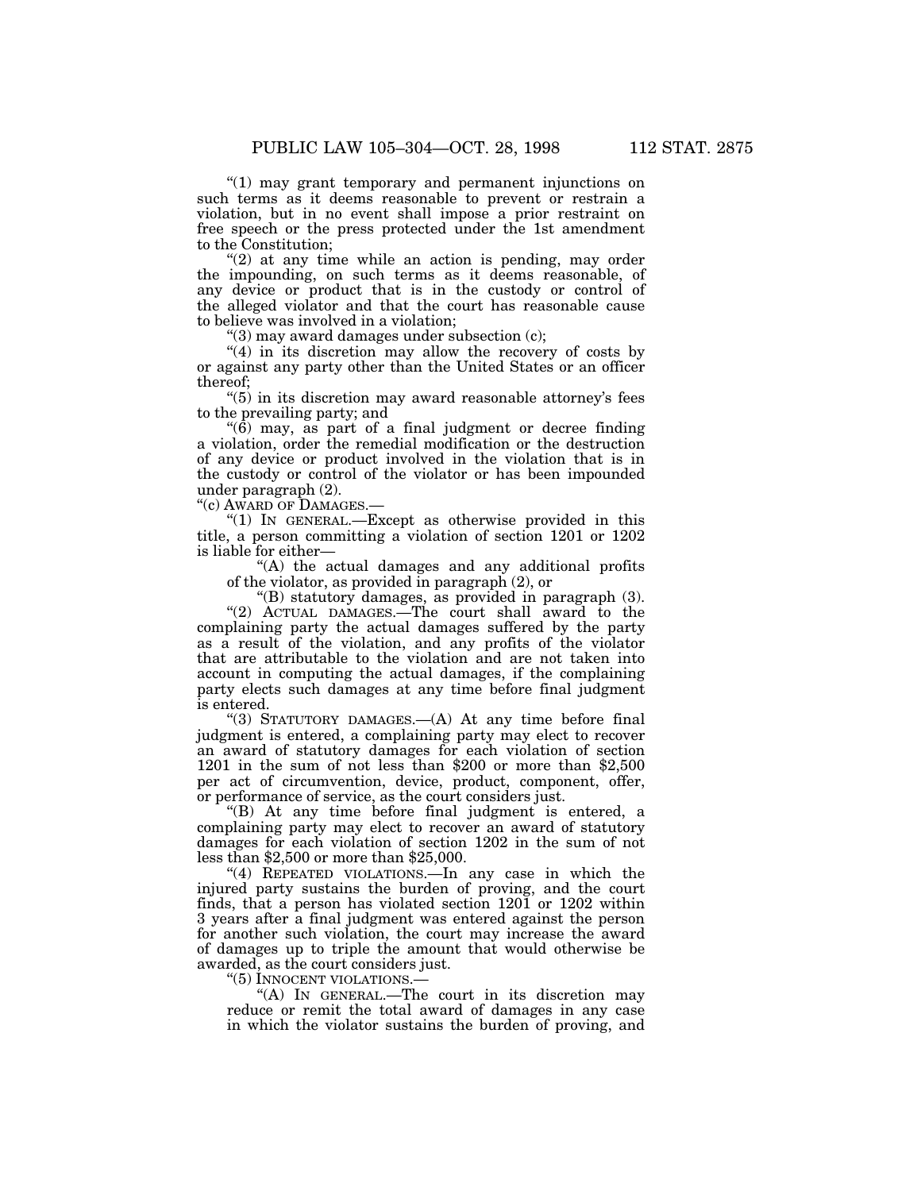"(1) may grant temporary and permanent injunctions on such terms as it deems reasonable to prevent or restrain a violation, but in no event shall impose a prior restraint on free speech or the press protected under the 1st amendment to the Constitution;

"(2) at any time while an action is pending, may order the impounding, on such terms as it deems reasonable, of any device or product that is in the custody or control of the alleged violator and that the court has reasonable cause to believe was involved in a violation;

"(3) may award damages under subsection (c);

"(4) in its discretion may allow the recovery of costs by or against any party other than the United States or an officer thereof;

"(5) in its discretion may award reasonable attorney's fees to the prevailing party; and

"(6) may, as part of a final judgment or decree finding a violation, order the remedial modification or the destruction of any device or product involved in the violation that is in the custody or control of the violator or has been impounded under paragraph (2).

"(c) AWARD OF DAMAGES.—

"(1) IN GENERAL.—Except as otherwise provided in this title, a person committing a violation of section 1201 or 1202 is liable for either—

"(A) the actual damages and any additional profits of the violator, as provided in paragraph (2), or

"(B) statutory damages, as provided in paragraph (3).

"(2) ACTUAL DAMAGES.—The court shall award to the complaining party the actual damages suffered by the party as a result of the violation, and any profits of the violator that are attributable to the violation and are not taken into account in computing the actual damages, if the complaining party elects such damages at any time before final judgment is entered.

"(3) STATUTORY DAMAGES.—(A) At any time before final judgment is entered, a complaining party may elect to recover an award of statutory damages for each violation of section 1201 in the sum of not less than $200 or more than $2,500 per act of circumvention, device, product, component, offer, or performance of service, as the court considers just.

"(B) At any time before final judgment is entered, a complaining party may elect to recover an award of statutory damages for each violation of section 1202 in the sum of not less than $2,500 or more than $25,000.

"(4) REPEATED VIOLATIONS.—In any case in which the injured party sustains the burden of proving, and the court finds, that a person has violated section 1201 or 1202 within 3 years after a final judgment was entered against the person for another such violation, the court may increase the award of damages up to triple the amount that would otherwise be awarded, as the court considers just.

"(5) INNOCENT VIOLATIONS.—

"(A) IN GENERAL.—The court in its discretion may reduce or remit the total award of damages in any case in which the violator sustains the burden of proving, and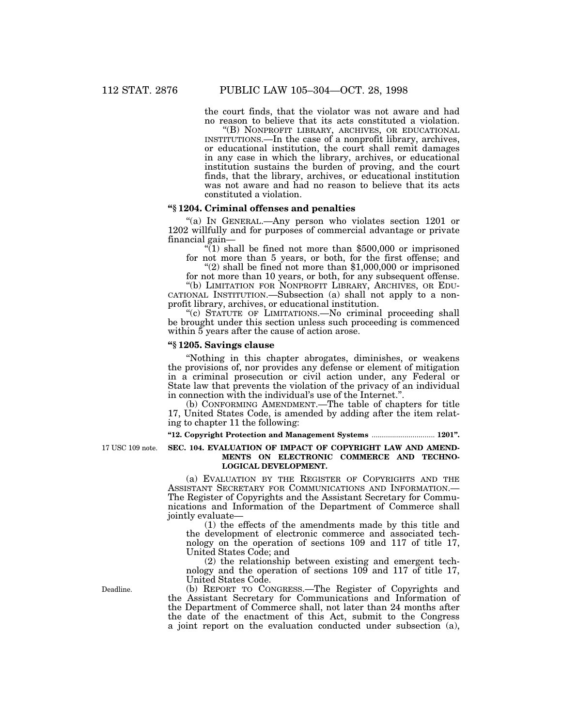the court finds, that the violator was not aware and had no reason to believe that its acts constituted a violation.

"(B) NONPROFIT LIBRARY, ARCHIVES, OR EDUCATIONAL INSTITUTIONS.—In the case of a nonprofit library, archives, or educational institution, the court shall remit damages in any case in which the library, archives, or educational institution sustains the burden of proving, and the court finds, that the library, archives, or educational institution was not aware and had no reason to believe that its acts constituted a violation.

### "§ 1204. Criminal offenses and penalties

"(a) IN GENERAL.—Any person who violates section 1201 or 1202 willfully and for purposes of commercial advantage or private financial gain—

"(1) shall be fined not more than $500,000 or imprisoned for not more than 5 years, or both, for the first offense; and

"(2) shall be fined not more than $1,000,000 or imprisoned for not more than 10 years, or both, for any subsequent offense.

"(b) LIMITATION FOR NONPROFIT LIBRARY, ARCHIVES, OR EDUCATIONAL INSTITUTION.—Subsection (a) shall not apply to a nonprofit library, archives, or educational institution.

"(c) STATUTE OF LIMITATIONS.—No criminal proceeding shall be brought under this section unless such proceeding is commenced within 5 years after the cause of action arose.

### "§ 1205. Savings clause

"Nothing in this chapter abrogates, diminishes, or weakens the provisions of, nor provides any defense or element of mitigation in a criminal prosecution or civil action under, any Federal or State law that prevents the violation of the privacy of an individual in connection with the individual's use of the Internet.".

(b) CONFORMING AMENDMENT.—The table of chapters for title 17, United States Code, is amended by adding after the item relating to chapter 11 the following:

**"12. Copyright Protection and Management Systems .............................. 1201".**

17 USC 109 note.

**SEC. 104. EVALUATION OF IMPACT OF COPYRIGHT LAW AND AMENDMENTS ON ELECTRONIC COMMERCE AND TECHNOLOGICAL DEVELOPMENT.**

(a) EVALUATION BY THE REGISTER OF COPYRIGHTS AND THE ASSISTANT SECRETARY FOR COMMUNICATIONS AND INFORMATION.—The Register of Copyrights and the Assistant Secretary for Communications and Information of the Department of Commerce shall jointly evaluate—

(1) the effects of the amendments made by this title and the development of electronic commerce and associated technology on the operation of sections 109 and 117 of title 17, United States Code; and

(2) the relationship between existing and emergent technology and the operation of sections 109 and 117 of title 17, United States Code.

Deadline.

(b) REPORT TO CONGRESS.—The Register of Copyrights and the Assistant Secretary for Communications and Information of the Department of Commerce shall, not later than 24 months after the date of the enactment of this Act, submit to the Congress a joint report on the evaluation conducted under subsection (a),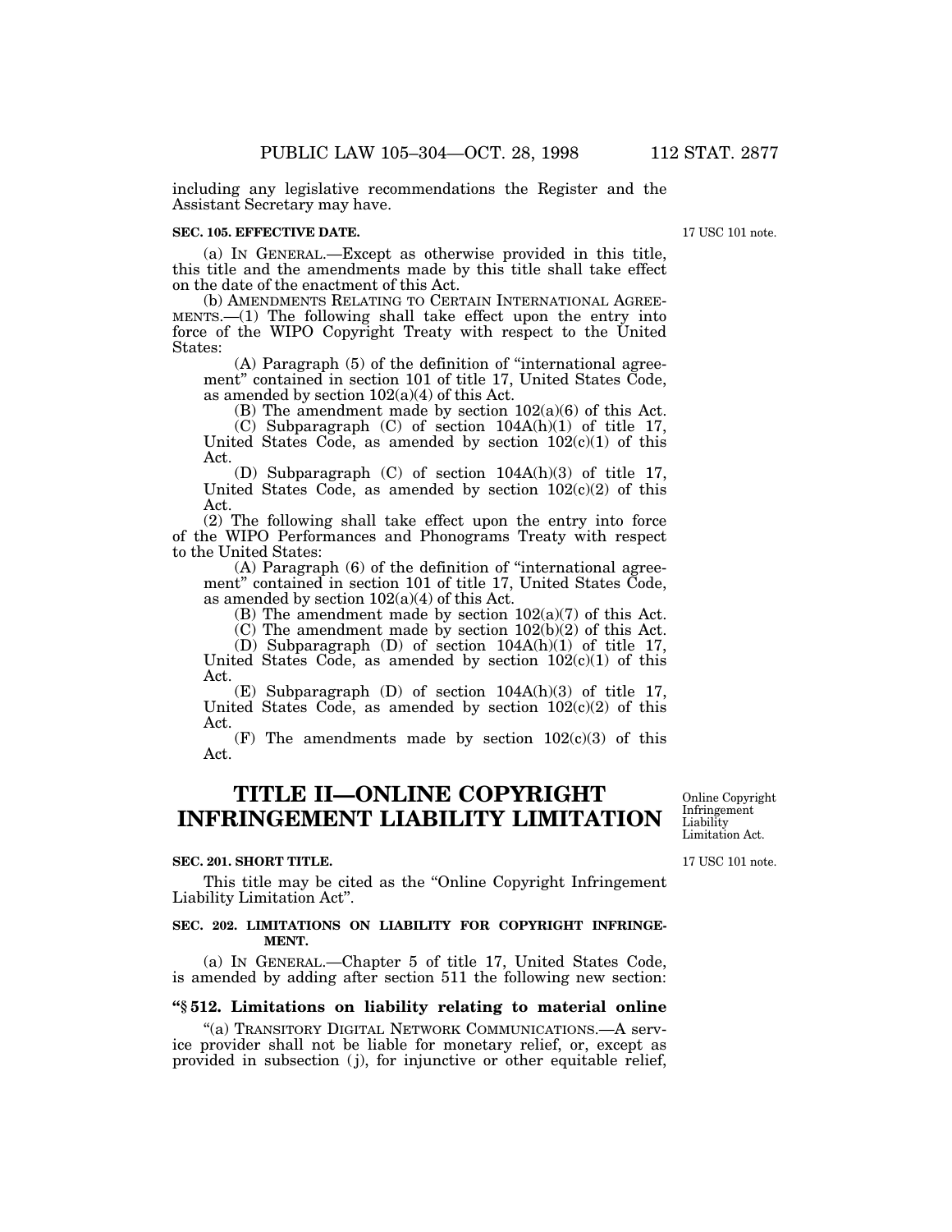including any legislative recommendations the Register and the Assistant Secretary may have.

**SEC. 105. EFFECTIVE DATE.**

17 USC 101 note.

(a) IN GENERAL.—Except as otherwise provided in this title, this title and the amendments made by this title shall take effect on the date of the enactment of this Act.

(b) AMENDMENTS RELATING TO CERTAIN INTERNATIONAL AGREEMENTS.—(1) The following shall take effect upon the entry into force of the WIPO Copyright Treaty with respect to the United States:

(A) Paragraph (5) of the definition of "international agreement" contained in section 101 of title 17, United States Code, as amended by section 102(a)(4) of this Act.

(B) The amendment made by section 102(a)(6) of this Act.

(C) Subparagraph (C) of section 104A(h)(1) of title 17, United States Code, as amended by section 102(c)(1) of this Act.

(D) Subparagraph (C) of section 104A(h)(3) of title 17, United States Code, as amended by section 102(c)(2) of this Act.

(2) The following shall take effect upon the entry into force of the WIPO Performances and Phonograms Treaty with respect to the United States:

(A) Paragraph (6) of the definition of "international agreement" contained in section 101 of title 17, United States Code, as amended by section 102(a)(4) of this Act.

(B) The amendment made by section 102(a)(7) of this Act.

(C) The amendment made by section 102(b)(2) of this Act.

(D) Subparagraph (D) of section 104A(h)(1) of title 17, United States Code, as amended by section 102(c)(1) of this Act.

(E) Subparagraph (D) of section 104A(h)(3) of title 17, United States Code, as amended by section 102(c)(2) of this Act.

(F) The amendments made by section 102(c)(3) of this Act.

# TITLE II—ONLINE COPYRIGHT INFRINGEMENT LIABILITY LIMITATION

Online Copyright Infringement Liability Limitation Act.

**SEC. 201. SHORT TITLE.**

17 USC 101 note.

This title may be cited as the "Online Copyright Infringement Liability Limitation Act".

**SEC. 202. LIMITATIONS ON LIABILITY FOR COPYRIGHT INFRINGEMENT.**

(a) IN GENERAL.—Chapter 5 of title 17, United States Code, is amended by adding after section 511 the following new section:

**"§ 512. Limitations on liability relating to material online**

"(a) TRANSITORY DIGITAL NETWORK COMMUNICATIONS.—A service provider shall not be liable for monetary relief, or, except as provided in subsection (j), for injunctive or other equitable relief,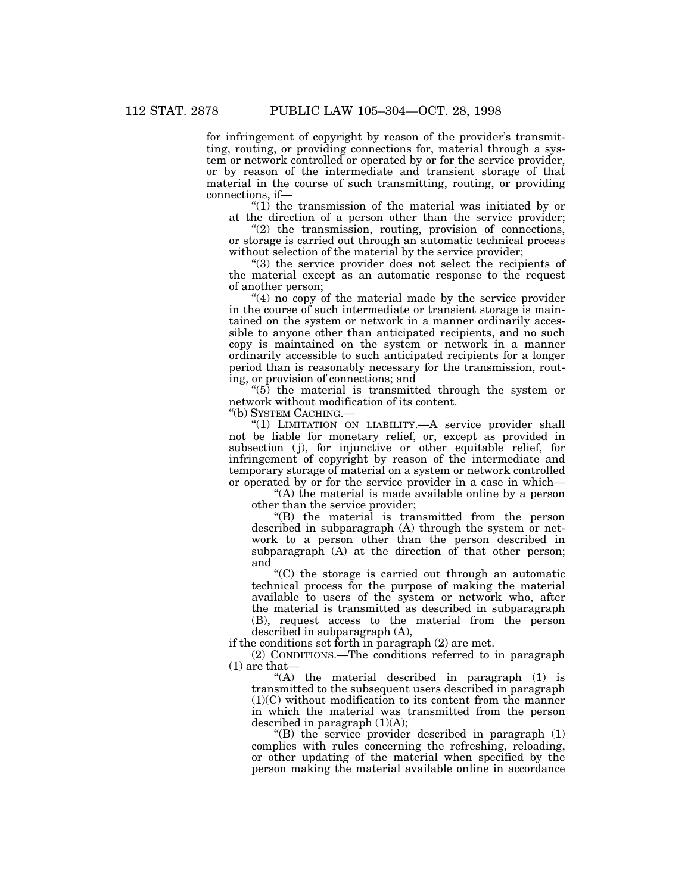for infringement of copyright by reason of the provider's transmitting, routing, or providing connections for, material through a system or network controlled or operated by or for the service provider, or by reason of the intermediate and transient storage of that material in the course of such transmitting, routing, or providing connections, if—

"(1) the transmission of the material was initiated by or at the direction of a person other than the service provider;

"(2) the transmission, routing, provision of connections, or storage is carried out through an automatic technical process without selection of the material by the service provider;

"(3) the service provider does not select the recipients of the material except as an automatic response to the request of another person;

"(4) no copy of the material made by the service provider in the course of such intermediate or transient storage is maintained on the system or network in a manner ordinarily accessible to anyone other than anticipated recipients, and no such copy is maintained on the system or network in a manner ordinarily accessible to such anticipated recipients for a longer period than is reasonably necessary for the transmission, routing, or provision of connections; and

"(5) the material is transmitted through the system or network without modification of its content.

"(b) SYSTEM CACHING.—

"(1) LIMITATION ON LIABILITY.—A service provider shall not be liable for monetary relief, or, except as provided in subsection (j), for injunctive or other equitable relief, for infringement of copyright by reason of the intermediate and temporary storage of material on a system or network controlled or operated by or for the service provider in a case in which—

"(A) the material is made available online by a person other than the service provider;

"(B) the material is transmitted from the person described in subparagraph (A) through the system or network to a person other than the person described in subparagraph (A) at the direction of that other person; and

"(C) the storage is carried out through an automatic technical process for the purpose of making the material available to users of the system or network who, after the material is transmitted as described in subparagraph (B), request access to the material from the person described in subparagraph (A),

if the conditions set forth in paragraph (2) are met.

(2) CONDITIONS.—The conditions referred to in paragraph (1) are that—

"(A) the material described in paragraph (1) is transmitted to the subsequent users described in paragraph (1)(C) without modification to its content from the manner in which the material was transmitted from the person described in paragraph (1)(A);

"(B) the service provider described in paragraph (1) complies with rules concerning the refreshing, reloading, or other updating of the material when specified by the person making the material available online in accordance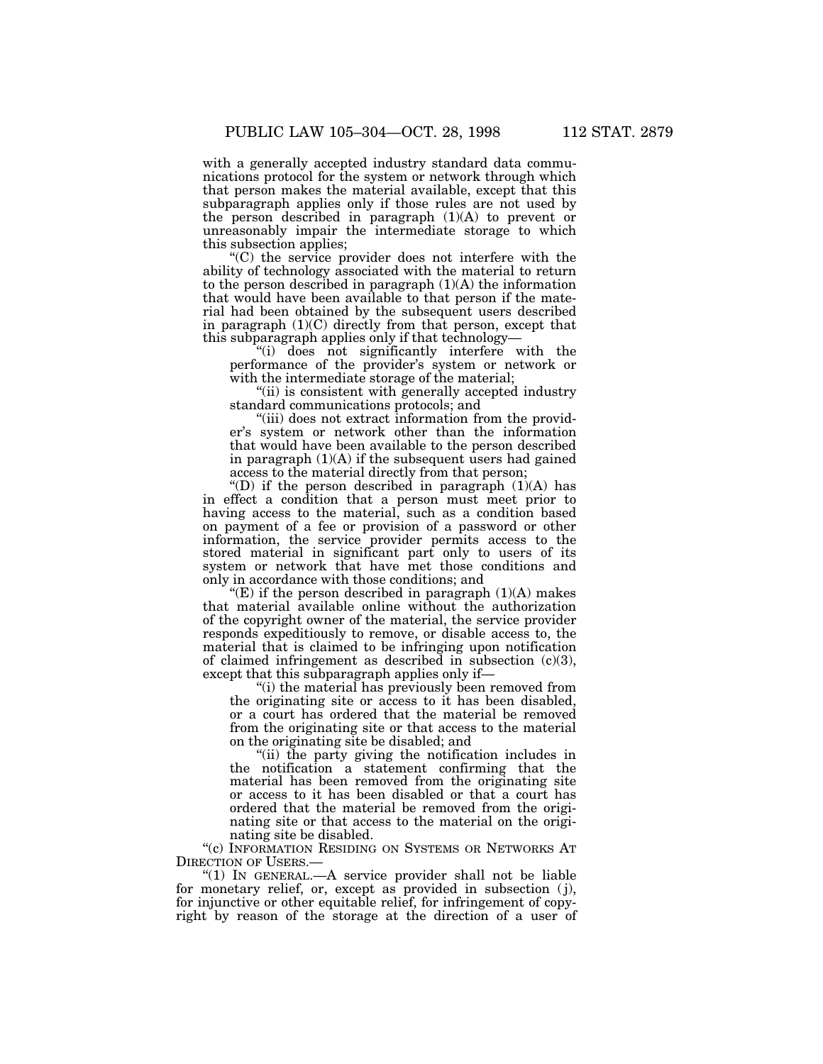with a generally accepted industry standard data communications protocol for the system or network through which that person makes the material available, except that this subparagraph applies only if those rules are not used by the person described in paragraph (1)(A) to prevent or unreasonably impair the intermediate storage to which this subsection applies;

"(C) the service provider does not interfere with the ability of technology associated with the material to return to the person described in paragraph (1)(A) the information that would have been available to that person if the material had been obtained by the subsequent users described in paragraph (1)(C) directly from that person, except that this subparagraph applies only if that technology—

"(i) does not significantly interfere with the performance of the provider's system or network or with the intermediate storage of the material;

"(ii) is consistent with generally accepted industry standard communications protocols; and

"(iii) does not extract information from the provider's system or network other than the information that would have been available to the person described in paragraph (1)(A) if the subsequent users had gained access to the material directly from that person;

"(D) if the person described in paragraph (1)(A) has in effect a condition that a person must meet prior to having access to the material, such as a condition based on payment of a fee or provision of a password or other information, the service provider permits access to the stored material in significant part only to users of its system or network that have met those conditions and only in accordance with those conditions; and

"(E) if the person described in paragraph (1)(A) makes that material available online without the authorization of the copyright owner of the material, the service provider responds expeditiously to remove, or disable access to, the material that is claimed to be infringing upon notification of claimed infringement as described in subsection (c)(3), except that this subparagraph applies only if—

"(i) the material has previously been removed from the originating site or access to it has been disabled, or a court has ordered that the material be removed from the originating site or that access to the material on the originating site be disabled; and

"(ii) the party giving the notification includes in the notification a statement confirming that the material has been removed from the originating site or access to it has been disabled or that a court has ordered that the material be removed from the originating site or that access to the material on the originating site be disabled.

"(c) INFORMATION RESIDING ON SYSTEMS OR NETWORKS AT DIRECTION OF USERS.—

"(1) IN GENERAL.—A service provider shall not be liable for monetary relief, or, except as provided in subsection (j), for injunctive or other equitable relief, for infringement of copyright by reason of the storage at the direction of a user of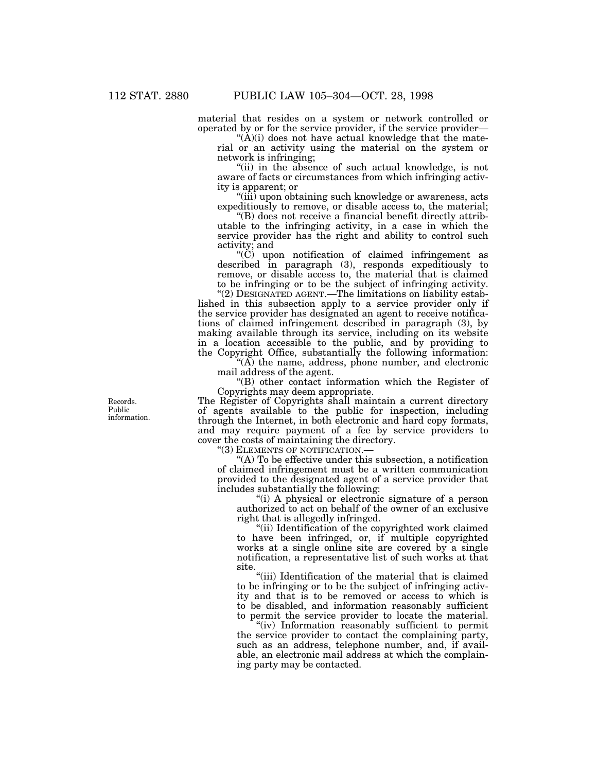material that resides on a system or network controlled or operated by or for the service provider, if the service provider—

"(A)(i) does not have actual knowledge that the material or an activity using the material on the system or network is infringing;

"(ii) in the absence of such actual knowledge, is not aware of facts or circumstances from which infringing activity is apparent; or

"(iii) upon obtaining such knowledge or awareness, acts expeditiously to remove, or disable access to, the material;

"(B) does not receive a financial benefit directly attributable to the infringing activity, in a case in which the service provider has the right and ability to control such activity; and

"(C) upon notification of claimed infringement as described in paragraph (3), responds expeditiously to remove, or disable access to, the material that is claimed to be infringing or to be the subject of infringing activity.

"(2) DESIGNATED AGENT.—The limitations on liability established in this subsection apply to a service provider only if the service provider has designated an agent to receive notifications of claimed infringement described in paragraph (3), by making available through its service, including on its website in a location accessible to the public, and by providing to the Copyright Office, substantially the following information:

"(A) the name, address, phone number, and electronic mail address of the agent.

"(B) other contact information which the Register of Copyrights may deem appropriate.

Records. Public information.

The Register of Copyrights shall maintain a current directory of agents available to the public for inspection, including through the Internet, in both electronic and hard copy formats, and may require payment of a fee by service providers to cover the costs of maintaining the directory.

"(3) ELEMENTS OF NOTIFICATION.—

"(A) To be effective under this subsection, a notification of claimed infringement must be a written communication provided to the designated agent of a service provider that includes substantially the following:

"(i) A physical or electronic signature of a person authorized to act on behalf of the owner of an exclusive right that is allegedly infringed.

"(ii) Identification of the copyrighted work claimed to have been infringed, or, if multiple copyrighted works at a single online site are covered by a single notification, a representative list of such works at that site.

"(iii) Identification of the material that is claimed to be infringing or to be the subject of infringing activity and that is to be removed or access to which is to be disabled, and information reasonably sufficient to permit the service provider to locate the material.

"(iv) Information reasonably sufficient to permit the service provider to contact the complaining party, such as an address, telephone number, and, if available, an electronic mail address at which the complaining party may be contacted.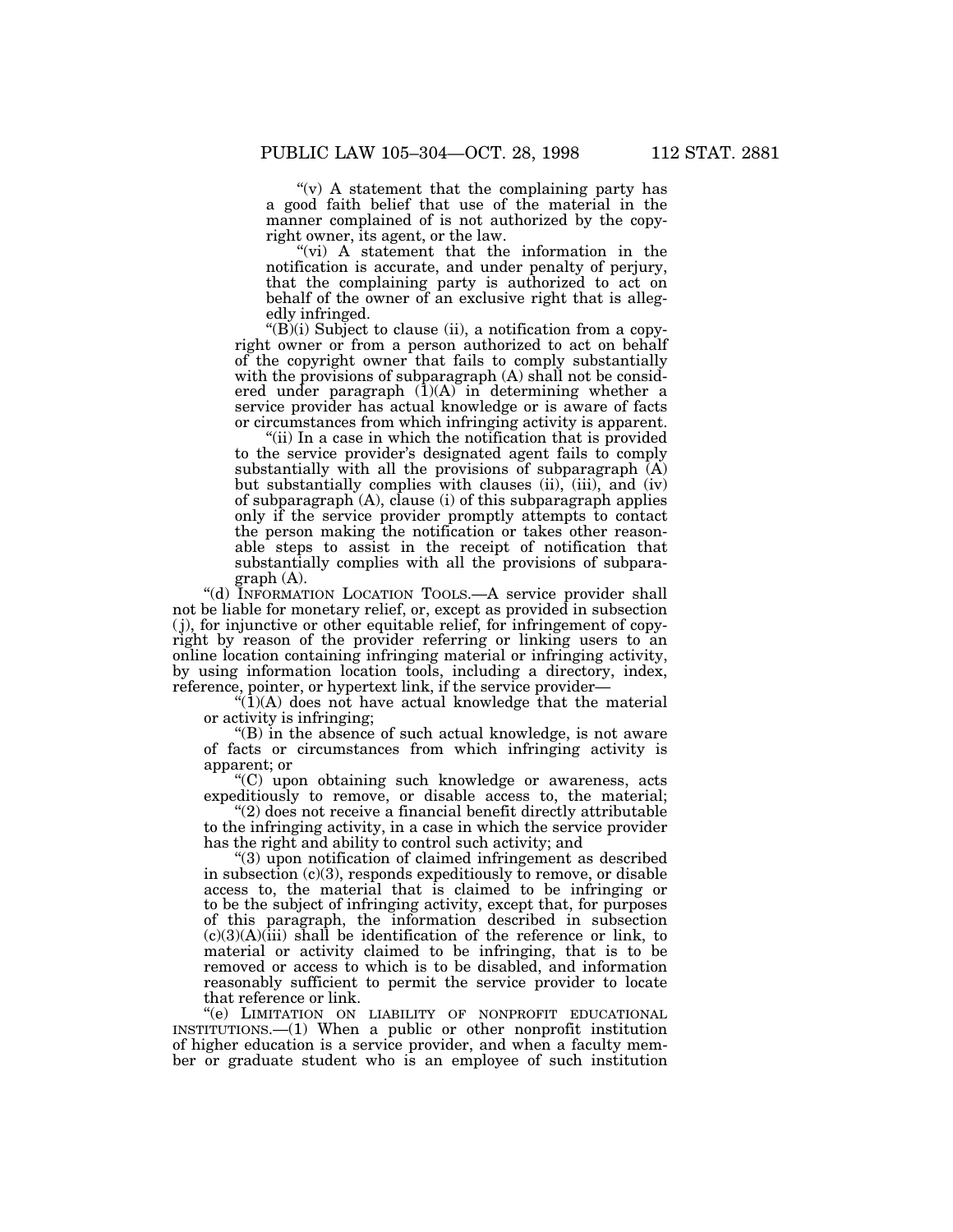"(v) A statement that the complaining party has a good faith belief that use of the material in the manner complained of is not authorized by the copyright owner, its agent, or the law.

"(vi) A statement that the information in the notification is accurate, and under penalty of perjury, that the complaining party is authorized to act on behalf of the owner of an exclusive right that is allegedly infringed.

"(B)(i) Subject to clause (ii), a notification from a copyright owner or from a person authorized to act on behalf of the copyright owner that fails to comply substantially with the provisions of subparagraph (A) shall not be considered under paragraph (1)(A) in determining whether a service provider has actual knowledge or is aware of facts or circumstances from which infringing activity is apparent.

"(ii) In a case in which the notification that is provided to the service provider's designated agent fails to comply substantially with all the provisions of subparagraph (A) but substantially complies with clauses (ii), (iii), and (iv) of subparagraph (A), clause (i) of this subparagraph applies only if the service provider promptly attempts to contact the person making the notification or takes other reasonable steps to assist in the receipt of notification that substantially complies with all the provisions of subparagraph (A).

"(d) INFORMATION LOCATION TOOLS.—A service provider shall not be liable for monetary relief, or, except as provided in subsection (j), for injunctive or other equitable relief, for infringement of copyright by reason of the provider referring or linking users to an online location containing infringing material or infringing activity, by using information location tools, including a directory, index, reference, pointer, or hypertext link, if the service provider—

"(1)(A) does not have actual knowledge that the material or activity is infringing;

"(B) in the absence of such actual knowledge, is not aware of facts or circumstances from which infringing activity is apparent; or

"(C) upon obtaining such knowledge or awareness, acts expeditiously to remove, or disable access to, the material;

"(2) does not receive a financial benefit directly attributable to the infringing activity, in a case in which the service provider has the right and ability to control such activity; and

"(3) upon notification of claimed infringement as described in subsection (c)(3), responds expeditiously to remove, or disable access to, the material that is claimed to be infringing or to be the subject of infringing activity, except that, for purposes of this paragraph, the information described in subsection (c)(3)(A)(iii) shall be identification of the reference or link, to material or activity claimed to be infringing, that is to be removed or access to which is to be disabled, and information reasonably sufficient to permit the service provider to locate that reference or link.

"(e) LIMITATION ON LIABILITY OF NONPROFIT EDUCATIONAL INSTITUTIONS.—(1) When a public or other nonprofit institution of higher education is a service provider, and when a faculty member or graduate student who is an employee of such institution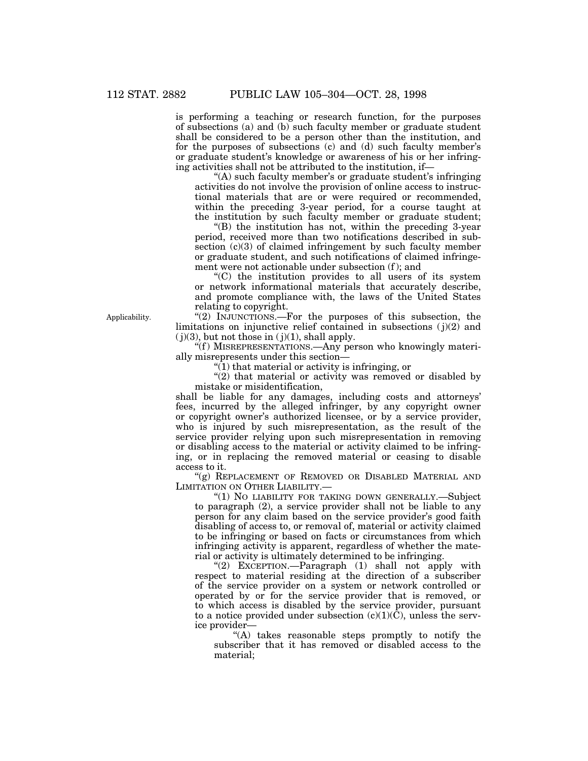is performing a teaching or research function, for the purposes of subsections (a) and (b) such faculty member or graduate student shall be considered to be a person other than the institution, and for the purposes of subsections (c) and (d) such faculty member's or graduate student's knowledge or awareness of his or her infringing activities shall not be attributed to the institution, if—

"(A) such faculty member's or graduate student's infringing activities do not involve the provision of online access to instructional materials that are or were required or recommended, within the preceding 3-year period, for a course taught at the institution by such faculty member or graduate student;

"(B) the institution has not, within the preceding 3-year period, received more than two notifications described in subsection (c)(3) of claimed infringement by such faculty member or graduate student, and such notifications of claimed infringement were not actionable under subsection (f); and

"(C) the institution provides to all users of its system or network informational materials that accurately describe, and promote compliance with, the laws of the United States relating to copyright.

Applicability.

"(2) INJUNCTIONS.—For the purposes of this subsection, the limitations on injunctive relief contained in subsections (j)(2) and (j)(3), but not those in (j)(1), shall apply.

"(f) MISREPRESENTATIONS.—Any person who knowingly materially misrepresents under this section—

"(1) that material or activity is infringing, or

"(2) that material or activity was removed or disabled by mistake or misidentification,

shall be liable for any damages, including costs and attorneys' fees, incurred by the alleged infringer, by any copyright owner or copyright owner's authorized licensee, or by a service provider, who is injured by such misrepresentation, as the result of the service provider relying upon such misrepresentation in removing or disabling access to the material or activity claimed to be infringing, or in replacing the removed material or ceasing to disable access to it.

"(g) REPLACEMENT OF REMOVED OR DISABLED MATERIAL AND LIMITATION ON OTHER LIABILITY.—

"(1) NO LIABILITY FOR TAKING DOWN GENERALLY.—Subject to paragraph (2), a service provider shall not be liable to any person for any claim based on the service provider's good faith disabling of access to, or removal of, material or activity claimed to be infringing or based on facts or circumstances from which infringing activity is apparent, regardless of whether the material or activity is ultimately determined to be infringing.

"(2) EXCEPTION.—Paragraph (1) shall not apply with respect to material residing at the direction of a subscriber of the service provider on a system or network controlled or operated by or for the service provider that is removed, or to which access is disabled by the service provider, pursuant to a notice provided under subsection (c)(1)(C), unless the service provider—

"(A) takes reasonable steps promptly to notify the subscriber that it has removed or disabled access to the material;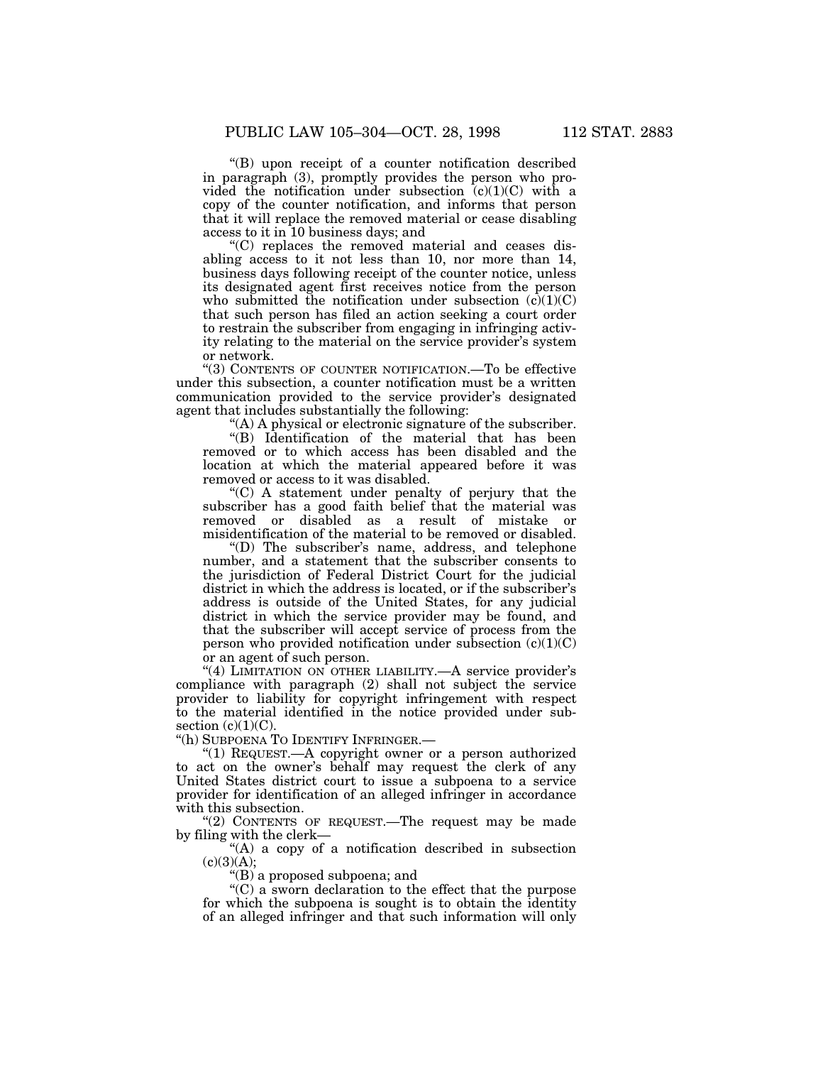"(B) upon receipt of a counter notification described in paragraph (3), promptly provides the person who provided the notification under subsection (c)(1)(C) with a copy of the counter notification, and informs that person that it will replace the removed material or cease disabling access to it in 10 business days; and

"(C) replaces the removed material and ceases disabling access to it not less than 10, nor more than 14, business days following receipt of the counter notice, unless its designated agent first receives notice from the person who submitted the notification under subsection (c)(1)(C) that such person has filed an action seeking a court order to restrain the subscriber from engaging in infringing activity relating to the material on the service provider's system or network.

"(3) CONTENTS OF COUNTER NOTIFICATION.—To be effective under this subsection, a counter notification must be a written communication provided to the service provider's designated agent that includes substantially the following:

"(A) A physical or electronic signature of the subscriber.

"(B) Identification of the material that has been removed or to which access has been disabled and the location at which the material appeared before it was removed or access to it was disabled.

"(C) A statement under penalty of perjury that the subscriber has a good faith belief that the material was removed or disabled as a result of mistake or misidentification of the material to be removed or disabled.

"(D) The subscriber's name, address, and telephone number, and a statement that the subscriber consents to the jurisdiction of Federal District Court for the judicial district in which the address is located, or if the subscriber's address is outside of the United States, for any judicial district in which the service provider may be found, and that the subscriber will accept service of process from the person who provided notification under subsection (c)(1)(C) or an agent of such person.

"(4) LIMITATION ON OTHER LIABILITY.—A service provider's compliance with paragraph (2) shall not subject the service provider to liability for copyright infringement with respect to the material identified in the notice provided under subsection (c)(1)(C).

"(h) SUBPOENA TO IDENTIFY INFRINGER.—

"(1) REQUEST.—A copyright owner or a person authorized to act on the owner's behalf may request the clerk of any United States district court to issue a subpoena to a service provider for identification of an alleged infringer in accordance with this subsection.

"(2) CONTENTS OF REQUEST.—The request may be made by filing with the clerk—

"(A) a copy of a notification described in subsection (c)(3)(A);

"(B) a proposed subpoena; and

"(C) a sworn declaration to the effect that the purpose for which the subpoena is sought is to obtain the identity of an alleged infringer and that such information will only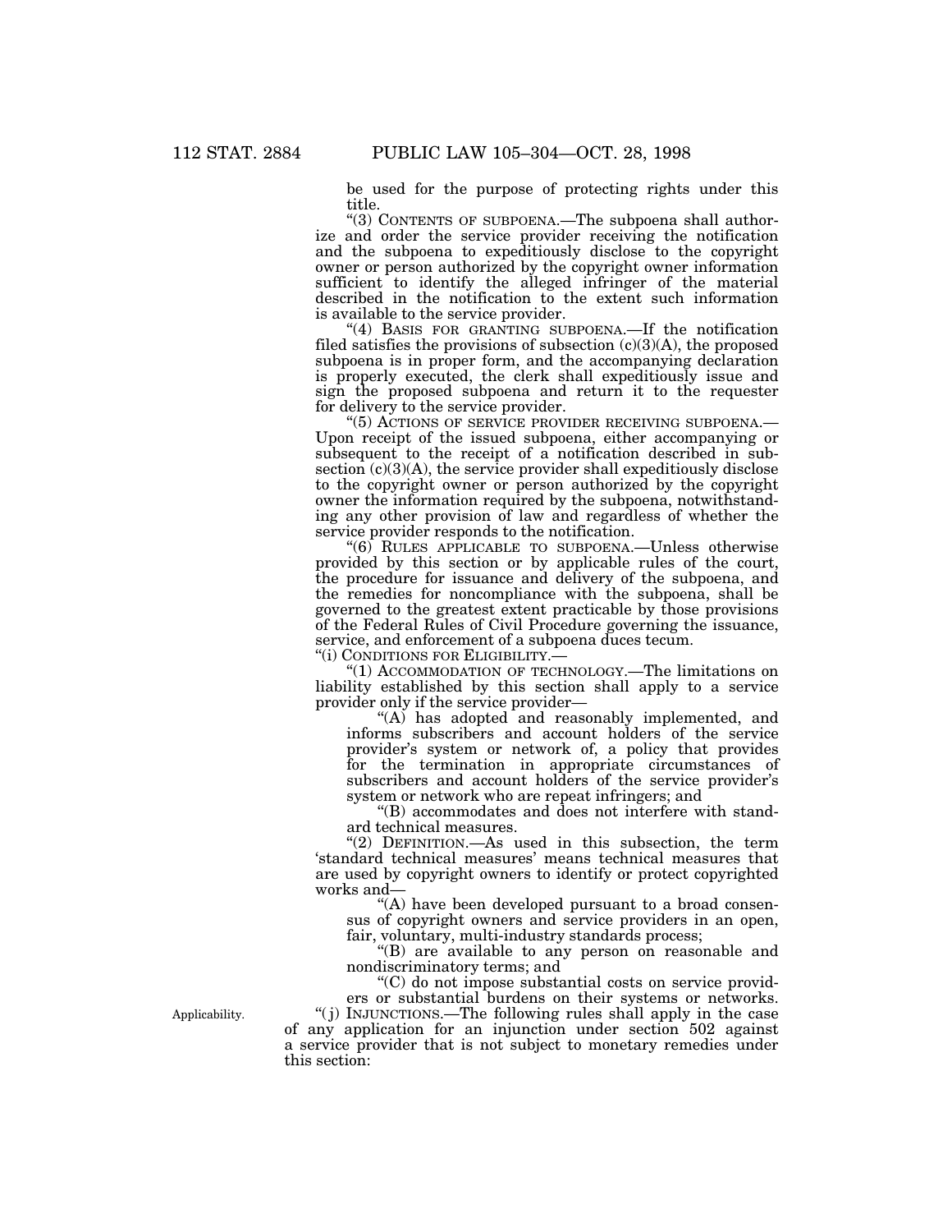be used for the purpose of protecting rights under this title.

"(3) CONTENTS OF SUBPOENA.—The subpoena shall authorize and order the service provider receiving the notification and the subpoena to expeditiously disclose to the copyright owner or person authorized by the copyright owner information sufficient to identify the alleged infringer of the material described in the notification to the extent such information is available to the service provider.

"(4) BASIS FOR GRANTING SUBPOENA.—If the notification filed satisfies the provisions of subsection (c)(3)(A), the proposed subpoena is in proper form, and the accompanying declaration is properly executed, the clerk shall expeditiously issue and sign the proposed subpoena and return it to the requester for delivery to the service provider.

"(5) ACTIONS OF SERVICE PROVIDER RECEIVING SUBPOENA.—Upon receipt of the issued subpoena, either accompanying or subsequent to the receipt of a notification described in subsection (c)(3)(A), the service provider shall expeditiously disclose to the copyright owner or person authorized by the copyright owner the information required by the subpoena, notwithstanding any other provision of law and regardless of whether the service provider responds to the notification.

"(6) RULES APPLICABLE TO SUBPOENA.—Unless otherwise provided by this section or by applicable rules of the court, the procedure for issuance and delivery of the subpoena, and the remedies for noncompliance with the subpoena, shall be governed to the greatest extent practicable by those provisions of the Federal Rules of Civil Procedure governing the issuance, service, and enforcement of a subpoena duces tecum.

"(i) CONDITIONS FOR ELIGIBILITY.—

"(1) ACCOMMODATION OF TECHNOLOGY.—The limitations on liability established by this section shall apply to a service provider only if the service provider—

"(A) has adopted and reasonably implemented, and informs subscribers and account holders of the service provider's system or network of, a policy that provides for the termination in appropriate circumstances of subscribers and account holders of the service provider's system or network who are repeat infringers; and

"(B) accommodates and does not interfere with standard technical measures.

"(2) DEFINITION.—As used in this subsection, the term 'standard technical measures' means technical measures that are used by copyright owners to identify or protect copyrighted works and—

"(A) have been developed pursuant to a broad consensus of copyright owners and service providers in an open, fair, voluntary, multi-industry standards process;

"(B) are available to any person on reasonable and nondiscriminatory terms; and

"(C) do not impose substantial costs on service providers or substantial burdens on their systems or networks.

Applicability.

"(j) INJUNCTIONS.—The following rules shall apply in the case of any application for an injunction under section 502 against a service provider that is not subject to monetary remedies under this section: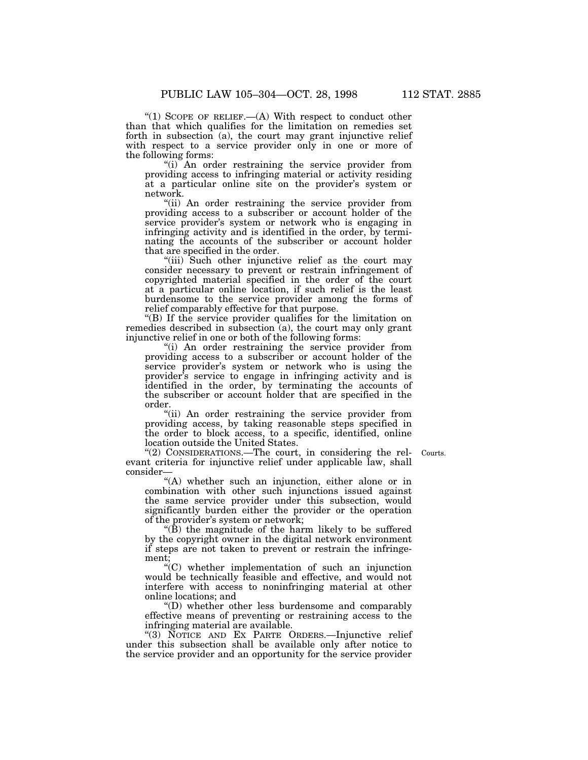"(1) SCOPE OF RELIEF.—(A) With respect to conduct other than that which qualifies for the limitation on remedies set forth in subsection (a), the court may grant injunctive relief with respect to a service provider only in one or more of the following forms:

"(i) An order restraining the service provider from providing access to infringing material or activity residing at a particular online site on the provider's system or network.

"(ii) An order restraining the service provider from providing access to a subscriber or account holder of the service provider's system or network who is engaging in infringing activity and is identified in the order, by terminating the accounts of the subscriber or account holder that are specified in the order.

"(iii) Such other injunctive relief as the court may consider necessary to prevent or restrain infringement of copyrighted material specified in the order of the court at a particular online location, if such relief is the least burdensome to the service provider among the forms of relief comparably effective for that purpose.

"(B) If the service provider qualifies for the limitation on remedies described in subsection (a), the court may only grant injunctive relief in one or both of the following forms:

"(i) An order restraining the service provider from providing access to a subscriber or account holder of the service provider's system or network who is using the provider's service to engage in infringing activity and is identified in the order, by terminating the accounts of the subscriber or account holder that are specified in the order.

"(ii) An order restraining the service provider from providing access, by taking reasonable steps specified in the order to block access, to a specific, identified, online location outside the United States.

"(2) CONSIDERATIONS.—The court, in considering the relevant criteria for injunctive relief under applicable law, shall consider—

Courts.

"(A) whether such an injunction, either alone or in combination with other such injunctions issued against the same service provider under this subsection, would significantly burden either the provider or the operation of the provider's system or network;

"(B) the magnitude of the harm likely to be suffered by the copyright owner in the digital network environment if steps are not taken to prevent or restrain the infringement;

"(C) whether implementation of such an injunction would be technically feasible and effective, and would not interfere with access to noninfringing material at other online locations; and

"(D) whether other less burdensome and comparably effective means of preventing or restraining access to the infringing material are available.

"(3) NOTICE AND EX PARTE ORDERS.—Injunctive relief under this subsection shall be available only after notice to the service provider and an opportunity for the service provider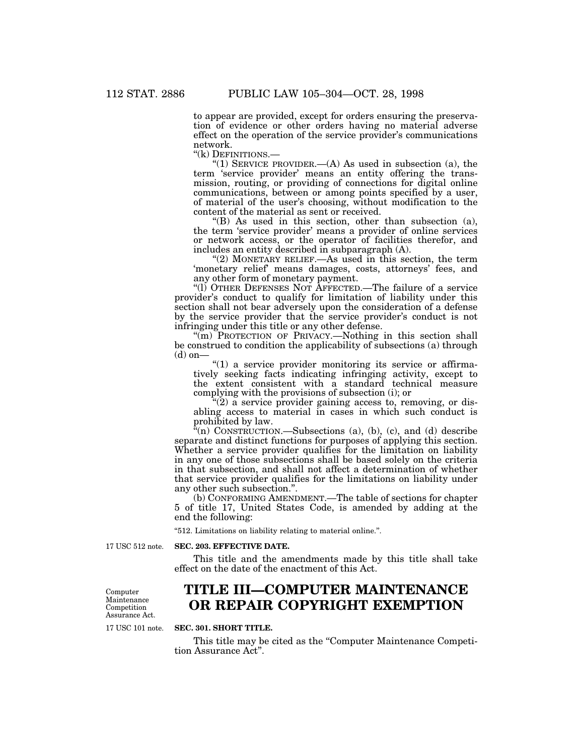to appear are provided, except for orders ensuring the preservation of evidence or other orders having no material adverse effect on the operation of the service provider's communications network.

"(k) DEFINITIONS.—

"(1) SERVICE PROVIDER.—(A) As used in subsection (a), the term 'service provider' means an entity offering the transmission, routing, or providing of connections for digital online communications, between or among points specified by a user, of material of the user's choosing, without modification to the content of the material as sent or received.

"(B) As used in this section, other than subsection (a), the term 'service provider' means a provider of online services or network access, or the operator of facilities therefor, and includes an entity described in subparagraph (A).

"(2) MONETARY RELIEF.—As used in this section, the term 'monetary relief' means damages, costs, attorneys' fees, and any other form of monetary payment.

"(l) OTHER DEFENSES NOT AFFECTED.—The failure of a service provider's conduct to qualify for limitation of liability under this section shall not bear adversely upon the consideration of a defense by the service provider that the service provider's conduct is not infringing under this title or any other defense.

"(m) PROTECTION OF PRIVACY.—Nothing in this section shall be construed to condition the applicability of subsections (a) through (d) on—

"(1) a service provider monitoring its service or affirmatively seeking facts indicating infringing activity, except to the extent consistent with a standard technical measure complying with the provisions of subsection (i); or

"(2) a service provider gaining access to, removing, or disabling access to material in cases in which such conduct is prohibited by law.

"(n) CONSTRUCTION.—Subsections (a), (b), (c), and (d) describe separate and distinct functions for purposes of applying this section. Whether a service provider qualifies for the limitation on liability in any one of those subsections shall be based solely on the criteria in that subsection, and shall not affect a determination of whether that service provider qualifies for the limitations on liability under any other such subsection.".

(b) CONFORMING AMENDMENT.—The table of sections for chapter 5 of title 17, United States Code, is amended by adding at the end the following:

"512. Limitations on liability relating to material online.".

17 USC 512 note.

**SEC. 203. EFFECTIVE DATE.**

This title and the amendments made by this title shall take effect on the date of the enactment of this Act.

Computer Maintenance Competition Assurance Act.

# TITLE III—COMPUTER MAINTENANCE OR REPAIR COPYRIGHT EXEMPTION

17 USC 101 note.

**SEC. 301. SHORT TITLE.**

This title may be cited as the "Computer Maintenance Competition Assurance Act".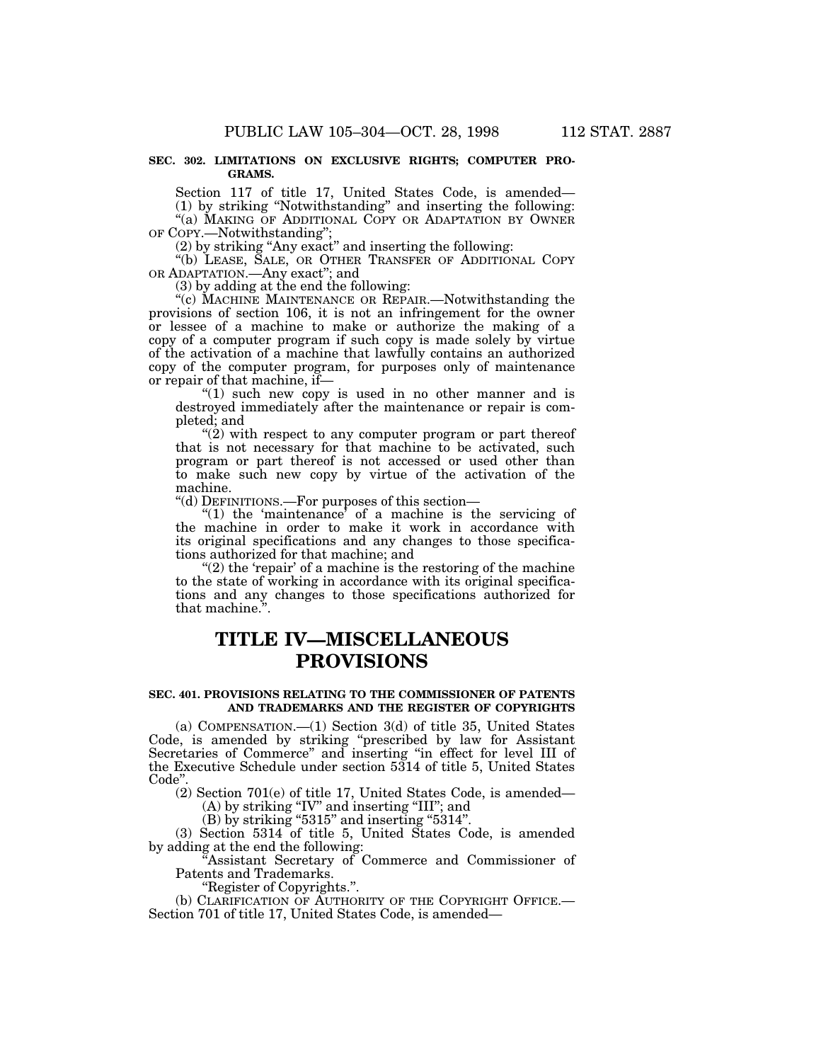**SEC. 302. LIMITATIONS ON EXCLUSIVE RIGHTS; COMPUTER PROGRAMS.**

Section 117 of title 17, United States Code, is amended—

(1) by striking "Notwithstanding" and inserting the following: "(a) MAKING OF ADDITIONAL COPY OR ADAPTATION BY OWNER OF COPY.—Notwithstanding";

(2) by striking "Any exact" and inserting the following: "(b) LEASE, SALE, OR OTHER TRANSFER OF ADDITIONAL COPY OR ADAPTATION.—Any exact"; and

(3) by adding at the end the following:

"(c) MACHINE MAINTENANCE OR REPAIR.—Notwithstanding the provisions of section 106, it is not an infringement for the owner or lessee of a machine to make or authorize the making of a copy of a computer program if such copy is made solely by virtue of the activation of a machine that lawfully contains an authorized copy of the computer program, for purposes only of maintenance or repair of that machine, if—

"(1) such new copy is used in no other manner and is destroyed immediately after the maintenance or repair is completed; and

"(2) with respect to any computer program or part thereof that is not necessary for that machine to be activated, such program or part thereof is not accessed or used other than to make such new copy by virtue of the activation of the machine.

"(d) DEFINITIONS.—For purposes of this section—

"(1) the 'maintenance' of a machine is the servicing of the machine in order to make it work in accordance with its original specifications and any changes to those specifications authorized for that machine; and

"(2) the 'repair' of a machine is the restoring of the machine to the state of working in accordance with its original specifications and any changes to those specifications authorized for that machine.".

# TITLE IV—MISCELLANEOUS PROVISIONS

**SEC. 401. PROVISIONS RELATING TO THE COMMISSIONER OF PATENTS AND TRADEMARKS AND THE REGISTER OF COPYRIGHTS**

(a) COMPENSATION.—(1) Section 3(d) of title 35, United States Code, is amended by striking "prescribed by law for Assistant Secretaries of Commerce" and inserting "in effect for level III of the Executive Schedule under section 5314 of title 5, United States Code".

(2) Section 701(e) of title 17, United States Code, is amended—

(A) by striking "IV" and inserting "III"; and

(B) by striking "5315" and inserting "5314".

(3) Section 5314 of title 5, United States Code, is amended by adding at the end the following:

"Assistant Secretary of Commerce and Commissioner of Patents and Trademarks.

"Register of Copyrights.".

(b) CLARIFICATION OF AUTHORITY OF THE COPYRIGHT OFFICE.—Section 701 of title 17, United States Code, is amended—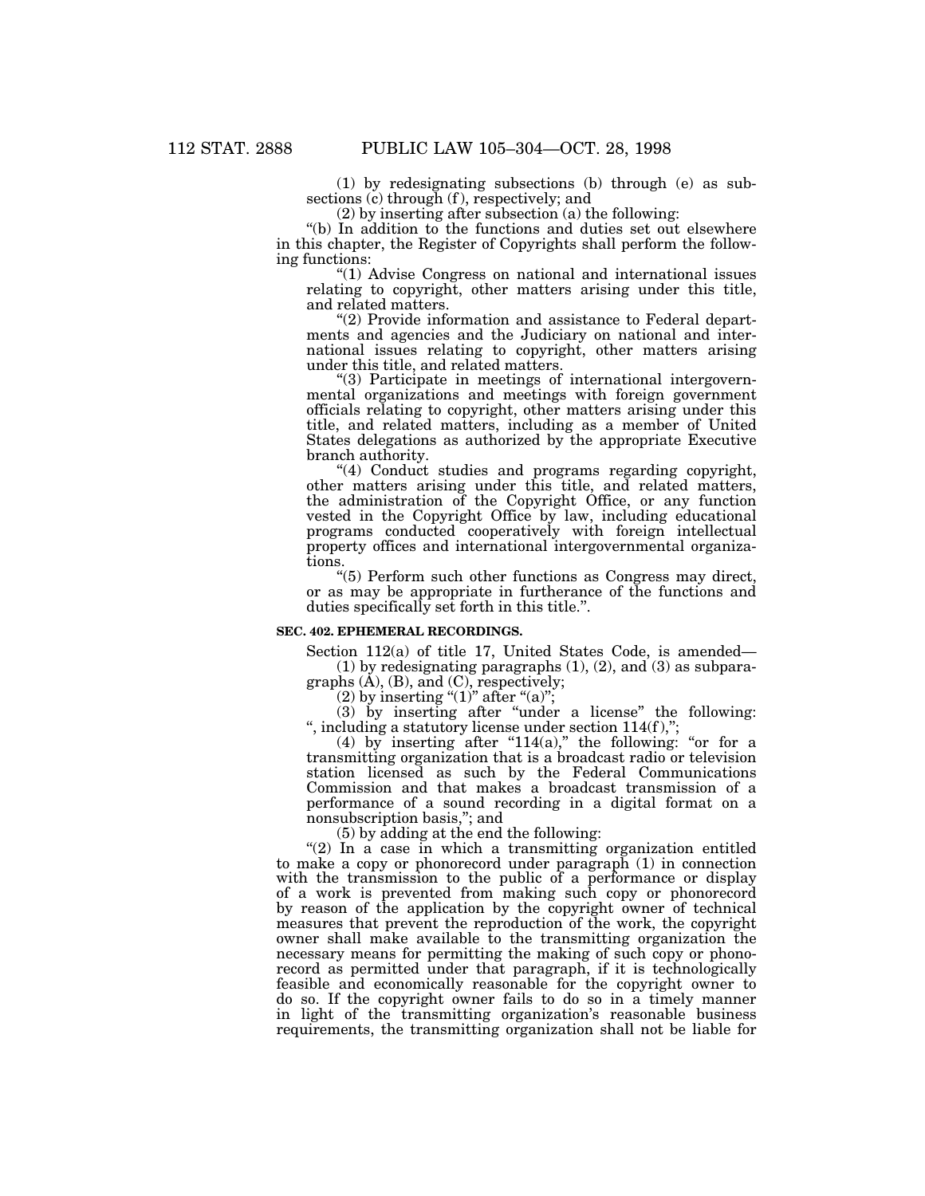(1) by redesignating subsections (b) through (e) as subsections (c) through (f), respectively; and

(2) by inserting after subsection (a) the following:

"(b) In addition to the functions and duties set out elsewhere in this chapter, the Register of Copyrights shall perform the following functions:

"(1) Advise Congress on national and international issues relating to copyright, other matters arising under this title, and related matters.

"(2) Provide information and assistance to Federal departments and agencies and the Judiciary on national and international issues relating to copyright, other matters arising under this title, and related matters.

"(3) Participate in meetings of international intergovernmental organizations and meetings with foreign government officials relating to copyright, other matters arising under this title, and related matters, including as a member of United States delegations as authorized by the appropriate Executive branch authority.

"(4) Conduct studies and programs regarding copyright, other matters arising under this title, and related matters, the administration of the Copyright Office, or any function vested in the Copyright Office by law, including educational programs conducted cooperatively with foreign intellectual property offices and international intergovernmental organizations.

"(5) Perform such other functions as Congress may direct, or as may be appropriate in furtherance of the functions and duties specifically set forth in this title.".

**SEC. 402. EPHEMERAL RECORDINGS.**

Section 112(a) of title 17, United States Code, is amended—

(1) by redesignating paragraphs (1), (2), and (3) as subparagraphs (A), (B), and (C), respectively;

(2) by inserting "(1)" after "(a)";

(3) by inserting after "under a license" the following: ", including a statutory license under section 114(f),";

(4) by inserting after "114(a)," the following: "or for a transmitting organization that is a broadcast radio or television station licensed as such by the Federal Communications Commission and that makes a broadcast transmission of a performance of a sound recording in a digital format on a nonsubscription basis,"; and

(5) by adding at the end the following:

"(2) In a case in which a transmitting organization entitled to make a copy or phonorecord under paragraph (1) in connection with the transmission to the public of a performance or display of a work is prevented from making such copy or phonorecord by reason of the application by the copyright owner of technical measures that prevent the reproduction of the work, the copyright owner shall make available to the transmitting organization the necessary means for permitting the making of such copy or phonorecord as permitted under that paragraph, if it is technologically feasible and economically reasonable for the copyright owner to do so. If the copyright owner fails to do so in a timely manner in light of the transmitting organization's reasonable business requirements, the transmitting organization shall not be liable for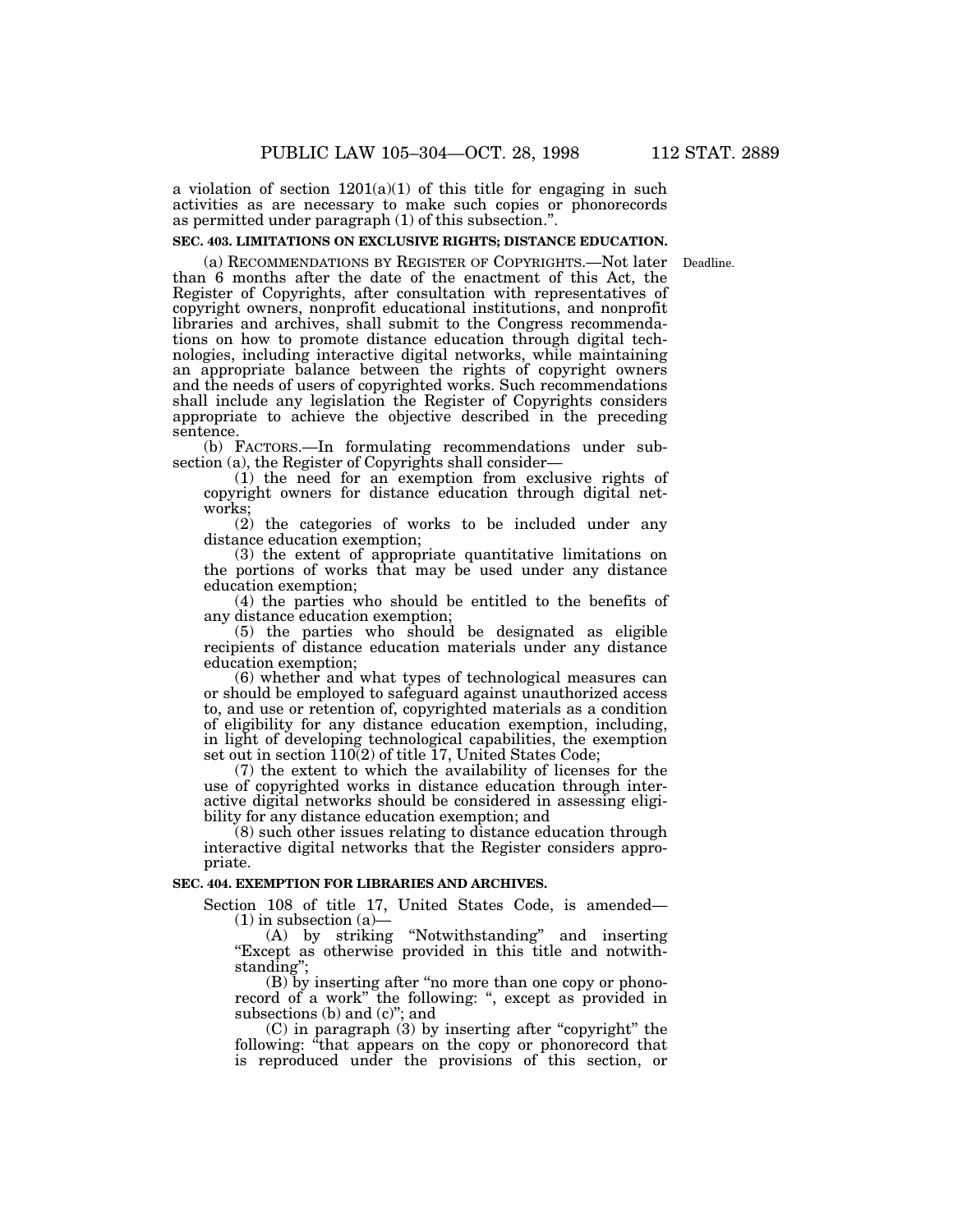a violation of section 1201(a)(1) of this title for engaging in such activities as are necessary to make such copies or phonorecords as permitted under paragraph (1) of this subsection.".

**SEC. 403. LIMITATIONS ON EXCLUSIVE RIGHTS; DISTANCE EDUCATION.**

Deadline.

(a) RECOMMENDATIONS BY REGISTER OF COPYRIGHTS.—Not later than 6 months after the date of the enactment of this Act, the Register of Copyrights, after consultation with representatives of copyright owners, nonprofit educational institutions, and nonprofit libraries and archives, shall submit to the Congress recommendations on how to promote distance education through digital technologies, including interactive digital networks, while maintaining an appropriate balance between the rights of copyright owners and the needs of users of copyrighted works. Such recommendations shall include any legislation the Register of Copyrights considers appropriate to achieve the objective described in the preceding sentence.

(b) FACTORS.—In formulating recommendations under subsection (a), the Register of Copyrights shall consider—

(1) the need for an exemption from exclusive rights of copyright owners for distance education through digital networks;

(2) the categories of works to be included under any distance education exemption;

(3) the extent of appropriate quantitative limitations on the portions of works that may be used under any distance education exemption;

(4) the parties who should be entitled to the benefits of any distance education exemption;

(5) the parties who should be designated as eligible recipients of distance education materials under any distance education exemption;

(6) whether and what types of technological measures can or should be employed to safeguard against unauthorized access to, and use or retention of, copyrighted materials as a condition of eligibility for any distance education exemption, including, in light of developing technological capabilities, the exemption set out in section 110(2) of title 17, United States Code;

(7) the extent to which the availability of licenses for the use of copyrighted works in distance education through interactive digital networks should be considered in assessing eligibility for any distance education exemption; and

(8) such other issues relating to distance education through interactive digital networks that the Register considers appropriate.

**SEC. 404. EXEMPTION FOR LIBRARIES AND ARCHIVES.**

Section 108 of title 17, United States Code, is amended—

(1) in subsection (a)—

(A) by striking "Notwithstanding" and inserting "Except as otherwise provided in this title and notwithstanding";

(B) by inserting after "no more than one copy or phonorecord of a work" the following: ", except as provided in subsections (b) and (c)"; and

(C) in paragraph (3) by inserting after "copyright" the following: "that appears on the copy or phonorecord that is reproduced under the provisions of this section, or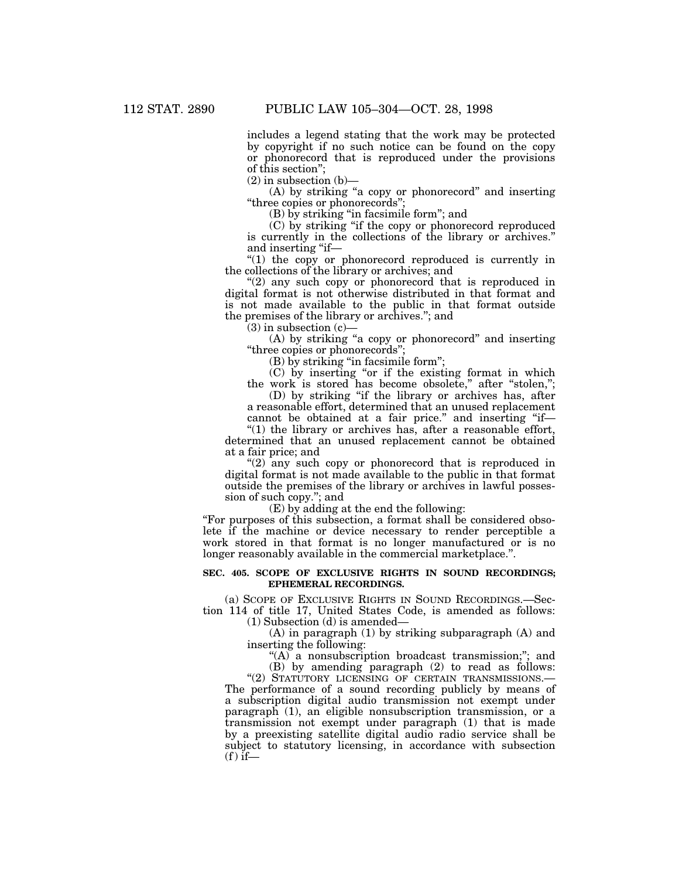includes a legend stating that the work may be protected by copyright if no such notice can be found on the copy or phonorecord that is reproduced under the provisions of this section";

(2) in subsection (b)—

(A) by striking "a copy or phonorecord" and inserting "three copies or phonorecords";

(B) by striking "in facsimile form"; and

(C) by striking "if the copy or phonorecord reproduced is currently in the collections of the library or archives." and inserting "if—

"(1) the copy or phonorecord reproduced is currently in the collections of the library or archives; and

"(2) any such copy or phonorecord that is reproduced in digital format is not otherwise distributed in that format and is not made available to the public in that format outside the premises of the library or archives."; and

(3) in subsection (c)—

(A) by striking "a copy or phonorecord" and inserting "three copies or phonorecords";

(B) by striking "in facsimile form";

(C) by inserting "or if the existing format in which the work is stored has become obsolete," after "stolen,";

(D) by striking "if the library or archives has, after a reasonable effort, determined that an unused replacement cannot be obtained at a fair price." and inserting "if—

"(1) the library or archives has, after a reasonable effort, determined that an unused replacement cannot be obtained at a fair price; and

"(2) any such copy or phonorecord that is reproduced in digital format is not made available to the public in that format outside the premises of the library or archives in lawful possession of such copy."; and

(E) by adding at the end the following:

"For purposes of this subsection, a format shall be considered obsolete if the machine or device necessary to render perceptible a work stored in that format is no longer manufactured or is no longer reasonably available in the commercial marketplace.".

**SEC. 405. SCOPE OF EXCLUSIVE RIGHTS IN SOUND RECORDINGS; EPHEMERAL RECORDINGS.**

(a) SCOPE OF EXCLUSIVE RIGHTS IN SOUND RECORDINGS.—Section 114 of title 17, United States Code, is amended as follows:

(1) Subsection (d) is amended—

(A) in paragraph (1) by striking subparagraph (A) and inserting the following:

"(A) a nonsubscription broadcast transmission;"; and

(B) by amending paragraph (2) to read as follows:

"(2) STATUTORY LICENSING OF CERTAIN TRANSMISSIONS.— The performance of a sound recording publicly by means of a subscription digital audio transmission not exempt under paragraph (1), an eligible nonsubscription transmission, or a transmission not exempt under paragraph (1) that is made by a preexisting satellite digital audio radio service shall be subject to statutory licensing, in accordance with subsection (f) if—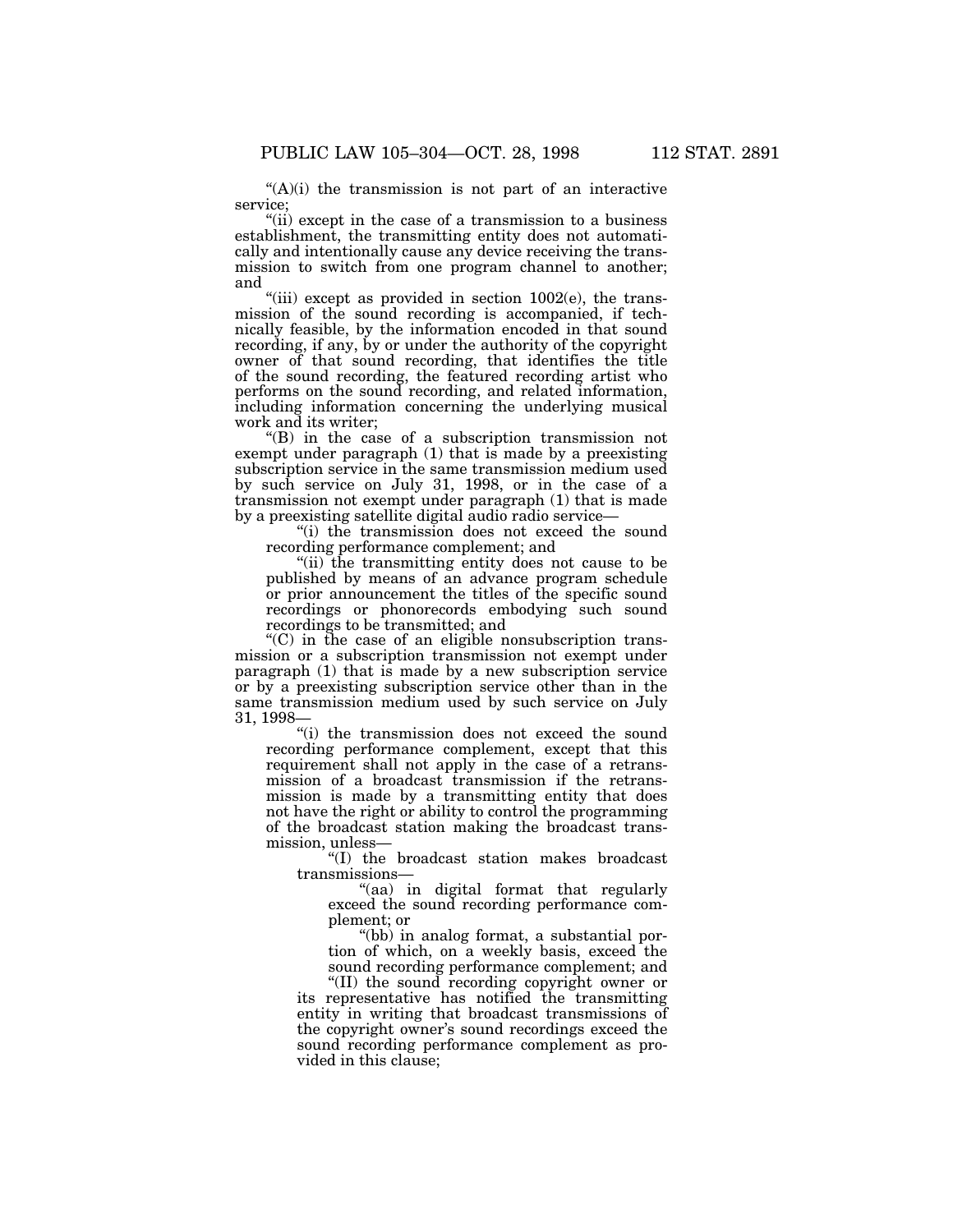“(A)(i) the transmission is not part of an interactive service;

“(ii) except in the case of a transmission to a business establishment, the transmitting entity does not automatically and intentionally cause any device receiving the transmission to switch from one program channel to another; and

“(iii) except as provided in section 1002(e), the transmission of the sound recording is accompanied, if technically feasible, by the information encoded in that sound recording, if any, by or under the authority of the copyright owner of that sound recording, that identifies the title of the sound recording, the featured recording artist who performs on the sound recording, and related information, including information concerning the underlying musical work and its writer;

“(B) in the case of a subscription transmission not exempt under paragraph (1) that is made by a preexisting subscription service in the same transmission medium used by such service on July 31, 1998, or in the case of a transmission not exempt under paragraph (1) that is made by a preexisting satellite digital audio radio service—

“(i) the transmission does not exceed the sound recording performance complement; and

“(ii) the transmitting entity does not cause to be published by means of an advance program schedule or prior announcement the titles of the specific sound recordings or phonorecords embodying such sound recordings to be transmitted; and

“(C) in the case of an eligible nonsubscription transmission or a subscription transmission not exempt under paragraph (1) that is made by a new subscription service or by a preexisting subscription service other than in the same transmission medium used by such service on July 31, 1998—

“(i) the transmission does not exceed the sound recording performance complement, except that this requirement shall not apply in the case of a retransmission of a broadcast transmission if the retransmission is made by a transmitting entity that does not have the right or ability to control the programming of the broadcast station making the broadcast transmission, unless—

“(I) the broadcast station makes broadcast transmissions—

“(aa) in digital format that regularly exceed the sound recording performance complement; or

“(bb) in analog format, a substantial portion of which, on a weekly basis, exceed the sound recording performance complement; and

“(II) the sound recording copyright owner or its representative has notified the transmitting entity in writing that broadcast transmissions of the copyright owner’s sound recordings exceed the sound recording performance complement as provided in this clause;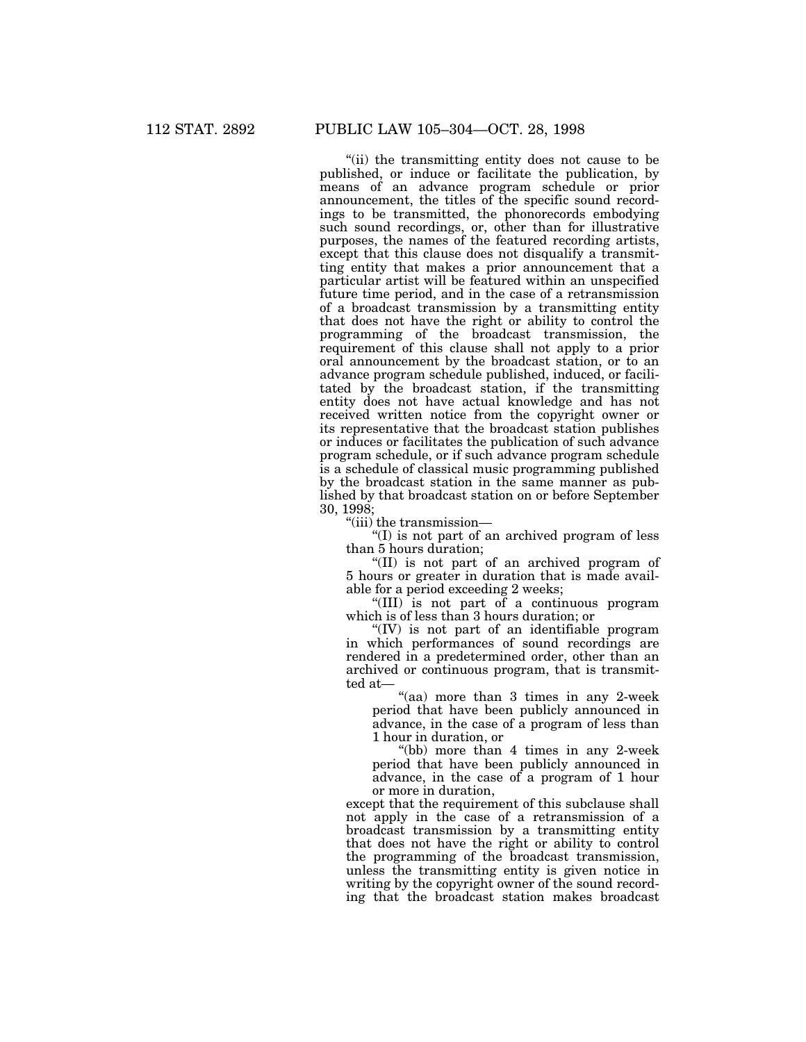"(ii) the transmitting entity does not cause to be published, or induce or facilitate the publication, by means of an advance program schedule or prior announcement, the titles of the specific sound recordings to be transmitted, the phonorecords embodying such sound recordings, or, other than for illustrative purposes, the names of the featured recording artists, except that this clause does not disqualify a transmitting entity that makes a prior announcement that a particular artist will be featured within an unspecified future time period, and in the case of a retransmission of a broadcast transmission by a transmitting entity that does not have the right or ability to control the programming of the broadcast transmission, the requirement of this clause shall not apply to a prior oral announcement by the broadcast station, or to an advance program schedule published, induced, or facilitated by the broadcast station, if the transmitting entity does not have actual knowledge and has not received written notice from the copyright owner or its representative that the broadcast station publishes or induces or facilitates the publication of such advance program schedule, or if such advance program schedule is a schedule of classical music programming published by the broadcast station in the same manner as published by that broadcast station on or before September 30, 1998;

"(iii) the transmission—

"(I) is not part of an archived program of less than 5 hours duration;

"(II) is not part of an archived program of 5 hours or greater in duration that is made available for a period exceeding 2 weeks;

"(III) is not part of a continuous program which is of less than 3 hours duration; or

"(IV) is not part of an identifiable program in which performances of sound recordings are rendered in a predetermined order, other than an archived or continuous program, that is transmitted at—

"(aa) more than 3 times in any 2-week period that have been publicly announced in advance, in the case of a program of less than 1 hour in duration, or

"(bb) more than 4 times in any 2-week period that have been publicly announced in advance, in the case of a program of 1 hour or more in duration,

except that the requirement of this subclause shall not apply in the case of a retransmission of a broadcast transmission by a transmitting entity that does not have the right or ability to control the programming of the broadcast transmission, unless the transmitting entity is given notice in writing by the copyright owner of the sound recording that the broadcast station makes broadcast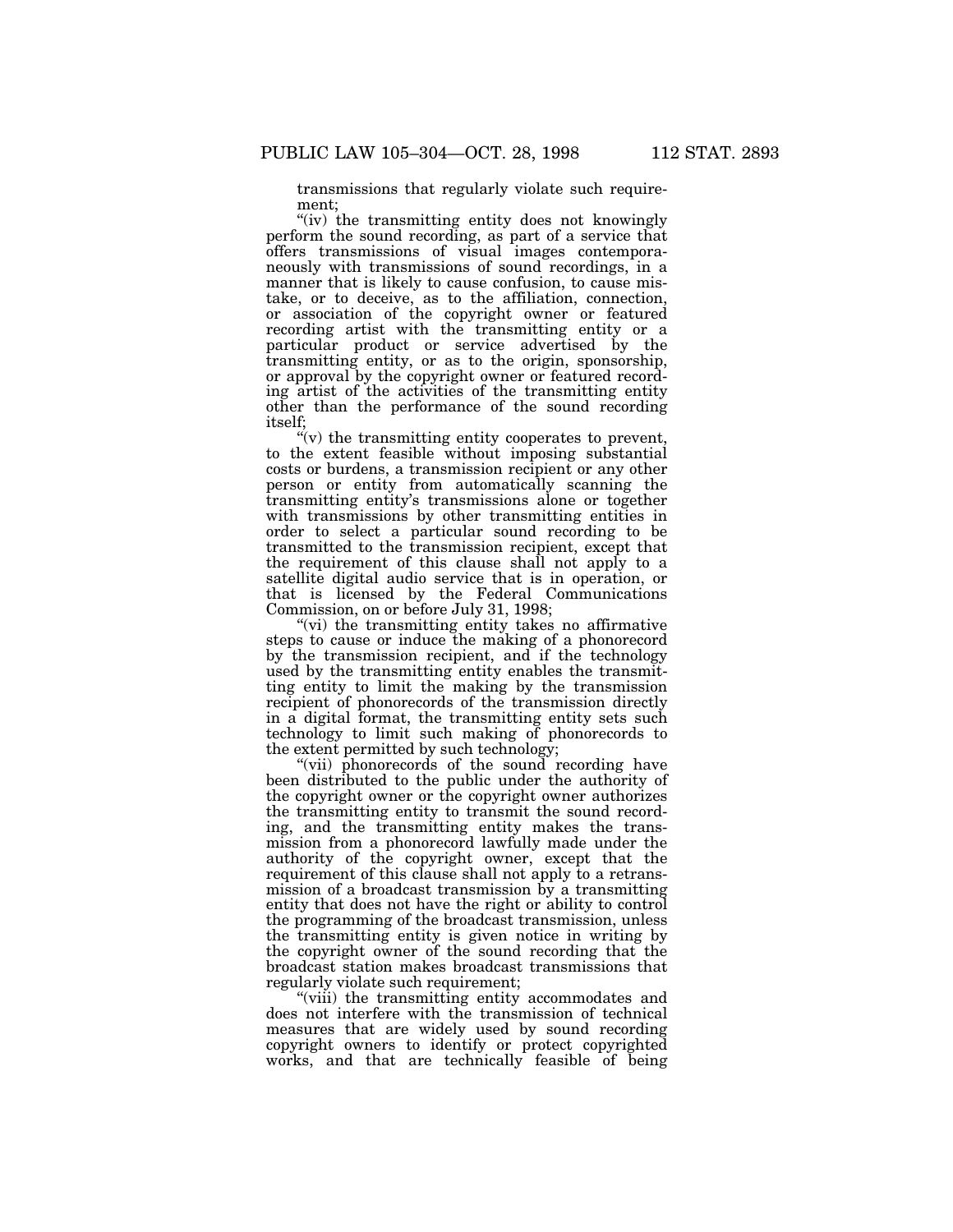transmissions that regularly violate such requirement;

"(iv) the transmitting entity does not knowingly perform the sound recording, as part of a service that offers transmissions of visual images contemporaneously with transmissions of sound recordings, in a manner that is likely to cause confusion, to cause mistake, or to deceive, as to the affiliation, connection, or association of the copyright owner or featured recording artist with the transmitting entity or a particular product or service advertised by the transmitting entity, or as to the origin, sponsorship, or approval by the copyright owner or featured recording artist of the activities of the transmitting entity other than the performance of the sound recording itself;

"(v) the transmitting entity cooperates to prevent, to the extent feasible without imposing substantial costs or burdens, a transmission recipient or any other person or entity from automatically scanning the transmitting entity's transmissions alone or together with transmissions by other transmitting entities in order to select a particular sound recording to be transmitted to the transmission recipient, except that the requirement of this clause shall not apply to a satellite digital audio service that is in operation, or that is licensed by the Federal Communications Commission, on or before July 31, 1998;

"(vi) the transmitting entity takes no affirmative steps to cause or induce the making of a phonorecord by the transmission recipient, and if the technology used by the transmitting entity enables the transmitting entity to limit the making by the transmission recipient of phonorecords of the transmission directly in a digital format, the transmitting entity sets such technology to limit such making of phonorecords to the extent permitted by such technology;

"(vii) phonorecords of the sound recording have been distributed to the public under the authority of the copyright owner or the copyright owner authorizes the transmitting entity to transmit the sound recording, and the transmitting entity makes the transmission from a phonorecord lawfully made under the authority of the copyright owner, except that the requirement of this clause shall not apply to a retransmission of a broadcast transmission by a transmitting entity that does not have the right or ability to control the programming of the broadcast transmission, unless the transmitting entity is given notice in writing by the copyright owner of the sound recording that the broadcast station makes broadcast transmissions that regularly violate such requirement;

"(viii) the transmitting entity accommodates and does not interfere with the transmission of technical measures that are widely used by sound recording copyright owners to identify or protect copyrighted works, and that are technically feasible of being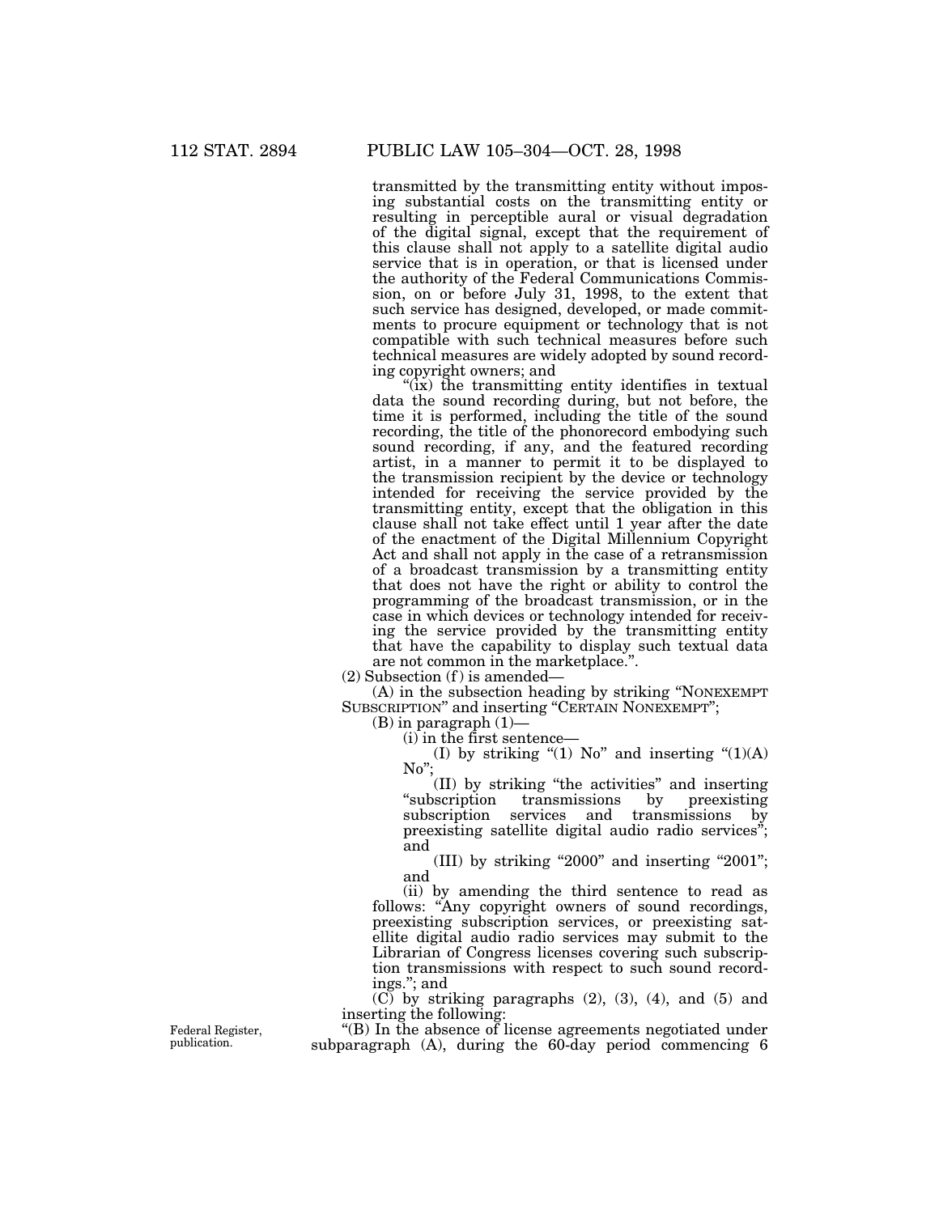transmitted by the transmitting entity without imposing substantial costs on the transmitting entity or resulting in perceptible aural or visual degradation of the digital signal, except that the requirement of this clause shall not apply to a satellite digital audio service that is in operation, or that is licensed under the authority of the Federal Communications Commission, on or before July 31, 1998, to the extent that such service has designed, developed, or made commitments to procure equipment or technology that is not compatible with such technical measures before such technical measures are widely adopted by sound recording copyright owners; and

"(ix) the transmitting entity identifies in textual data the sound recording during, but not before, the time it is performed, including the title of the sound recording, the title of the phonorecord embodying such sound recording, if any, and the featured recording artist, in a manner to permit it to be displayed to the transmission recipient by the device or technology intended for receiving the service provided by the transmitting entity, except that the obligation in this clause shall not take effect until 1 year after the date of the enactment of the Digital Millennium Copyright Act and shall not apply in the case of a retransmission of a broadcast transmission by a transmitting entity that does not have the right or ability to control the programming of the broadcast transmission, or in the case in which devices or technology intended for receiving the service provided by the transmitting entity that have the capability to display such textual data are not common in the marketplace.".

(2) Subsection (f) is amended—

(A) in the subsection heading by striking "NONEXEMPT SUBSCRIPTION" and inserting "CERTAIN NONEXEMPT";

(B) in paragraph (1)—

(i) in the first sentence—

(I) by striking "(1) No" and inserting "(1)(A) No";

(II) by striking "the activities" and inserting "subscription transmissions by preexisting subscription services and transmissions by preexisting satellite digital audio radio services"; and

(III) by striking "2000" and inserting "2001"; and

(ii) by amending the third sentence to read as follows: "Any copyright owners of sound recordings, preexisting subscription services, or preexisting satellite digital audio radio services may submit to the Librarian of Congress licenses covering such subscription transmissions with respect to such sound recordings."; and

(C) by striking paragraphs (2), (3), (4), and (5) and inserting the following:

Federal Register, publication.

"(B) In the absence of license agreements negotiated under subparagraph (A), during the 60-day period commencing 6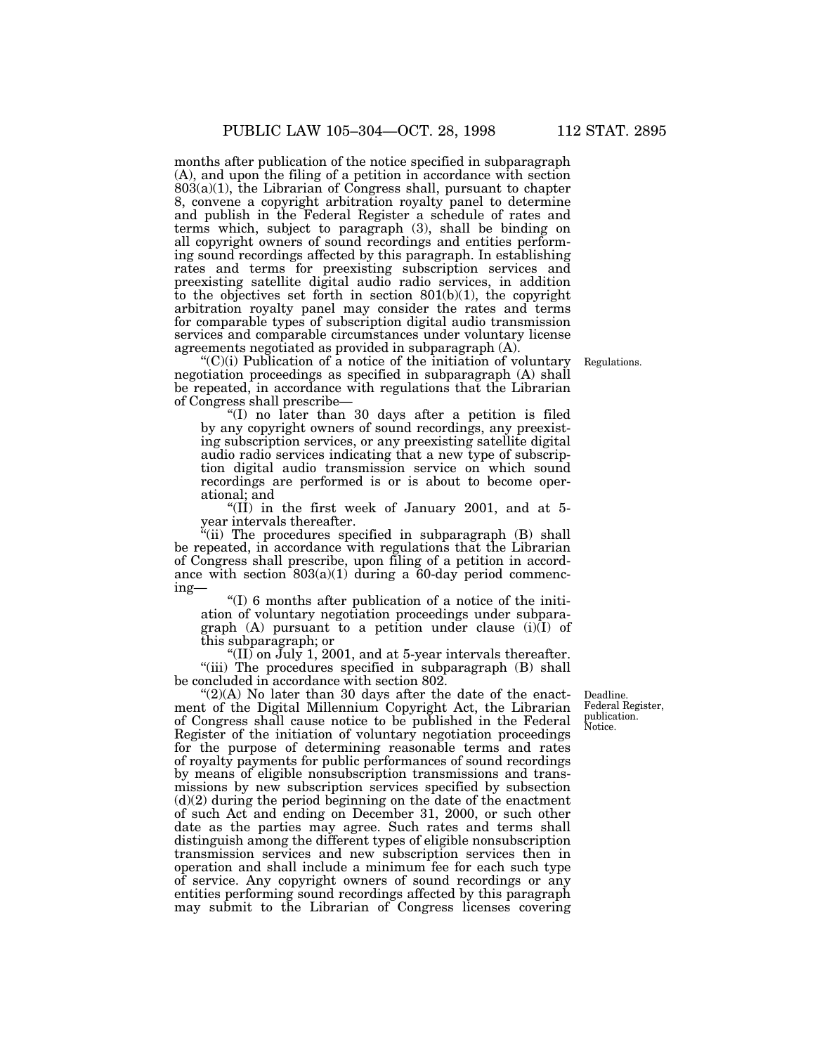months after publication of the notice specified in subparagraph (A), and upon the filing of a petition in accordance with section 803(a)(1), the Librarian of Congress shall, pursuant to chapter 8, convene a copyright arbitration royalty panel to determine and publish in the Federal Register a schedule of rates and terms which, subject to paragraph (3), shall be binding on all copyright owners of sound recordings and entities performing sound recordings affected by this paragraph. In establishing rates and terms for preexisting subscription services and preexisting satellite digital audio radio services, in addition to the objectives set forth in section 801(b)(1), the copyright arbitration royalty panel may consider the rates and terms for comparable types of subscription digital audio transmission services and comparable circumstances under voluntary license agreements negotiated as provided in subparagraph (A).

Regulations.

"(C)(i) Publication of a notice of the initiation of voluntary negotiation proceedings as specified in subparagraph (A) shall be repeated, in accordance with regulations that the Librarian of Congress shall prescribe—

"(I) no later than 30 days after a petition is filed by any copyright owners of sound recordings, any preexisting subscription services, or any preexisting satellite digital audio radio services indicating that a new type of subscription digital audio transmission service on which sound recordings are performed is or is about to become operational; and

"(II) in the first week of January 2001, and at 5-year intervals thereafter.

"(ii) The procedures specified in subparagraph (B) shall be repeated, in accordance with regulations that the Librarian of Congress shall prescribe, upon filing of a petition in accordance with section 803(a)(1) during a 60-day period commencing—

"(I) 6 months after publication of a notice of the initiation of voluntary negotiation proceedings under subparagraph (A) pursuant to a petition under clause (i)(I) of this subparagraph; or

"(II) on July 1, 2001, and at 5-year intervals thereafter.

"(iii) The procedures specified in subparagraph (B) shall be concluded in accordance with section 802.

Deadline. Federal Register, publication. Notice.

"(2)(A) No later than 30 days after the date of the enactment of the Digital Millennium Copyright Act, the Librarian of Congress shall cause notice to be published in the Federal Register of the initiation of voluntary negotiation proceedings for the purpose of determining reasonable terms and rates of royalty payments for public performances of sound recordings by means of eligible nonsubscription transmissions and transmissions by new subscription services specified by subsection (d)(2) during the period beginning on the date of the enactment of such Act and ending on December 31, 2000, or such other date as the parties may agree. Such rates and terms shall distinguish among the different types of eligible nonsubscription transmission services and new subscription services then in operation and shall include a minimum fee for each such type of service. Any copyright owners of sound recordings or any entities performing sound recordings affected by this paragraph may submit to the Librarian of Congress licenses covering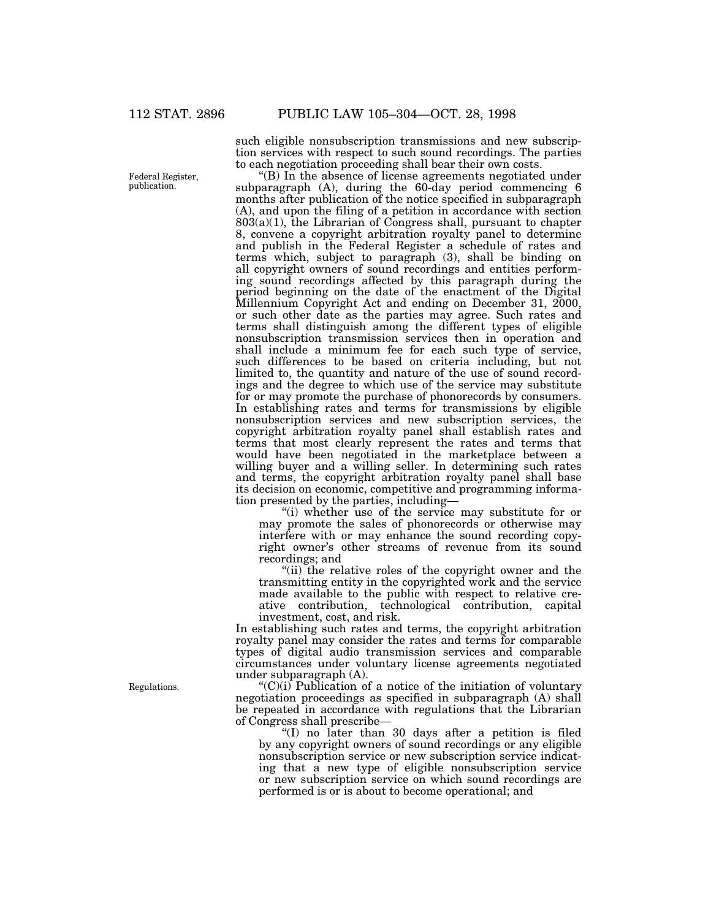such eligible nonsubscription transmissions and new subscription services with respect to such sound recordings. The parties to each negotiation proceeding shall bear their own costs.

Federal Register, publication.

"(B) In the absence of license agreements negotiated under subparagraph (A), during the 60-day period commencing 6 months after publication of the notice specified in subparagraph (A), and upon the filing of a petition in accordance with section 803(a)(1), the Librarian of Congress shall, pursuant to chapter 8, convene a copyright arbitration royalty panel to determine and publish in the Federal Register a schedule of rates and terms which, subject to paragraph (3), shall be binding on all copyright owners of sound recordings and entities performing sound recordings affected by this paragraph during the period beginning on the date of the enactment of the Digital Millennium Copyright Act and ending on December 31, 2000, or such other date as the parties may agree. Such rates and terms shall distinguish among the different types of eligible nonsubscription transmission services then in operation and shall include a minimum fee for each such type of service, such differences to be based on criteria including, but not limited to, the quantity and nature of the use of sound recordings and the degree to which use of the service may substitute for or may promote the purchase of phonorecords by consumers. In establishing rates and terms for transmissions by eligible nonsubscription services and new subscription services, the copyright arbitration royalty panel shall establish rates and terms that most clearly represent the rates and terms that would have been negotiated in the marketplace between a willing buyer and a willing seller. In determining such rates and terms, the copyright arbitration royalty panel shall base its decision on economic, competitive and programming information presented by the parties, including—

"(i) whether use of the service may substitute for or may promote the sales of phonorecords or otherwise may interfere with or may enhance the sound recording copyright owner's other streams of revenue from its sound recordings; and

"(ii) the relative roles of the copyright owner and the transmitting entity in the copyrighted work and the service made available to the public with respect to relative creative contribution, technological contribution, capital investment, cost, and risk.

In establishing such rates and terms, the copyright arbitration royalty panel may consider the rates and terms for comparable types of digital audio transmission services and comparable circumstances under voluntary license agreements negotiated under subparagraph (A).

Regulations.

"(C)(i) Publication of a notice of the initiation of voluntary negotiation proceedings as specified in subparagraph (A) shall be repeated in accordance with regulations that the Librarian of Congress shall prescribe—

"(I) no later than 30 days after a petition is filed by any copyright owners of sound recordings or any eligible nonsubscription service or new subscription service indicating that a new type of eligible nonsubscription service or new subscription service on which sound recordings are performed is or is about to become operational; and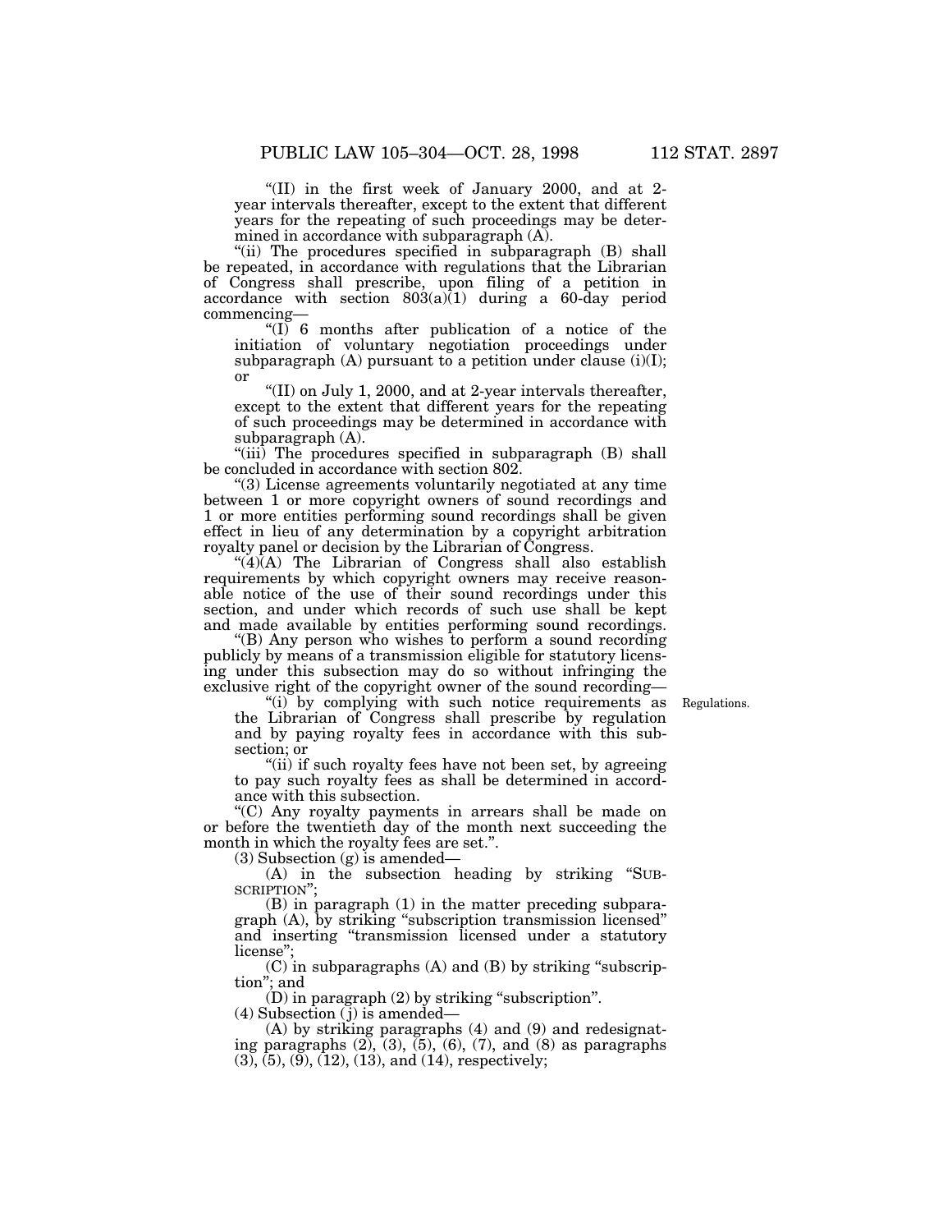"(II) in the first week of January 2000, and at 2-year intervals thereafter, except to the extent that different years for the repeating of such proceedings may be determined in accordance with subparagraph (A).

"(ii) The procedures specified in subparagraph (B) shall be repeated, in accordance with regulations that the Librarian of Congress shall prescribe, upon filing of a petition in accordance with section 803(a)(1) during a 60-day period commencing—

"(I) 6 months after publication of a notice of the initiation of voluntary negotiation proceedings under subparagraph (A) pursuant to a petition under clause (i)(I); or

"(II) on July 1, 2000, and at 2-year intervals thereafter, except to the extent that different years for the repeating of such proceedings may be determined in accordance with subparagraph (A).

"(iii) The procedures specified in subparagraph (B) shall be concluded in accordance with section 802.

"(3) License agreements voluntarily negotiated at any time between 1 or more copyright owners of sound recordings and 1 or more entities performing sound recordings shall be given effect in lieu of any determination by a copyright arbitration royalty panel or decision by the Librarian of Congress.

"(4)(A) The Librarian of Congress shall also establish requirements by which copyright owners may receive reasonable notice of the use of their sound recordings under this section, and under which records of such use shall be kept and made available by entities performing sound recordings.

"(B) Any person who wishes to perform a sound recording publicly by means of a transmission eligible for statutory licensing under this subsection may do so without infringing the exclusive right of the copyright owner of the sound recording—

Regulations.

"(i) by complying with such notice requirements as the Librarian of Congress shall prescribe by regulation and by paying royalty fees in accordance with this subsection; or

"(ii) if such royalty fees have not been set, by agreeing to pay such royalty fees as shall be determined in accordance with this subsection.

"(C) Any royalty payments in arrears shall be made on or before the twentieth day of the month next succeeding the month in which the royalty fees are set.".

(3) Subsection (g) is amended—

(A) in the subsection heading by striking "SUBSCRIPTION";

(B) in paragraph (1) in the matter preceding subparagraph (A), by striking "subscription transmission licensed" and inserting "transmission licensed under a statutory license";

(C) in subparagraphs (A) and (B) by striking "subscription"; and

(D) in paragraph (2) by striking "subscription".

(4) Subsection (j) is amended—

(A) by striking paragraphs (4) and (9) and redesignating paragraphs (2), (3), (5), (6), (7), and (8) as paragraphs (3), (5), (9), (12), (13), and (14), respectively;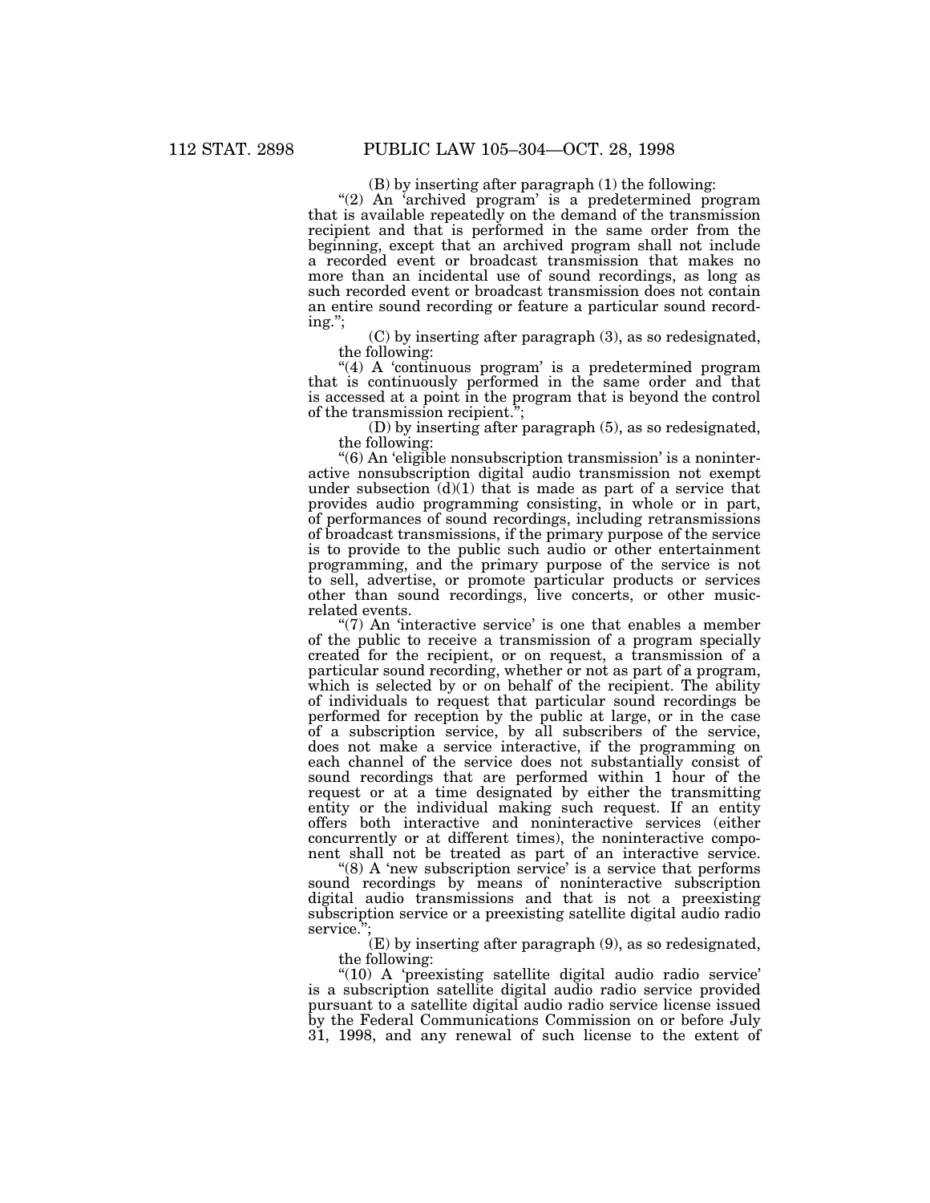(B) by inserting after paragraph (1) the following:

"(2) An 'archived program' is a predetermined program that is available repeatedly on the demand of the transmission recipient and that is performed in the same order from the beginning, except that an archived program shall not include a recorded event or broadcast transmission that makes no more than an incidental use of sound recordings, as long as such recorded event or broadcast transmission does not contain an entire sound recording or feature a particular sound recording.";

(C) by inserting after paragraph (3), as so redesignated, the following:

"(4) A 'continuous program' is a predetermined program that is continuously performed in the same order and that is accessed at a point in the program that is beyond the control of the transmission recipient.";

(D) by inserting after paragraph (5), as so redesignated, the following:

"(6) An 'eligible nonsubscription transmission' is a noninteractive nonsubscription digital audio transmission not exempt under subsection (d)(1) that is made as part of a service that provides audio programming consisting, in whole or in part, of performances of sound recordings, including retransmissions of broadcast transmissions, if the primary purpose of the service is to provide to the public such audio or other entertainment programming, and the primary purpose of the service is not to sell, advertise, or promote particular products or services other than sound recordings, live concerts, or other music-related events.

"(7) An 'interactive service' is one that enables a member of the public to receive a transmission of a program specially created for the recipient, or on request, a transmission of a particular sound recording, whether or not as part of a program, which is selected by or on behalf of the recipient. The ability of individuals to request that particular sound recordings be performed for reception by the public at large, or in the case of a subscription service, by all subscribers of the service, does not make a service interactive, if the programming on each channel of the service does not substantially consist of sound recordings that are performed within 1 hour of the request or at a time designated by either the transmitting entity or the individual making such request. If an entity offers both interactive and noninteractive services (either concurrently or at different times), the noninteractive component shall not be treated as part of an interactive service.

"(8) A 'new subscription service' is a service that performs sound recordings by means of noninteractive subscription digital audio transmissions and that is not a preexisting subscription service or a preexisting satellite digital audio radio service.";

(E) by inserting after paragraph (9), as so redesignated, the following:

"(10) A 'preexisting satellite digital audio radio service' is a subscription satellite digital audio radio service provided pursuant to a satellite digital audio radio service license issued by the Federal Communications Commission on or before July 31, 1998, and any renewal of such license to the extent of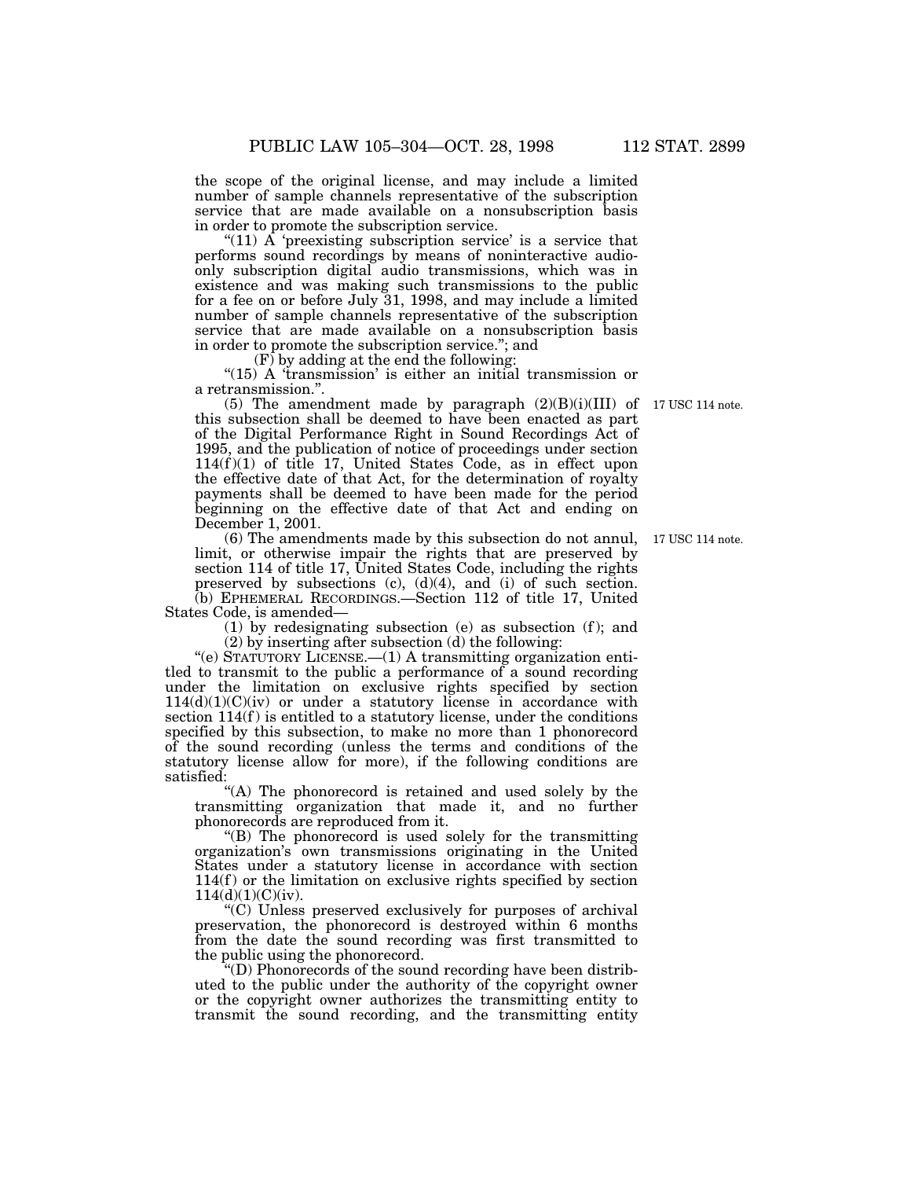the scope of the original license, and may include a limited number of sample channels representative of the subscription service that are made available on a nonsubscription basis in order to promote the subscription service.

"(11) A 'preexisting subscription service' is a service that performs sound recordings by means of noninteractive audio-only subscription digital audio transmissions, which was in existence and was making such transmissions to the public for a fee on or before July 31, 1998, and may include a limited number of sample channels representative of the subscription service that are made available on a nonsubscription basis in order to promote the subscription service."; and

(F) by adding at the end the following:

"(15) A 'transmission' is either an initial transmission or a retransmission.".

17 USC 114 note.

(5) The amendment made by paragraph (2)(B)(i)(III) of this subsection shall be deemed to have been enacted as part of the Digital Performance Right in Sound Recordings Act of 1995, and the publication of notice of proceedings under section 114(f)(1) of title 17, United States Code, as in effect upon the effective date of that Act, for the determination of royalty payments shall be deemed to have been made for the period beginning on the effective date of that Act and ending on December 1, 2001.

17 USC 114 note.

(6) The amendments made by this subsection do not annul, limit, or otherwise impair the rights that are preserved by section 114 of title 17, United States Code, including the rights preserved by subsections (c), (d)(4), and (i) of such section.

(b) EPHEMERAL RECORDINGS.—Section 112 of title 17, United States Code, is amended—

(1) by redesignating subsection (e) as subsection (f); and

(2) by inserting after subsection (d) the following:

"(e) STATUTORY LICENSE.—(1) A transmitting organization entitled to transmit to the public a performance of a sound recording under the limitation on exclusive rights specified by section 114(d)(1)(C)(iv) or under a statutory license in accordance with section 114(f) is entitled to a statutory license, under the conditions specified by this subsection, to make no more than 1 phonorecord of the sound recording (unless the terms and conditions of the statutory license allow for more), if the following conditions are satisfied:

"(A) The phonorecord is retained and used solely by the transmitting organization that made it, and no further phonorecords are reproduced from it.

"(B) The phonorecord is used solely for the transmitting organization's own transmissions originating in the United States under a statutory license in accordance with section 114(f) or the limitation on exclusive rights specified by section 114(d)(1)(C)(iv).

"(C) Unless preserved exclusively for purposes of archival preservation, the phonorecord is destroyed within 6 months from the date the sound recording was first transmitted to the public using the phonorecord.

"(D) Phonorecords of the sound recording have been distributed to the public under the authority of the copyright owner or the copyright owner authorizes the transmitting entity to transmit the sound recording, and the transmitting entity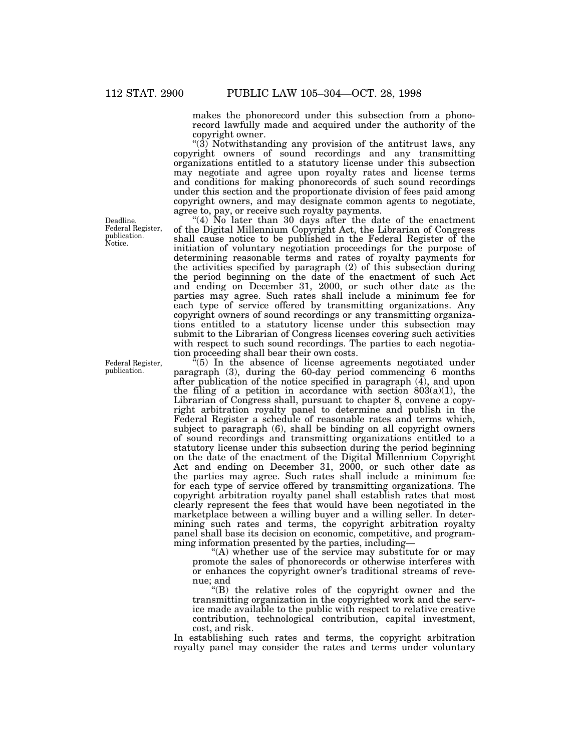makes the phonorecord under this subsection from a phonorecord lawfully made and acquired under the authority of the copyright owner.

"(3) Notwithstanding any provision of the antitrust laws, any copyright owners of sound recordings and any transmitting organizations entitled to a statutory license under this subsection may negotiate and agree upon royalty rates and license terms and conditions for making phonorecords of such sound recordings under this section and the proportionate division of fees paid among copyright owners, and may designate common agents to negotiate, agree to, pay, or receive such royalty payments.

Deadline. Federal Register, publication. Notice.

"(4) No later than 30 days after the date of the enactment of the Digital Millennium Copyright Act, the Librarian of Congress shall cause notice to be published in the Federal Register of the initiation of voluntary negotiation proceedings for the purpose of determining reasonable terms and rates of royalty payments for the activities specified by paragraph (2) of this subsection during the period beginning on the date of the enactment of such Act and ending on December 31, 2000, or such other date as the parties may agree. Such rates shall include a minimum fee for each type of service offered by transmitting organizations. Any copyright owners of sound recordings or any transmitting organizations entitled to a statutory license under this subsection may submit to the Librarian of Congress licenses covering such activities with respect to such sound recordings. The parties to each negotiation proceeding shall bear their own costs.

Federal Register, publication.

"(5) In the absence of license agreements negotiated under paragraph (3), during the 60-day period commencing 6 months after publication of the notice specified in paragraph (4), and upon the filing of a petition in accordance with section 803(a)(1), the Librarian of Congress shall, pursuant to chapter 8, convene a copyright arbitration royalty panel to determine and publish in the Federal Register a schedule of reasonable rates and terms which, subject to paragraph (6), shall be binding on all copyright owners of sound recordings and transmitting organizations entitled to a statutory license under this subsection during the period beginning on the date of the enactment of the Digital Millennium Copyright Act and ending on December 31, 2000, or such other date as the parties may agree. Such rates shall include a minimum fee for each type of service offered by transmitting organizations. The copyright arbitration royalty panel shall establish rates that most clearly represent the fees that would have been negotiated in the marketplace between a willing buyer and a willing seller. In determining such rates and terms, the copyright arbitration royalty panel shall base its decision on economic, competitive, and programming information presented by the parties, including—

"(A) whether use of the service may substitute for or may promote the sales of phonorecords or otherwise interferes with or enhances the copyright owner's traditional streams of revenue; and

"(B) the relative roles of the copyright owner and the transmitting organization in the copyrighted work and the service made available to the public with respect to relative creative contribution, technological contribution, capital investment, cost, and risk.

In establishing such rates and terms, the copyright arbitration royalty panel may consider the rates and terms under voluntary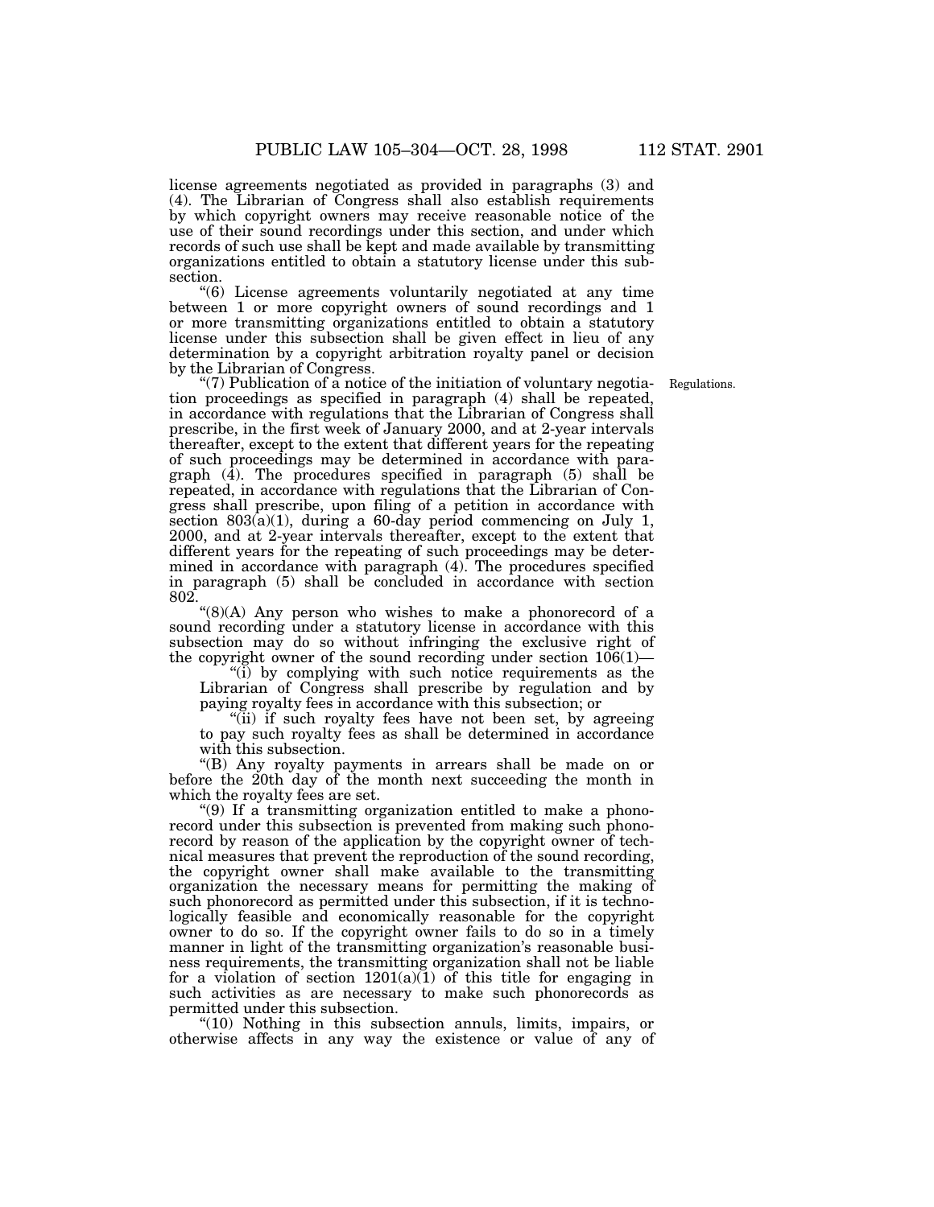license agreements negotiated as provided in paragraphs (3) and (4). The Librarian of Congress shall also establish requirements by which copyright owners may receive reasonable notice of the use of their sound recordings under this section, and under which records of such use shall be kept and made available by transmitting organizations entitled to obtain a statutory license under this subsection.

"(6) License agreements voluntarily negotiated at any time between 1 or more copyright owners of sound recordings and 1 or more transmitting organizations entitled to obtain a statutory license under this subsection shall be given effect in lieu of any determination by a copyright arbitration royalty panel or decision by the Librarian of Congress.

"(7) Publication of a notice of the initiation of voluntary negotiation proceedings as specified in paragraph (4) shall be repeated, in accordance with regulations that the Librarian of Congress shall prescribe, in the first week of January 2000, and at 2-year intervals thereafter, except to the extent that different years for the repeating of such proceedings may be determined in accordance with paragraph (4). The procedures specified in paragraph (5) shall be repeated, in accordance with regulations that the Librarian of Congress shall prescribe, upon filing of a petition in accordance with section 803(a)(1), during a 60-day period commencing on July 1, 2000, and at 2-year intervals thereafter, except to the extent that different years for the repeating of such proceedings may be determined in accordance with paragraph (4). The procedures specified in paragraph (5) shall be concluded in accordance with section 802.

Regulations.

"(8)(A) Any person who wishes to make a phonorecord of a sound recording under a statutory license in accordance with this subsection may do so without infringing the exclusive right of the copyright owner of the sound recording under section 106(1)—

"(i) by complying with such notice requirements as the Librarian of Congress shall prescribe by regulation and by paying royalty fees in accordance with this subsection; or

"(ii) if such royalty fees have not been set, by agreeing to pay such royalty fees as shall be determined in accordance with this subsection.

"(B) Any royalty payments in arrears shall be made on or before the 20th day of the month next succeeding the month in which the royalty fees are set.

"(9) If a transmitting organization entitled to make a phonorecord under this subsection is prevented from making such phonorecord by reason of the application by the copyright owner of technical measures that prevent the reproduction of the sound recording, the copyright owner shall make available to the transmitting organization the necessary means for permitting the making of such phonorecord as permitted under this subsection, if it is technologically feasible and economically reasonable for the copyright owner to do so. If the copyright owner fails to do so in a timely manner in light of the transmitting organization's reasonable business requirements, the transmitting organization shall not be liable for a violation of section 1201(a)(1) of this title for engaging in such activities as are necessary to make such phonorecords as permitted under this subsection.

"(10) Nothing in this subsection annuls, limits, impairs, or otherwise affects in any way the existence or value of any of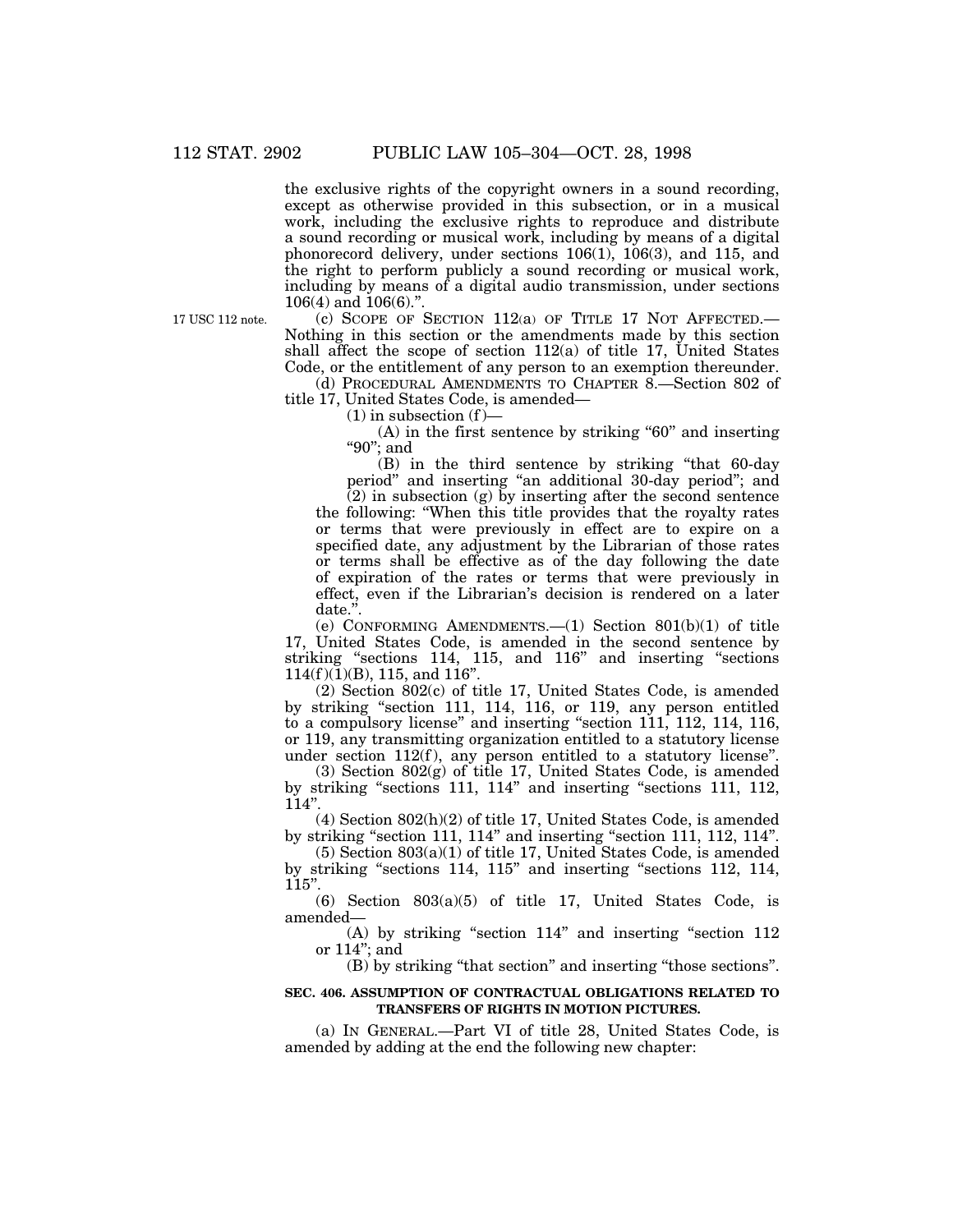the exclusive rights of the copyright owners in a sound recording, except as otherwise provided in this subsection, or in a musical work, including the exclusive rights to reproduce and distribute a sound recording or musical work, including by means of a digital phonorecord delivery, under sections 106(1), 106(3), and 115, and the right to perform publicly a sound recording or musical work, including by means of a digital audio transmission, under sections 106(4) and 106(6).".

17 USC 112 note.

(c) SCOPE OF SECTION 112(a) OF TITLE 17 NOT AFFECTED.—Nothing in this section or the amendments made by this section shall affect the scope of section 112(a) of title 17, United States Code, or the entitlement of any person to an exemption thereunder.

(d) PROCEDURAL AMENDMENTS TO CHAPTER 8.—Section 802 of title 17, United States Code, is amended—

(1) in subsection (f)—

(A) in the first sentence by striking "60" and inserting "90"; and

(B) in the third sentence by striking "that 60-day period" and inserting "an additional 30-day period"; and

(2) in subsection (g) by inserting after the second sentence the following: "When this title provides that the royalty rates or terms that were previously in effect are to expire on a specified date, any adjustment by the Librarian of those rates or terms shall be effective as of the day following the date of expiration of the rates or terms that were previously in effect, even if the Librarian's decision is rendered on a later date.".

(e) CONFORMING AMENDMENTS.—(1) Section 801(b)(1) of title 17, United States Code, is amended in the second sentence by striking "sections 114, 115, and 116" and inserting "sections 114(f)(1)(B), 115, and 116".

(2) Section 802(c) of title 17, United States Code, is amended by striking "section 111, 114, 116, or 119, any person entitled to a compulsory license" and inserting "section 111, 112, 114, 116, or 119, any transmitting organization entitled to a statutory license under section 112(f), any person entitled to a statutory license".

(3) Section 802(g) of title 17, United States Code, is amended by striking "sections 111, 114" and inserting "sections 111, 112, 114".

(4) Section 802(h)(2) of title 17, United States Code, is amended by striking "section 111, 114" and inserting "section 111, 112, 114".

(5) Section 803(a)(1) of title 17, United States Code, is amended by striking "sections 114, 115" and inserting "sections 112, 114, 115".

(6) Section 803(a)(5) of title 17, United States Code, is amended—

(A) by striking "section 114" and inserting "section 112 or 114"; and

(B) by striking "that section" and inserting "those sections".

**SEC. 406. ASSUMPTION OF CONTRACTUAL OBLIGATIONS RELATED TO TRANSFERS OF RIGHTS IN MOTION PICTURES.**

(a) IN GENERAL.—Part VI of title 28, United States Code, is amended by adding at the end the following new chapter: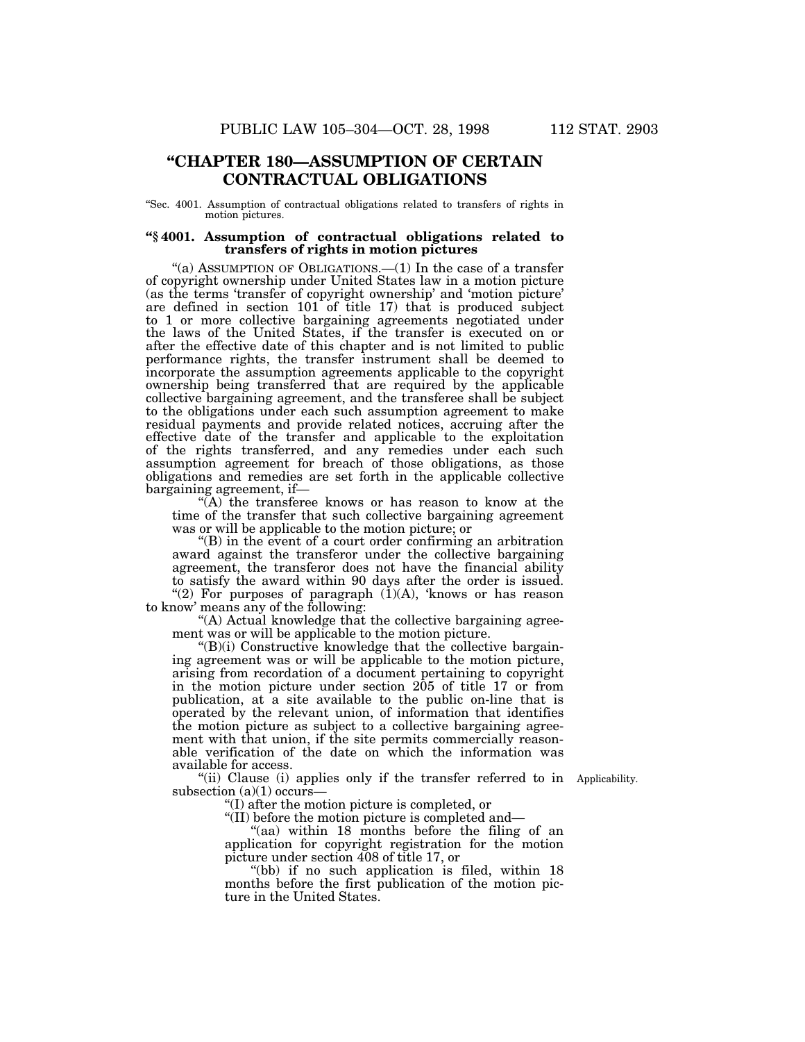## "CHAPTER 180—ASSUMPTION OF CERTAIN CONTRACTUAL OBLIGATIONS

"Sec. 4001. Assumption of contractual obligations related to transfers of rights in motion pictures.

### "§ 4001. Assumption of contractual obligations related to transfers of rights in motion pictures

"(a) ASSUMPTION OF OBLIGATIONS.—(1) In the case of a transfer of copyright ownership under United States law in a motion picture (as the terms 'transfer of copyright ownership' and 'motion picture' are defined in section 101 of title 17) that is produced subject to 1 or more collective bargaining agreements negotiated under the laws of the United States, if the transfer is executed on or after the effective date of this chapter and is not limited to public performance rights, the transfer instrument shall be deemed to incorporate the assumption agreements applicable to the copyright ownership being transferred that are required by the applicable collective bargaining agreement, and the transferee shall be subject to the obligations under each such assumption agreement to make residual payments and provide related notices, accruing after the effective date of the transfer and applicable to the exploitation of the rights transferred, and any remedies under each such assumption agreement for breach of those obligations, as those obligations and remedies are set forth in the applicable collective bargaining agreement, if—

"(A) the transferee knows or has reason to know at the time of the transfer that such collective bargaining agreement was or will be applicable to the motion picture; or

"(B) in the event of a court order confirming an arbitration award against the transferor under the collective bargaining agreement, the transferor does not have the financial ability to satisfy the award within 90 days after the order is issued.

"(2) For purposes of paragraph (1)(A), 'knows or has reason to know' means any of the following:

"(A) Actual knowledge that the collective bargaining agreement was or will be applicable to the motion picture.

"(B)(i) Constructive knowledge that the collective bargaining agreement was or will be applicable to the motion picture, arising from recordation of a document pertaining to copyright in the motion picture under section 205 of title 17 or from publication, at a site available to the public on-line that is operated by the relevant union, of information that identifies the motion picture as subject to a collective bargaining agreement with that union, if the site permits commercially reasonable verification of the date on which the information was available for access.

Applicability.

"(ii) Clause (i) applies only if the transfer referred to in subsection (a)(1) occurs—

"(I) after the motion picture is completed, or

"(II) before the motion picture is completed and—

"(aa) within 18 months before the filing of an application for copyright registration for the motion picture under section 408 of title 17, or

"(bb) if no such application is filed, within 18 months before the first publication of the motion picture in the United States.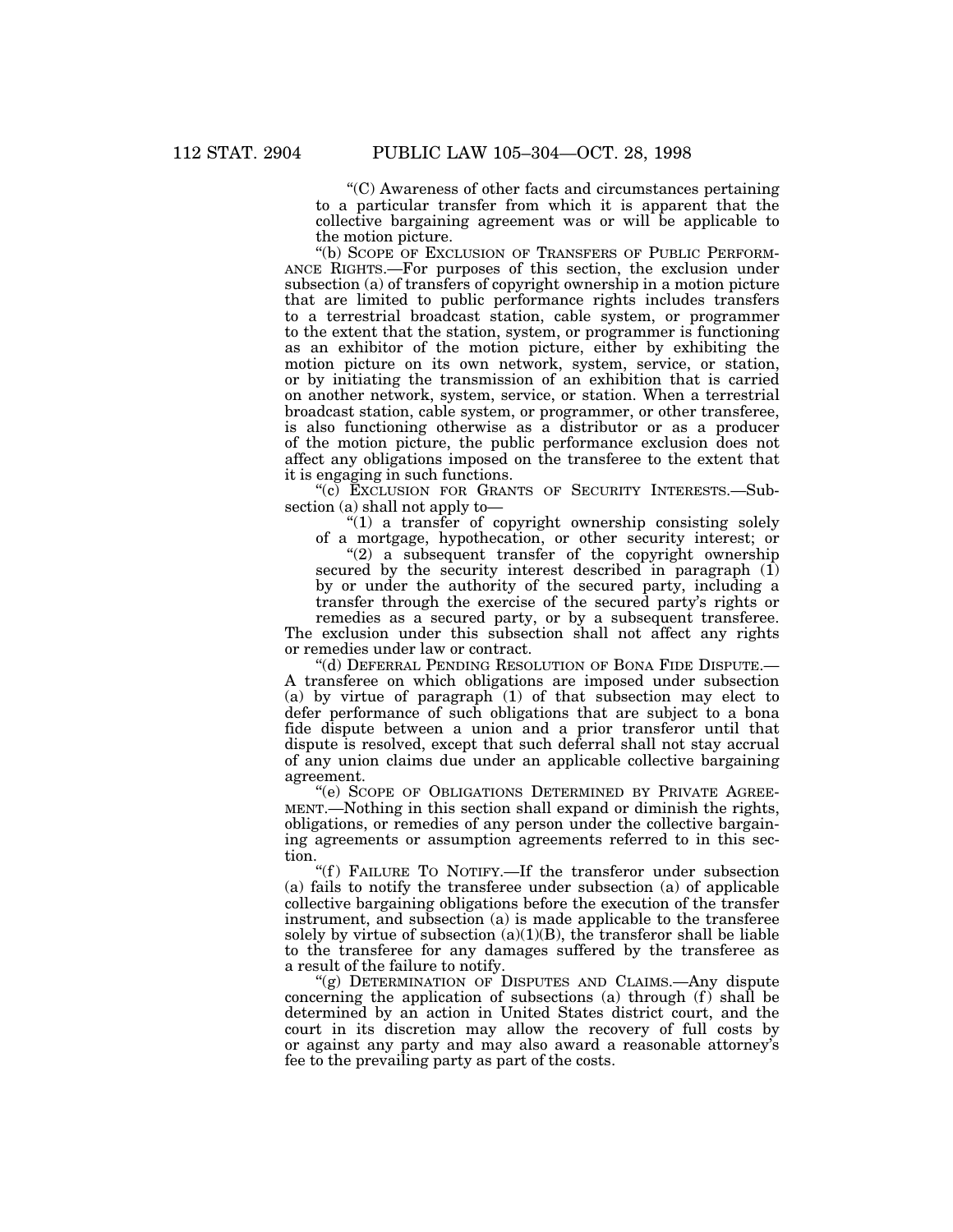"(C) Awareness of other facts and circumstances pertaining to a particular transfer from which it is apparent that the collective bargaining agreement was or will be applicable to the motion picture.

"(b) SCOPE OF EXCLUSION OF TRANSFERS OF PUBLIC PERFORMANCE RIGHTS.—For purposes of this section, the exclusion under subsection (a) of transfers of copyright ownership in a motion picture that are limited to public performance rights includes transfers to a terrestrial broadcast station, cable system, or programmer to the extent that the station, system, or programmer is functioning as an exhibitor of the motion picture, either by exhibiting the motion picture on its own network, system, service, or station, or by initiating the transmission of an exhibition that is carried on another network, system, service, or station. When a terrestrial broadcast station, cable system, or programmer, or other transferee, is also functioning otherwise as a distributor or as a producer of the motion picture, the public performance exclusion does not affect any obligations imposed on the transferee to the extent that it is engaging in such functions.

"(c) EXCLUSION FOR GRANTS OF SECURITY INTERESTS.—Subsection (a) shall not apply to—

"(1) a transfer of copyright ownership consisting solely of a mortgage, hypothecation, or other security interest; or

"(2) a subsequent transfer of the copyright ownership secured by the security interest described in paragraph (1) by or under the authority of the secured party, including a transfer through the exercise of the secured party's rights or remedies as a secured party, or by a subsequent transferee.

The exclusion under this subsection shall not affect any rights or remedies under law or contract.

"(d) DEFERRAL PENDING RESOLUTION OF BONA FIDE DISPUTE.—A transferee on which obligations are imposed under subsection (a) by virtue of paragraph (1) of that subsection may elect to defer performance of such obligations that are subject to a bona fide dispute between a union and a prior transferor until that dispute is resolved, except that such deferral shall not stay accrual of any union claims due under an applicable collective bargaining agreement.

"(e) SCOPE OF OBLIGATIONS DETERMINED BY PRIVATE AGREEMENT.—Nothing in this section shall expand or diminish the rights, obligations, or remedies of any person under the collective bargaining agreements or assumption agreements referred to in this section.

"(f) FAILURE TO NOTIFY.—If the transferor under subsection (a) fails to notify the transferee under subsection (a) of applicable collective bargaining obligations before the execution of the transfer instrument, and subsection (a) is made applicable to the transferee solely by virtue of subsection (a)(1)(B), the transferor shall be liable to the transferee for any damages suffered by the transferee as a result of the failure to notify.

"(g) DETERMINATION OF DISPUTES AND CLAIMS.—Any dispute concerning the application of subsections (a) through (f) shall be determined by an action in United States district court, and the court in its discretion may allow the recovery of full costs by or against any party and may also award a reasonable attorney's fee to the prevailing party as part of the costs.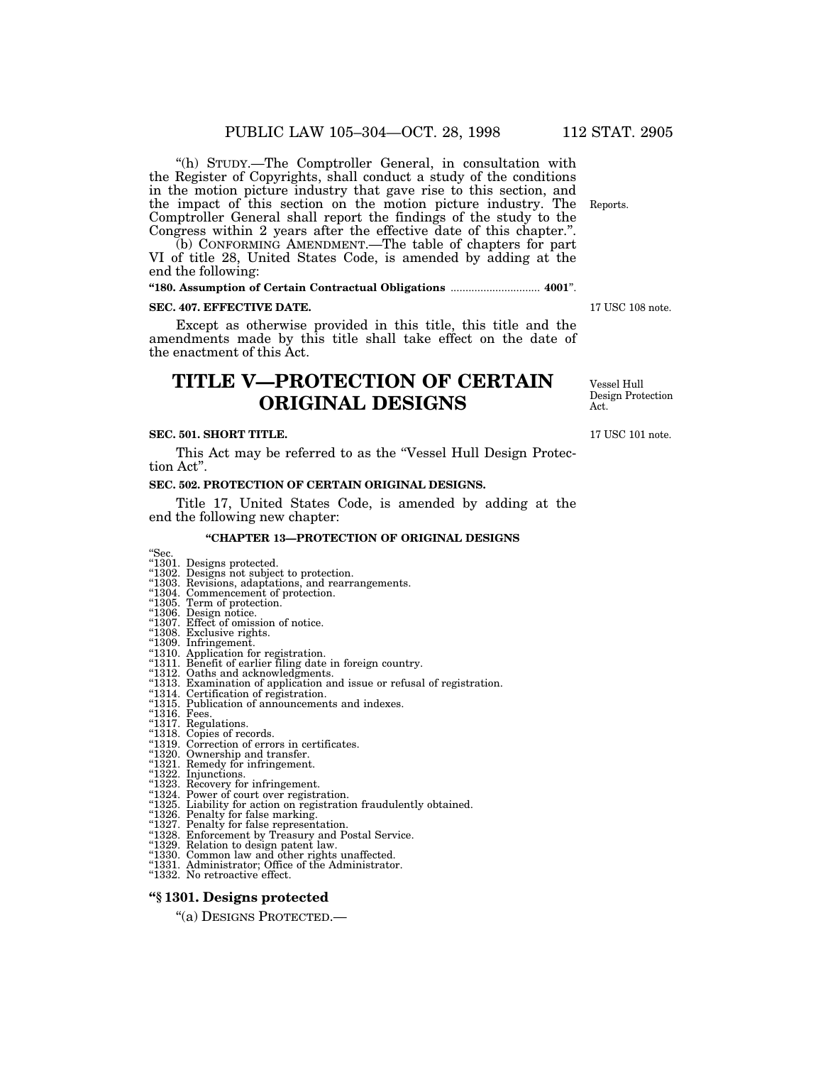"(h) STUDY.—The Comptroller General, in consultation with the Register of Copyrights, shall conduct a study of the conditions in the motion picture industry that gave rise to this section, and the impact of this section on the motion picture industry. The Comptroller General shall report the findings of the study to the Congress within 2 years after the effective date of this chapter.".

Reports.

(b) CONFORMING AMENDMENT.—The table of chapters for part VI of title 28, United States Code, is amended by adding at the end the following:

**"180. Assumption of Certain Contractual Obligations .............................. 4001"**.

**SEC. 407. EFFECTIVE DATE.**

17 USC 108 note.

Except as otherwise provided in this title, this title and the amendments made by this title shall take effect on the date of the enactment of this Act.

# TITLE V—PROTECTION OF CERTAIN ORIGINAL DESIGNS

Vessel Hull Design Protection Act.

**SEC. 501. SHORT TITLE.**

17 USC 101 note.

This Act may be referred to as the "Vessel Hull Design Protection Act".

**SEC. 502. PROTECTION OF CERTAIN ORIGINAL DESIGNS.**

Title 17, United States Code, is amended by adding at the end the following new chapter:

**"CHAPTER 13—PROTECTION OF ORIGINAL DESIGNS**

"Sec.
"1301. Designs protected.
"1302. Designs not subject to protection.
"1303. Revisions, adaptations, and rearrangements.
"1304. Commencement of protection.
"1305. Term of protection.
"1306. Design notice.
"1307. Effect of omission of notice.
"1308. Exclusive rights.
"1309. Infringement.
"1310. Application for registration.
"1311. Benefit of earlier filing date in foreign country.
"1312. Oaths and acknowledgments.
"1313. Examination of application and issue or refusal of registration.
"1314. Certification of registration.
"1315. Publication of announcements and indexes.
"1316. Fees.
"1317. Regulations.
"1318. Copies of records.
"1319. Correction of errors in certificates.
"1320. Ownership and transfer.
"1321. Remedy for infringement.
"1322. Injunctions.
"1323. Recovery for infringement.
"1324. Power of court over registration.
"1325. Liability for action on registration fraudulently obtained.
"1326. Penalty for false marking.
"1327. Penalty for false representation.
"1328. Enforcement by Treasury and Postal Service.
"1329. Relation to design patent law.
"1330. Common law and other rights unaffected.
"1331. Administrator; Office of the Administrator.
"1332. No retroactive effect.

**"§ 1301. Designs protected**

"(a) DESIGNS PROTECTED.—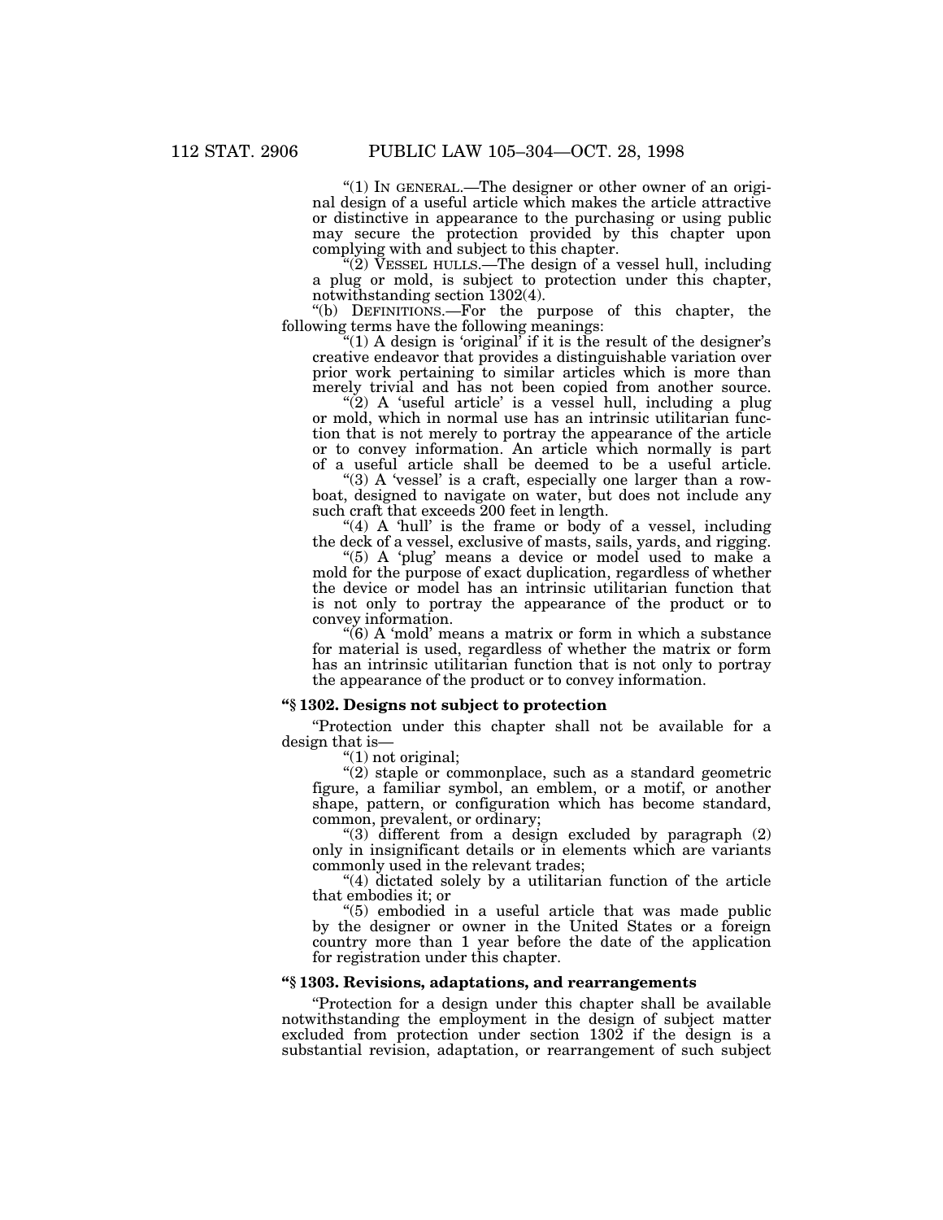"(1) IN GENERAL.—The designer or other owner of an original design of a useful article which makes the article attractive or distinctive in appearance to the purchasing or using public may secure the protection provided by this chapter upon complying with and subject to this chapter.

"(2) VESSEL HULLS.—The design of a vessel hull, including a plug or mold, is subject to protection under this chapter, notwithstanding section 1302(4).

"(b) DEFINITIONS.—For the purpose of this chapter, the following terms have the following meanings:

"(1) A design is 'original' if it is the result of the designer's creative endeavor that provides a distinguishable variation over prior work pertaining to similar articles which is more than merely trivial and has not been copied from another source.

"(2) A 'useful article' is a vessel hull, including a plug or mold, which in normal use has an intrinsic utilitarian function that is not merely to portray the appearance of the article or to convey information. An article which normally is part of a useful article shall be deemed to be a useful article.

"(3) A 'vessel' is a craft, especially one larger than a rowboat, designed to navigate on water, but does not include any such craft that exceeds 200 feet in length.

"(4) A 'hull' is the frame or body of a vessel, including the deck of a vessel, exclusive of masts, sails, yards, and rigging.

"(5) A 'plug' means a device or model used to make a mold for the purpose of exact duplication, regardless of whether the device or model has an intrinsic utilitarian function that is not only to portray the appearance of the product or to convey information.

"(6) A 'mold' means a matrix or form in which a substance for material is used, regardless of whether the matrix or form has an intrinsic utilitarian function that is not only to portray the appearance of the product or to convey information.

**"§ 1302. Designs not subject to protection**

"Protection under this chapter shall not be available for a design that is—

"(1) not original;

"(2) staple or commonplace, such as a standard geometric figure, a familiar symbol, an emblem, or a motif, or another shape, pattern, or configuration which has become standard, common, prevalent, or ordinary;

"(3) different from a design excluded by paragraph (2) only in insignificant details or in elements which are variants commonly used in the relevant trades;

"(4) dictated solely by a utilitarian function of the article that embodies it; or

"(5) embodied in a useful article that was made public by the designer or owner in the United States or a foreign country more than 1 year before the date of the application for registration under this chapter.

**"§ 1303. Revisions, adaptations, and rearrangements**

"Protection for a design under this chapter shall be available notwithstanding the employment in the design of subject matter excluded from protection under section 1302 if the design is a substantial revision, adaptation, or rearrangement of such subject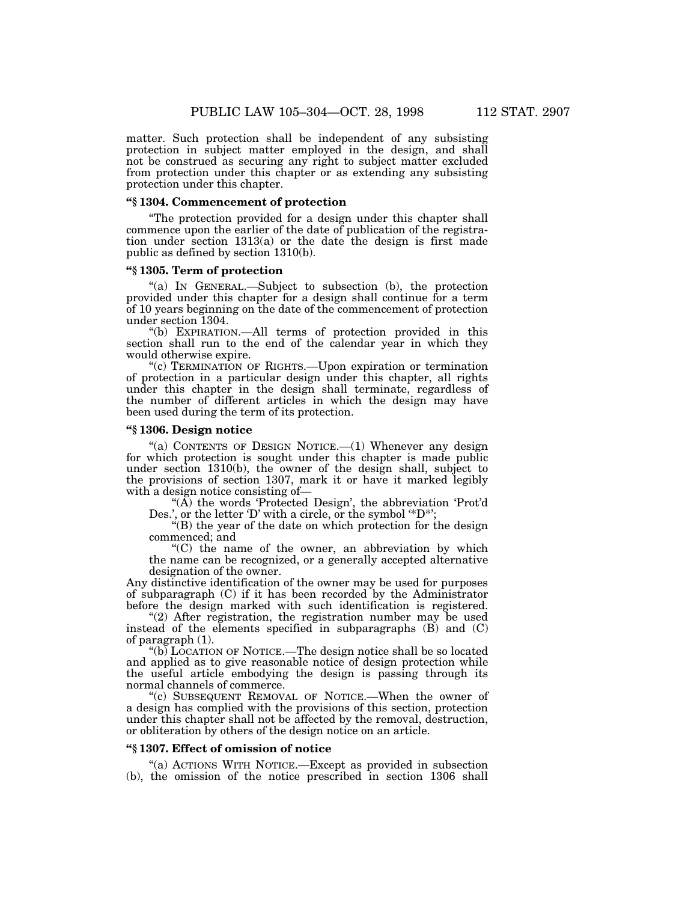matter. Such protection shall be independent of any subsisting protection in subject matter employed in the design, and shall not be construed as securing any right to subject matter excluded from protection under this chapter or as extending any subsisting protection under this chapter.

**"§ 1304. Commencement of protection**

"The protection provided for a design under this chapter shall commence upon the earlier of the date of publication of the registration under section 1313(a) or the date the design is first made public as defined by section 1310(b).

**"§ 1305. Term of protection**

"(a) IN GENERAL.—Subject to subsection (b), the protection provided under this chapter for a design shall continue for a term of 10 years beginning on the date of the commencement of protection under section 1304.

"(b) EXPIRATION.—All terms of protection provided in this section shall run to the end of the calendar year in which they would otherwise expire.

"(c) TERMINATION OF RIGHTS.—Upon expiration or termination of protection in a particular design under this chapter, all rights under this chapter in the design shall terminate, regardless of the number of different articles in which the design may have been used during the term of its protection.

**"§ 1306. Design notice**

"(a) CONTENTS OF DESIGN NOTICE.—(1) Whenever any design for which protection is sought under this chapter is made public under section 1310(b), the owner of the design shall, subject to the provisions of section 1307, mark it or have it marked legibly with a design notice consisting of—

"(A) the words 'Protected Design', the abbreviation 'Prot'd Des.', or the letter 'D' with a circle, or the symbol '*D*';

"(B) the year of the date on which protection for the design commenced; and

"(C) the name of the owner, an abbreviation by which the name can be recognized, or a generally accepted alternative designation of the owner.

Any distinctive identification of the owner may be used for purposes of subparagraph (C) if it has been recorded by the Administrator before the design marked with such identification is registered.

"(2) After registration, the registration number may be used instead of the elements specified in subparagraphs (B) and (C) of paragraph (1).

"(b) LOCATION OF NOTICE.—The design notice shall be so located and applied as to give reasonable notice of design protection while the useful article embodying the design is passing through its normal channels of commerce.

"(c) SUBSEQUENT REMOVAL OF NOTICE.—When the owner of a design has complied with the provisions of this section, protection under this chapter shall not be affected by the removal, destruction, or obliteration by others of the design notice on an article.

**"§ 1307. Effect of omission of notice**

"(a) ACTIONS WITH NOTICE.—Except as provided in subsection (b), the omission of the notice prescribed in section 1306 shall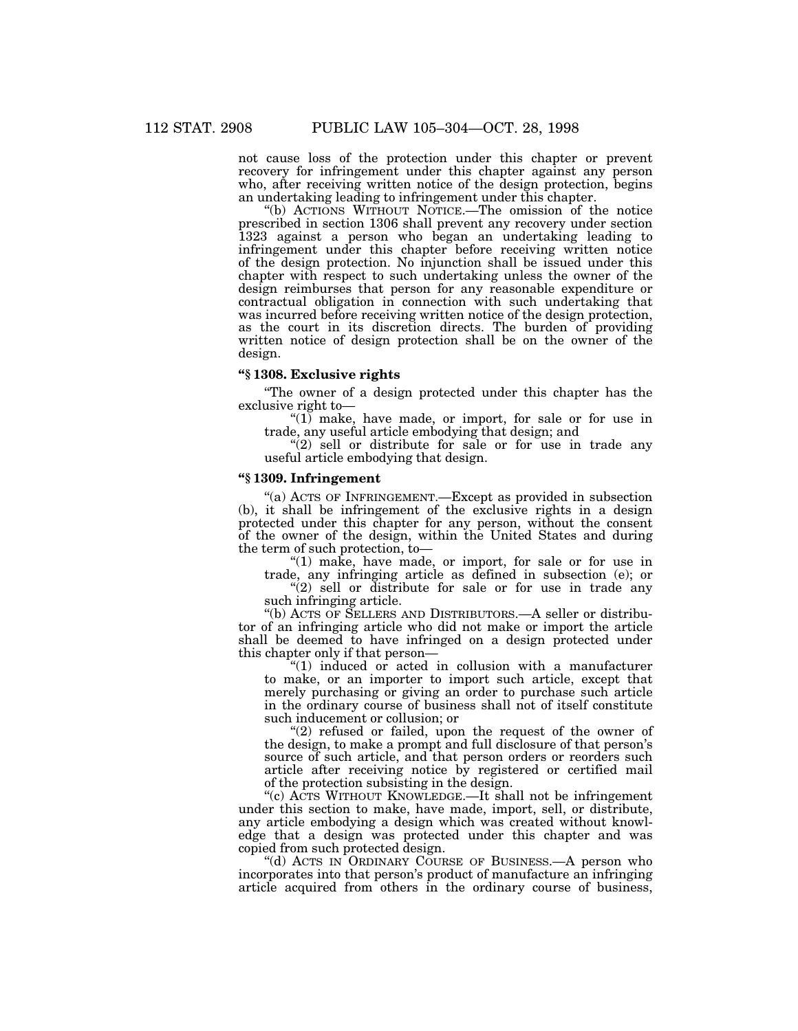not cause loss of the protection under this chapter or prevent recovery for infringement under this chapter against any person who, after receiving written notice of the design protection, begins an undertaking leading to infringement under this chapter.

"(b) ACTIONS WITHOUT NOTICE.—The omission of the notice prescribed in section 1306 shall prevent any recovery under section 1323 against a person who began an undertaking leading to infringement under this chapter before receiving written notice of the design protection. No injunction shall be issued under this chapter with respect to such undertaking unless the owner of the design reimburses that person for any reasonable expenditure or contractual obligation in connection with such undertaking that was incurred before receiving written notice of the design protection, as the court in its discretion directs. The burden of providing written notice of design protection shall be on the owner of the design.

### "§ 1308. Exclusive rights

"The owner of a design protected under this chapter has the exclusive right to—

"(1) make, have made, or import, for sale or for use in trade, any useful article embodying that design; and

"(2) sell or distribute for sale or for use in trade any useful article embodying that design.

### "§ 1309. Infringement

"(a) ACTS OF INFRINGEMENT.—Except as provided in subsection (b), it shall be infringement of the exclusive rights in a design protected under this chapter for any person, without the consent of the owner of the design, within the United States and during the term of such protection, to—

"(1) make, have made, or import, for sale or for use in trade, any infringing article as defined in subsection (e); or

"(2) sell or distribute for sale or for use in trade any such infringing article.

"(b) ACTS OF SELLERS AND DISTRIBUTORS.—A seller or distributor of an infringing article who did not make or import the article shall be deemed to have infringed on a design protected under this chapter only if that person—

"(1) induced or acted in collusion with a manufacturer to make, or an importer to import such article, except that merely purchasing or giving an order to purchase such article in the ordinary course of business shall not of itself constitute such inducement or collusion; or

"(2) refused or failed, upon the request of the owner of the design, to make a prompt and full disclosure of that person's source of such article, and that person orders or reorders such article after receiving notice by registered or certified mail of the protection subsisting in the design.

"(c) ACTS WITHOUT KNOWLEDGE.—It shall not be infringement under this section to make, have made, import, sell, or distribute, any article embodying a design which was created without knowledge that a design was protected under this chapter and was copied from such protected design.

"(d) ACTS IN ORDINARY COURSE OF BUSINESS.—A person who incorporates into that person's product of manufacture an infringing article acquired from others in the ordinary course of business,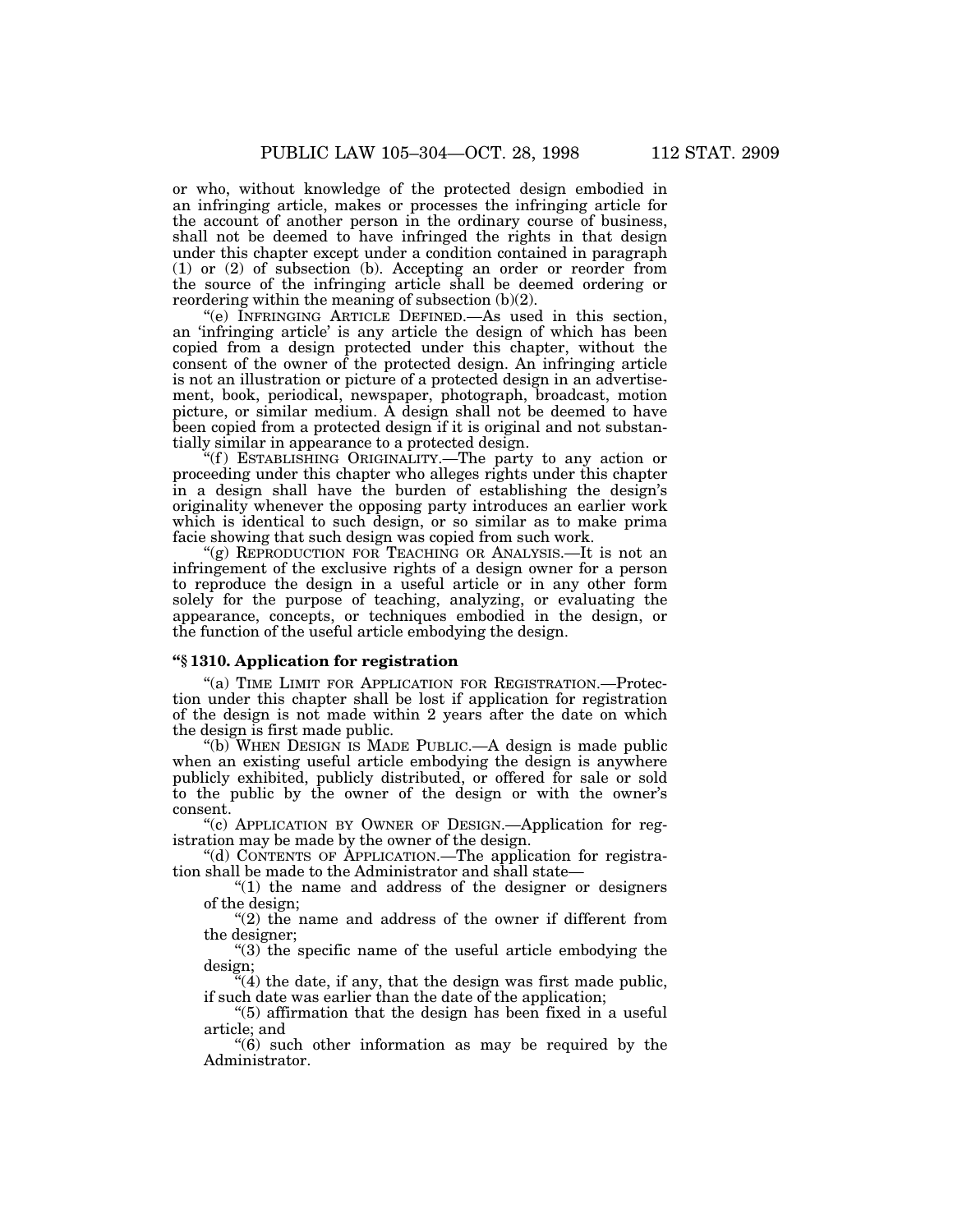or who, without knowledge of the protected design embodied in an infringing article, makes or processes the infringing article for the account of another person in the ordinary course of business, shall not be deemed to have infringed the rights in that design under this chapter except under a condition contained in paragraph (1) or (2) of subsection (b). Accepting an order or reorder from the source of the infringing article shall be deemed ordering or reordering within the meaning of subsection (b)(2).

"(e) INFRINGING ARTICLE DEFINED.—As used in this section, an 'infringing article' is any article the design of which has been copied from a design protected under this chapter, without the consent of the owner of the protected design. An infringing article is not an illustration or picture of a protected design in an advertisement, book, periodical, newspaper, photograph, broadcast, motion picture, or similar medium. A design shall not be deemed to have been copied from a protected design if it is original and not substantially similar in appearance to a protected design.

"(f) ESTABLISHING ORIGINALITY.—The party to any action or proceeding under this chapter who alleges rights under this chapter in a design shall have the burden of establishing the design's originality whenever the opposing party introduces an earlier work which is identical to such design, or so similar as to make prima facie showing that such design was copied from such work.

"(g) REPRODUCTION FOR TEACHING OR ANALYSIS.—It is not an infringement of the exclusive rights of a design owner for a person to reproduce the design in a useful article or in any other form solely for the purpose of teaching, analyzing, or evaluating the appearance, concepts, or techniques embodied in the design, or the function of the useful article embodying the design.

### "§ 1310. Application for registration

"(a) TIME LIMIT FOR APPLICATION FOR REGISTRATION.—Protection under this chapter shall be lost if application for registration of the design is not made within 2 years after the date on which the design is first made public.

"(b) WHEN DESIGN IS MADE PUBLIC.—A design is made public when an existing useful article embodying the design is anywhere publicly exhibited, publicly distributed, or offered for sale or sold to the public by the owner of the design or with the owner's consent.

"(c) APPLICATION BY OWNER OF DESIGN.—Application for registration may be made by the owner of the design.

"(d) CONTENTS OF APPLICATION.—The application for registration shall be made to the Administrator and shall state—

"(1) the name and address of the designer or designers of the design;

"(2) the name and address of the owner if different from the designer;

"(3) the specific name of the useful article embodying the design;

"(4) the date, if any, that the design was first made public, if such date was earlier than the date of the application;

"(5) affirmation that the design has been fixed in a useful article; and

"(6) such other information as may be required by the Administrator.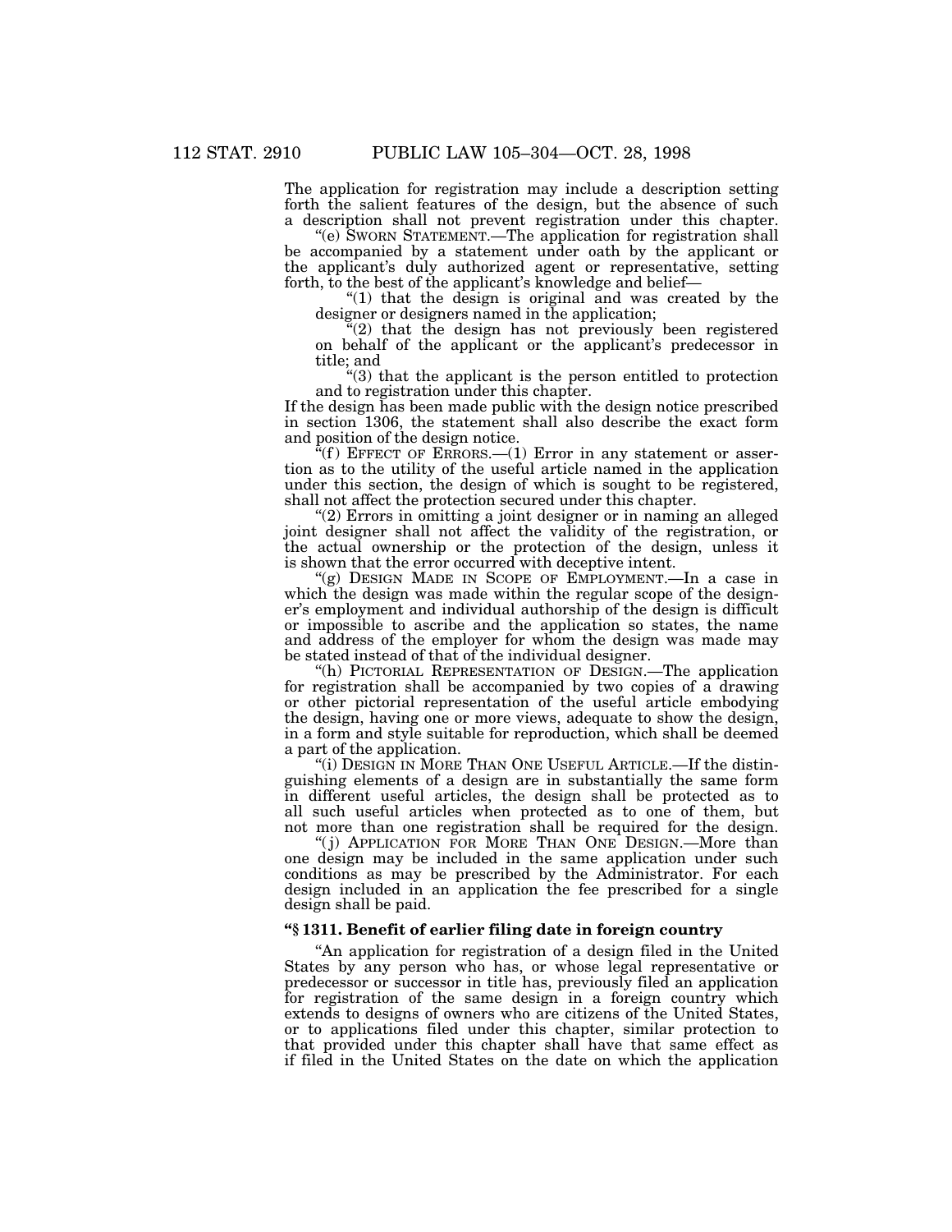The application for registration may include a description setting forth the salient features of the design, but the absence of such a description shall not prevent registration under this chapter.

"(e) SWORN STATEMENT.—The application for registration shall be accompanied by a statement under oath by the applicant or the applicant's duly authorized agent or representative, setting forth, to the best of the applicant's knowledge and belief—

"(1) that the design is original and was created by the designer or designers named in the application;

"(2) that the design has not previously been registered on behalf of the applicant or the applicant's predecessor in title; and

"(3) that the applicant is the person entitled to protection and to registration under this chapter.

If the design has been made public with the design notice prescribed in section 1306, the statement shall also describe the exact form and position of the design notice.

"(f) EFFECT OF ERRORS.—(1) Error in any statement or assertion as to the utility of the useful article named in the application under this section, the design of which is sought to be registered, shall not affect the protection secured under this chapter.

"(2) Errors in omitting a joint designer or in naming an alleged joint designer shall not affect the validity of the registration, or the actual ownership or the protection of the design, unless it is shown that the error occurred with deceptive intent.

"(g) DESIGN MADE IN SCOPE OF EMPLOYMENT.—In a case in which the design was made within the regular scope of the designer's employment and individual authorship of the design is difficult or impossible to ascribe and the application so states, the name and address of the employer for whom the design was made may be stated instead of that of the individual designer.

"(h) PICTORIAL REPRESENTATION OF DESIGN.—The application for registration shall be accompanied by two copies of a drawing or other pictorial representation of the useful article embodying the design, having one or more views, adequate to show the design, in a form and style suitable for reproduction, which shall be deemed a part of the application.

"(i) DESIGN IN MORE THAN ONE USEFUL ARTICLE.—If the distinguishing elements of a design are in substantially the same form in different useful articles, the design shall be protected as to all such useful articles when protected as to one of them, but not more than one registration shall be required for the design.

"(j) APPLICATION FOR MORE THAN ONE DESIGN.—More than one design may be included in the same application under such conditions as may be prescribed by the Administrator. For each design included in an application the fee prescribed for a single design shall be paid.

**"§ 1311. Benefit of earlier filing date in foreign country**

"An application for registration of a design filed in the United States by any person who has, or whose legal representative or predecessor or successor in title has, previously filed an application for registration of the same design in a foreign country which extends to designs of owners who are citizens of the United States, or to applications filed under this chapter, similar protection to that provided under this chapter shall have that same effect as if filed in the United States on the date on which the application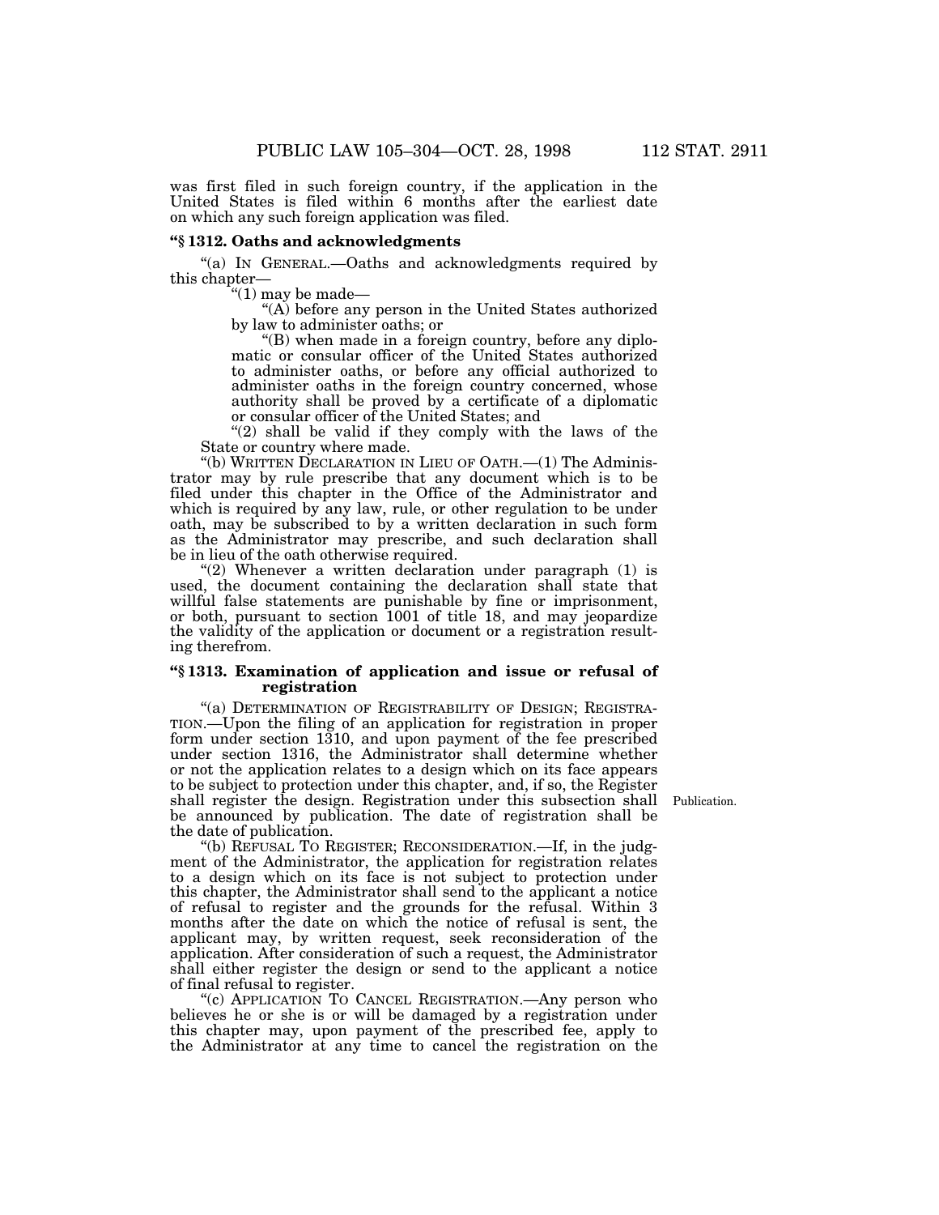was first filed in such foreign country, if the application in the United States is filed within 6 months after the earliest date on which any such foreign application was filed.

### "§ 1312. Oaths and acknowledgments

"(a) IN GENERAL.—Oaths and acknowledgments required by this chapter—

"(1) may be made—

"(A) before any person in the United States authorized by law to administer oaths; or

"(B) when made in a foreign country, before any diplomatic or consular officer of the United States authorized to administer oaths, or before any official authorized to administer oaths in the foreign country concerned, whose authority shall be proved by a certificate of a diplomatic or consular officer of the United States; and

"(2) shall be valid if they comply with the laws of the State or country where made.

"(b) WRITTEN DECLARATION IN LIEU OF OATH.—(1) The Administrator may by rule prescribe that any document which is to be filed under this chapter in the Office of the Administrator and which is required by any law, rule, or other regulation to be under oath, may be subscribed to by a written declaration in such form as the Administrator may prescribe, and such declaration shall be in lieu of the oath otherwise required.

"(2) Whenever a written declaration under paragraph (1) is used, the document containing the declaration shall state that willful false statements are punishable by fine or imprisonment, or both, pursuant to section 1001 of title 18, and may jeopardize the validity of the application or document or a registration resulting therefrom.

### "§ 1313. Examination of application and issue or refusal of registration

"(a) DETERMINATION OF REGISTRABILITY OF DESIGN; REGISTRATION.—Upon the filing of an application for registration in proper form under section 1310, and upon payment of the fee prescribed under section 1316, the Administrator shall determine whether or not the application relates to a design which on its face appears to be subject to protection under this chapter, and, if so, the Register shall register the design. Registration under this subsection shall be announced by publication. The date of registration shall be the date of publication.

Publication.

"(b) REFUSAL TO REGISTER; RECONSIDERATION.—If, in the judgment of the Administrator, the application for registration relates to a design which on its face is not subject to protection under this chapter, the Administrator shall send to the applicant a notice of refusal to register and the grounds for the refusal. Within 3 months after the date on which the notice of refusal is sent, the applicant may, by written request, seek reconsideration of the application. After consideration of such a request, the Administrator shall either register the design or send to the applicant a notice of final refusal to register.

"(c) APPLICATION TO CANCEL REGISTRATION.—Any person who believes he or she is or will be damaged by a registration under this chapter may, upon payment of the prescribed fee, apply to the Administrator at any time to cancel the registration on the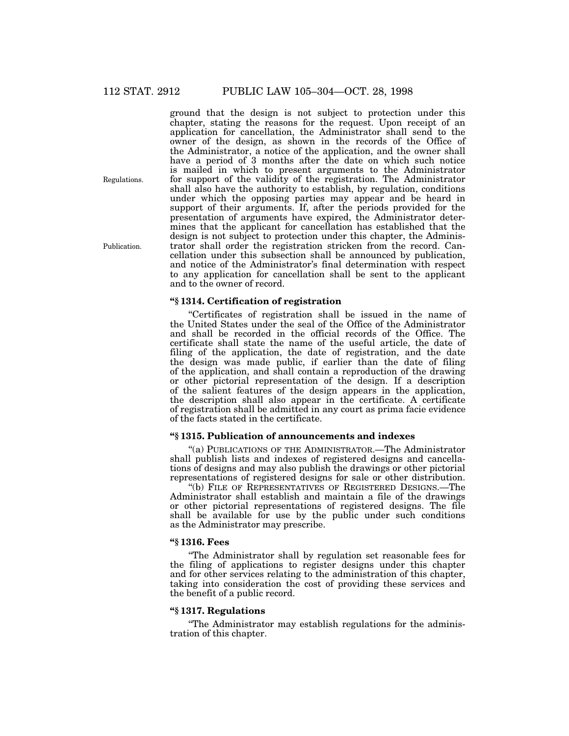ground that the design is not subject to protection under this chapter, stating the reasons for the request. Upon receipt of an application for cancellation, the Administrator shall send to the owner of the design, as shown in the records of the Office of the Administrator, a notice of the application, and the owner shall have a period of 3 months after the date on which such notice is mailed in which to present arguments to the Administrator for support of the validity of the registration. The Administrator shall also have the authority to establish, by regulation, conditions under which the opposing parties may appear and be heard in support of their arguments. If, after the periods provided for the presentation of arguments have expired, the Administrator determines that the applicant for cancellation has established that the design is not subject to protection under this chapter, the Administrator shall order the registration stricken from the record. Cancellation under this subsection shall be announced by publication, and notice of the Administrator's final determination with respect to any application for cancellation shall be sent to the applicant and to the owner of record.

Regulations.

Publication.

**"§ 1314. Certification of registration**

"Certificates of registration shall be issued in the name of the United States under the seal of the Office of the Administrator and shall be recorded in the official records of the Office. The certificate shall state the name of the useful article, the date of filing of the application, the date of registration, and the date the design was made public, if earlier than the date of filing of the application, and shall contain a reproduction of the drawing or other pictorial representation of the design. If a description of the salient features of the design appears in the application, the description shall also appear in the certificate. A certificate of registration shall be admitted in any court as prima facie evidence of the facts stated in the certificate.

**"§ 1315. Publication of announcements and indexes**

"(a) PUBLICATIONS OF THE ADMINISTRATOR.—The Administrator shall publish lists and indexes of registered designs and cancellations of designs and may also publish the drawings or other pictorial representations of registered designs for sale or other distribution.

"(b) FILE OF REPRESENTATIVES OF REGISTERED DESIGNS.—The Administrator shall establish and maintain a file of the drawings or other pictorial representations of registered designs. The file shall be available for use by the public under such conditions as the Administrator may prescribe.

**"§ 1316. Fees**

"The Administrator shall by regulation set reasonable fees for the filing of applications to register designs under this chapter and for other services relating to the administration of this chapter, taking into consideration the cost of providing these services and the benefit of a public record.

**"§ 1317. Regulations**

"The Administrator may establish regulations for the administration of this chapter.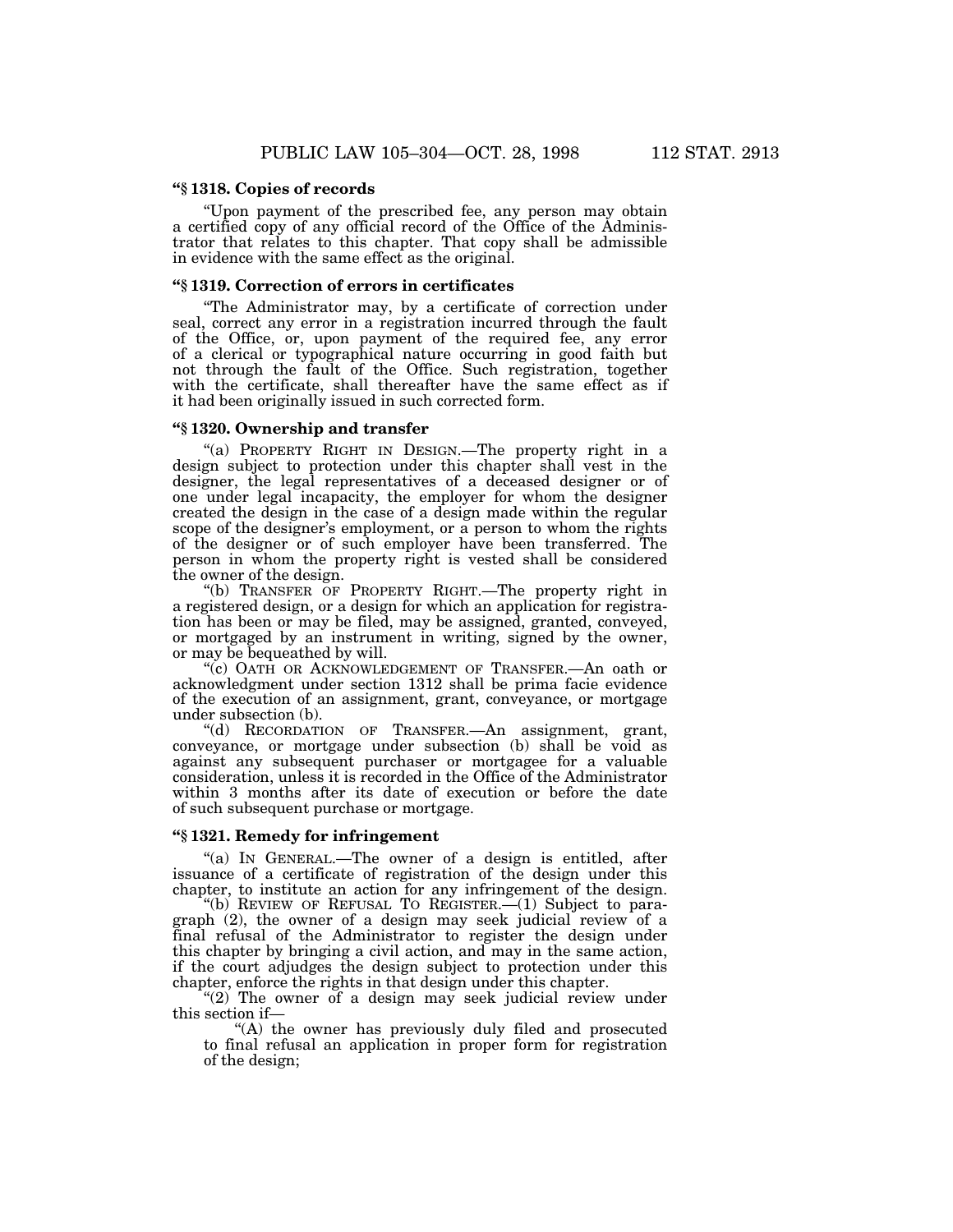**“§ 1318. Copies of records**

“Upon payment of the prescribed fee, any person may obtain a certified copy of any official record of the Office of the Administrator that relates to this chapter. That copy shall be admissible in evidence with the same effect as the original.

**“§ 1319. Correction of errors in certificates**

“The Administrator may, by a certificate of correction under seal, correct any error in a registration incurred through the fault of the Office, or, upon payment of the required fee, any error of a clerical or typographical nature occurring in good faith but not through the fault of the Office. Such registration, together with the certificate, shall thereafter have the same effect as if it had been originally issued in such corrected form.

**“§ 1320. Ownership and transfer**

“(a) PROPERTY RIGHT IN DESIGN.—The property right in a design subject to protection under this chapter shall vest in the designer, the legal representatives of a deceased designer or of one under legal incapacity, the employer for whom the designer created the design in the case of a design made within the regular scope of the designer's employment, or a person to whom the rights of the designer or of such employer have been transferred. The person in whom the property right is vested shall be considered the owner of the design.

“(b) TRANSFER OF PROPERTY RIGHT.—The property right in a registered design, or a design for which an application for registration has been or may be filed, may be assigned, granted, conveyed, or mortgaged by an instrument in writing, signed by the owner, or may be bequeathed by will.

“(c) OATH OR ACKNOWLEDGEMENT OF TRANSFER.—An oath or acknowledgment under section 1312 shall be prima facie evidence of the execution of an assignment, grant, conveyance, or mortgage under subsection (b).

“(d) RECORDATION OF TRANSFER.—An assignment, grant, conveyance, or mortgage under subsection (b) shall be void as against any subsequent purchaser or mortgagee for a valuable consideration, unless it is recorded in the Office of the Administrator within 3 months after its date of execution or before the date of such subsequent purchase or mortgage.

**“§ 1321. Remedy for infringement**

“(a) IN GENERAL.—The owner of a design is entitled, after issuance of a certificate of registration of the design under this chapter, to institute an action for any infringement of the design.

“(b) REVIEW OF REFUSAL TO REGISTER.—(1) Subject to paragraph (2), the owner of a design may seek judicial review of a final refusal of the Administrator to register the design under this chapter by bringing a civil action, and may in the same action, if the court adjudges the design subject to protection under this chapter, enforce the rights in that design under this chapter.

“(2) The owner of a design may seek judicial review under this section if—

“(A) the owner has previously duly filed and prosecuted to final refusal an application in proper form for registration of the design;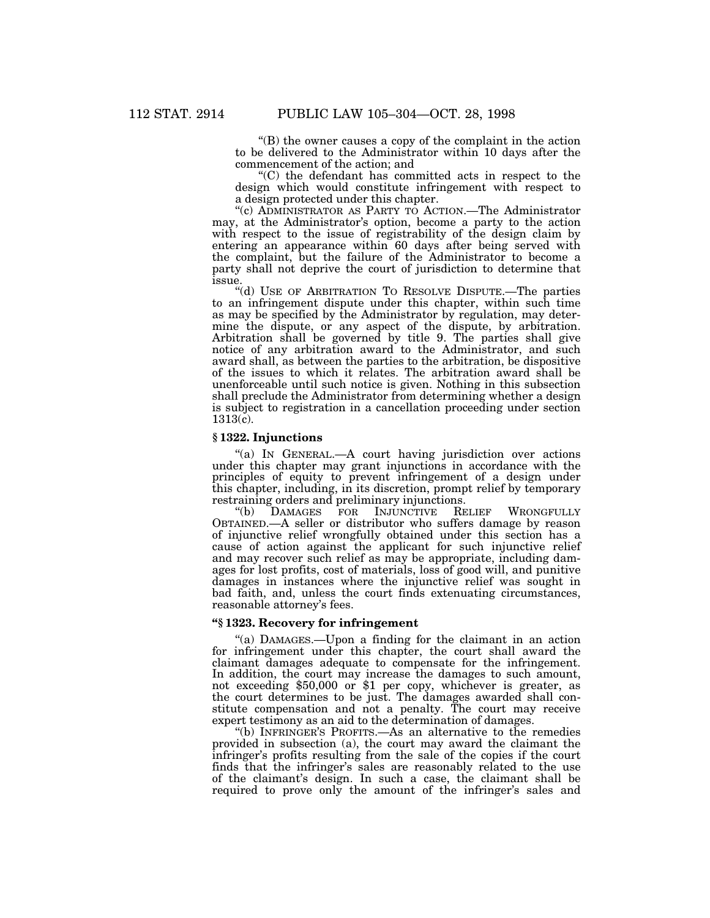“(B) the owner causes a copy of the complaint in the action to be delivered to the Administrator within 10 days after the commencement of the action; and

“(C) the defendant has committed acts in respect to the design which would constitute infringement with respect to a design protected under this chapter.

“(c) ADMINISTRATOR AS PARTY TO ACTION.—The Administrator may, at the Administrator's option, become a party to the action with respect to the issue of registrability of the design claim by entering an appearance within 60 days after being served with the complaint, but the failure of the Administrator to become a party shall not deprive the court of jurisdiction to determine that issue.

“(d) USE OF ARBITRATION TO RESOLVE DISPUTE.—The parties to an infringement dispute under this chapter, within such time as may be specified by the Administrator by regulation, may determine the dispute, or any aspect of the dispute, by arbitration. Arbitration shall be governed by title 9. The parties shall give notice of any arbitration award to the Administrator, and such award shall, as between the parties to the arbitration, be dispositive of the issues to which it relates. The arbitration award shall be unenforceable until such notice is given. Nothing in this subsection shall preclude the Administrator from determining whether a design is subject to registration in a cancellation proceeding under section 1313(c).

### § 1322. Injunctions

“(a) IN GENERAL.—A court having jurisdiction over actions under this chapter may grant injunctions in accordance with the principles of equity to prevent infringement of a design under this chapter, including, in its discretion, prompt relief by temporary restraining orders and preliminary injunctions.

“(b) DAMAGES FOR INJUNCTIVE RELIEF WRONGFULLY OBTAINED.—A seller or distributor who suffers damage by reason of injunctive relief wrongfully obtained under this section has a cause of action against the applicant for such injunctive relief and may recover such relief as may be appropriate, including damages for lost profits, cost of materials, loss of good will, and punitive damages in instances where the injunctive relief was sought in bad faith, and, unless the court finds extenuating circumstances, reasonable attorney's fees.

### “§ 1323. Recovery for infringement

“(a) DAMAGES.—Upon a finding for the claimant in an action for infringement under this chapter, the court shall award the claimant damages adequate to compensate for the infringement. In addition, the court may increase the damages to such amount, not exceeding $50,000 or $1 per copy, whichever is greater, as the court determines to be just. The damages awarded shall constitute compensation and not a penalty. The court may receive expert testimony as an aid to the determination of damages.

“(b) INFRINGER'S PROFITS.—As an alternative to the remedies provided in subsection (a), the court may award the claimant the infringer's profits resulting from the sale of the copies if the court finds that the infringer's sales are reasonably related to the use of the claimant's design. In such a case, the claimant shall be required to prove only the amount of the infringer's sales and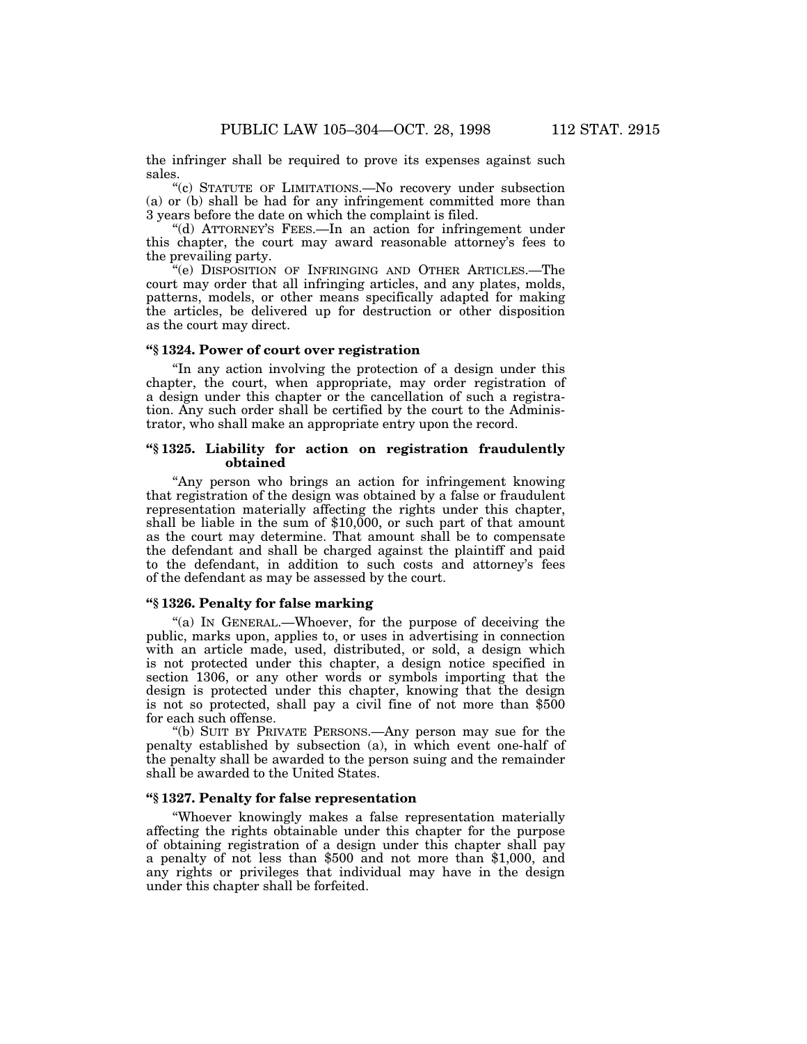the infringer shall be required to prove its expenses against such sales.

"(c) STATUTE OF LIMITATIONS.—No recovery under subsection (a) or (b) shall be had for any infringement committed more than 3 years before the date on which the complaint is filed.

"(d) ATTORNEY'S FEES.—In an action for infringement under this chapter, the court may award reasonable attorney's fees to the prevailing party.

"(e) DISPOSITION OF INFRINGING AND OTHER ARTICLES.—The court may order that all infringing articles, and any plates, molds, patterns, models, or other means specifically adapted for making the articles, be delivered up for destruction or other disposition as the court may direct.

**"§ 1324. Power of court over registration**

"In any action involving the protection of a design under this chapter, the court, when appropriate, may order registration of a design under this chapter or the cancellation of such a registration. Any such order shall be certified by the court to the Administrator, who shall make an appropriate entry upon the record.

**"§ 1325. Liability for action on registration fraudulently obtained**

"Any person who brings an action for infringement knowing that registration of the design was obtained by a false or fraudulent representation materially affecting the rights under this chapter, shall be liable in the sum of $10,000, or such part of that amount as the court may determine. That amount shall be to compensate the defendant and shall be charged against the plaintiff and paid to the defendant, in addition to such costs and attorney's fees of the defendant as may be assessed by the court.

**"§ 1326. Penalty for false marking**

"(a) IN GENERAL.—Whoever, for the purpose of deceiving the public, marks upon, applies to, or uses in advertising in connection with an article made, used, distributed, or sold, a design which is not protected under this chapter, a design notice specified in section 1306, or any other words or symbols importing that the design is protected under this chapter, knowing that the design is not so protected, shall pay a civil fine of not more than $500 for each such offense.

"(b) SUIT BY PRIVATE PERSONS.—Any person may sue for the penalty established by subsection (a), in which event one-half of the penalty shall be awarded to the person suing and the remainder shall be awarded to the United States.

**"§ 1327. Penalty for false representation**

"Whoever knowingly makes a false representation materially affecting the rights obtainable under this chapter for the purpose of obtaining registration of a design under this chapter shall pay a penalty of not less than $500 and not more than $1,000, and any rights or privileges that individual may have in the design under this chapter shall be forfeited.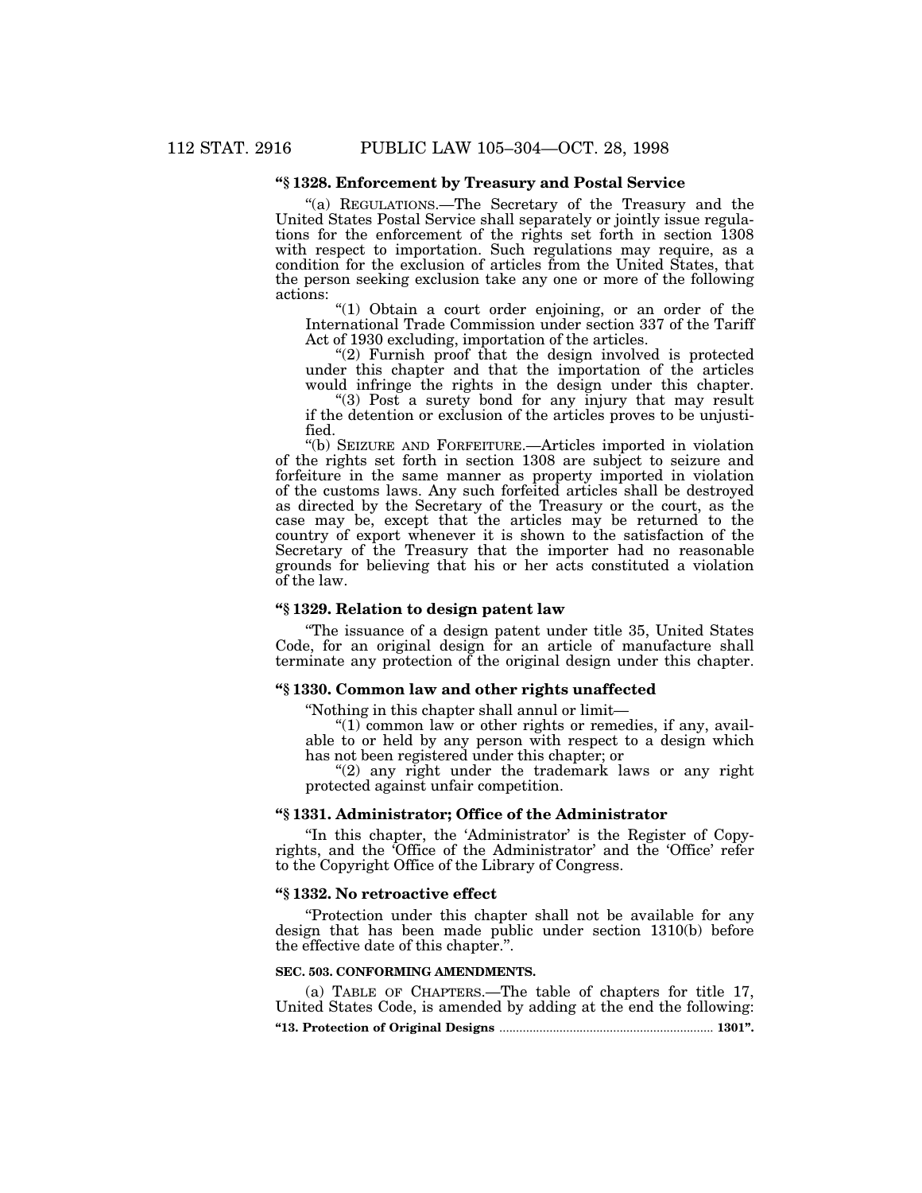### "§ 1328. Enforcement by Treasury and Postal Service

"(a) REGULATIONS.—The Secretary of the Treasury and the United States Postal Service shall separately or jointly issue regulations for the enforcement of the rights set forth in section 1308 with respect to importation. Such regulations may require, as a condition for the exclusion of articles from the United States, that the person seeking exclusion take any one or more of the following actions:

"(1) Obtain a court order enjoining, or an order of the International Trade Commission under section 337 of the Tariff Act of 1930 excluding, importation of the articles.

"(2) Furnish proof that the design involved is protected under this chapter and that the importation of the articles would infringe the rights in the design under this chapter.

"(3) Post a surety bond for any injury that may result if the detention or exclusion of the articles proves to be unjustified.

"(b) SEIZURE AND FORFEITURE.—Articles imported in violation of the rights set forth in section 1308 are subject to seizure and forfeiture in the same manner as property imported in violation of the customs laws. Any such forfeited articles shall be destroyed as directed by the Secretary of the Treasury or the court, as the case may be, except that the articles may be returned to the country of export whenever it is shown to the satisfaction of the Secretary of the Treasury that the importer had no reasonable grounds for believing that his or her acts constituted a violation of the law.

### "§ 1329. Relation to design patent law

"The issuance of a design patent under title 35, United States Code, for an original design for an article of manufacture shall terminate any protection of the original design under this chapter.

### "§ 1330. Common law and other rights unaffected

"Nothing in this chapter shall annul or limit—

"(1) common law or other rights or remedies, if any, available to or held by any person with respect to a design which has not been registered under this chapter; or

"(2) any right under the trademark laws or any right protected against unfair competition.

### "§ 1331. Administrator; Office of the Administrator

"In this chapter, the 'Administrator' is the Register of Copyrights, and the 'Office of the Administrator' and the 'Office' refer to the Copyright Office of the Library of Congress.

### "§ 1332. No retroactive effect

"Protection under this chapter shall not be available for any design that has been made public under section 1310(b) before the effective date of this chapter.".

#### SEC. 503. CONFORMING AMENDMENTS.

(a) TABLE OF CHAPTERS.—The table of chapters for title 17, United States Code, is amended by adding at the end the following:

**"13. Protection of Original Designs ........................................ 1301".**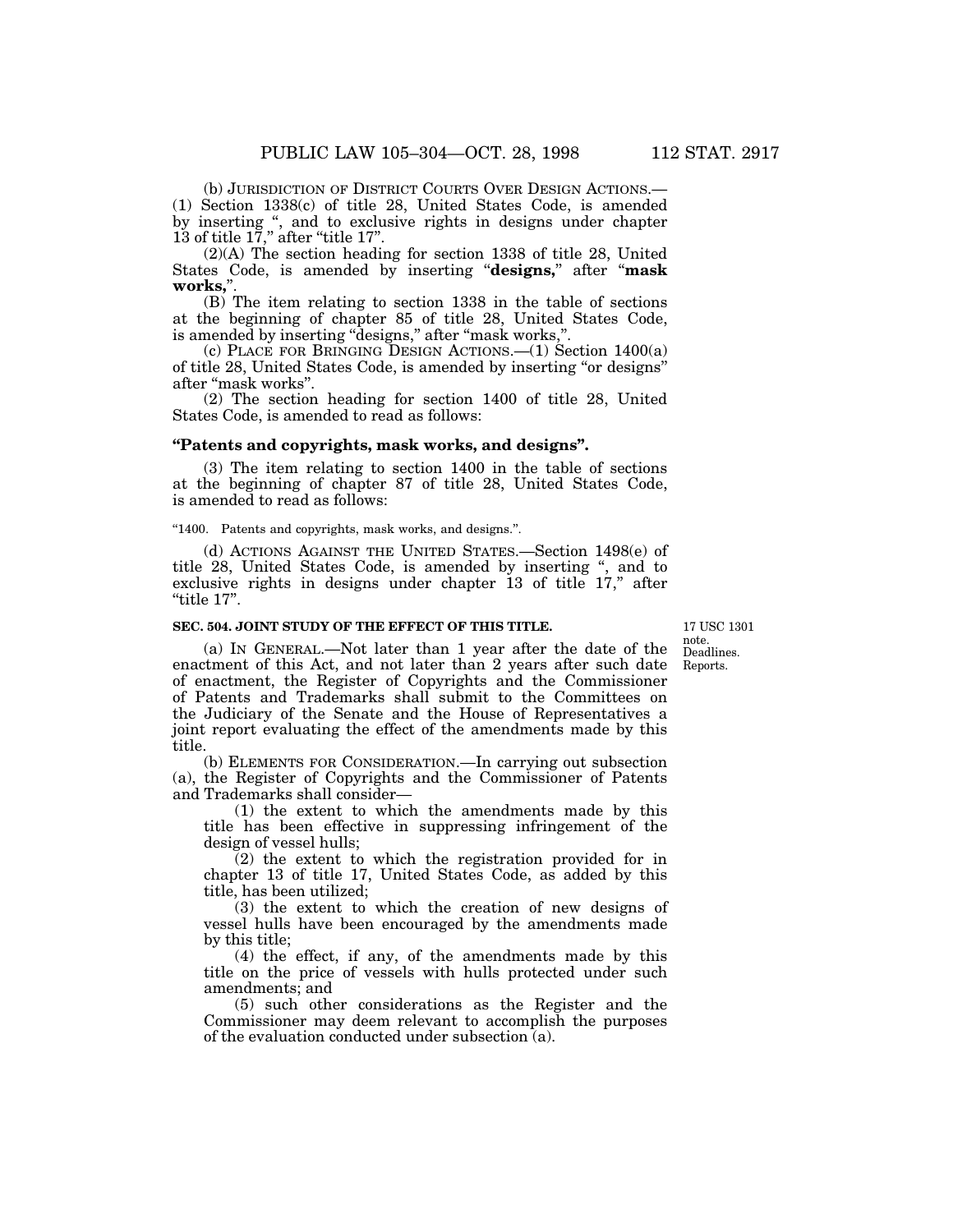(b) JURISDICTION OF DISTRICT COURTS OVER DESIGN ACTIONS.—(1) Section 1338(c) of title 28, United States Code, is amended by inserting ", and to exclusive rights in designs under chapter 13 of title 17," after "title 17".

(2)(A) The section heading for section 1338 of title 28, United States Code, is amended by inserting "**designs,**" after "**mask works,**".

(B) The item relating to section 1338 in the table of sections at the beginning of chapter 85 of title 28, United States Code, is amended by inserting "designs," after "mask works,".

(c) PLACE FOR BRINGING DESIGN ACTIONS.—(1) Section 1400(a) of title 28, United States Code, is amended by inserting "or designs" after "mask works".

(2) The section heading for section 1400 of title 28, United States Code, is amended to read as follows:

**"Patents and copyrights, mask works, and designs".**

(3) The item relating to section 1400 in the table of sections at the beginning of chapter 87 of title 28, United States Code, is amended to read as follows:

"1400. Patents and copyrights, mask works, and designs.".

(d) ACTIONS AGAINST THE UNITED STATES.—Section 1498(e) of title 28, United States Code, is amended by inserting ", and to exclusive rights in designs under chapter 13 of title 17," after "title 17".

**SEC. 504. JOINT STUDY OF THE EFFECT OF THIS TITLE.**

17 USC 1301 note. Deadlines. Reports.

(a) IN GENERAL.—Not later than 1 year after the date of the enactment of this Act, and not later than 2 years after such date of enactment, the Register of Copyrights and the Commissioner of Patents and Trademarks shall submit to the Committees on the Judiciary of the Senate and the House of Representatives a joint report evaluating the effect of the amendments made by this title.

(b) ELEMENTS FOR CONSIDERATION.—In carrying out subsection (a), the Register of Copyrights and the Commissioner of Patents and Trademarks shall consider—

(1) the extent to which the amendments made by this title has been effective in suppressing infringement of the design of vessel hulls;

(2) the extent to which the registration provided for in chapter 13 of title 17, United States Code, as added by this title, has been utilized;

(3) the extent to which the creation of new designs of vessel hulls have been encouraged by the amendments made by this title;

(4) the effect, if any, of the amendments made by this title on the price of vessels with hulls protected under such amendments; and

(5) such other considerations as the Register and the Commissioner may deem relevant to accomplish the purposes of the evaluation conducted under subsection (a).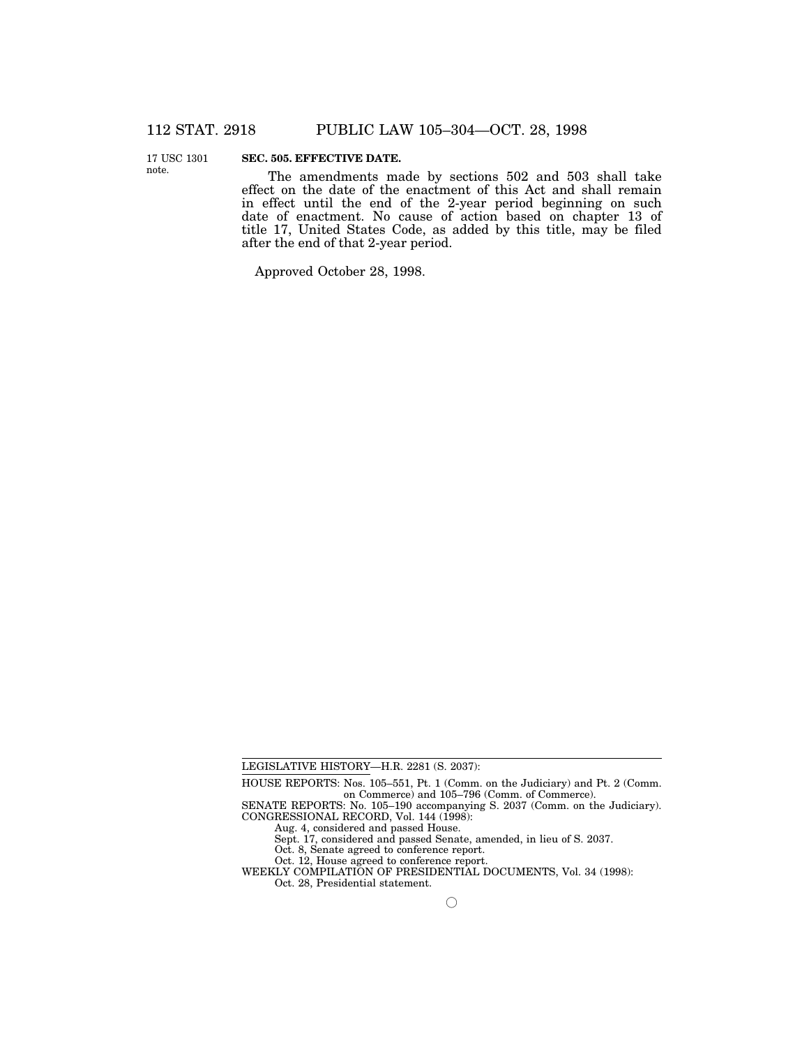17 USC 1301 note.

**SEC. 505. EFFECTIVE DATE.**

The amendments made by sections 502 and 503 shall take effect on the date of the enactment of this Act and shall remain in effect until the end of the 2-year period beginning on such date of enactment. No cause of action based on chapter 13 of title 17, United States Code, as added by this title, may be filed after the end of that 2-year period.

Approved October 28, 1998.

LEGISLATIVE HISTORY—H.R. 2281 (S. 2037):

HOUSE REPORTS: Nos. 105–551, Pt. 1 (Comm. on the Judiciary) and Pt. 2 (Comm. on Commerce) and 105–796 (Comm. of Commerce).

SENATE REPORTS: No. 105–190 accompanying S. 2037 (Comm. on the Judiciary).

CONGRESSIONAL RECORD, Vol. 144 (1998):

- Aug. 4, considered and passed House.
- Sept. 17, considered and passed Senate, amended, in lieu of S. 2037.
- Oct. 8, Senate agreed to conference report.
- Oct. 12, House agreed to conference report.

WEEKLY COMPILATION OF PRESIDENTIAL DOCUMENTS, Vol. 34 (1998):

- Oct. 28, Presidential statement.